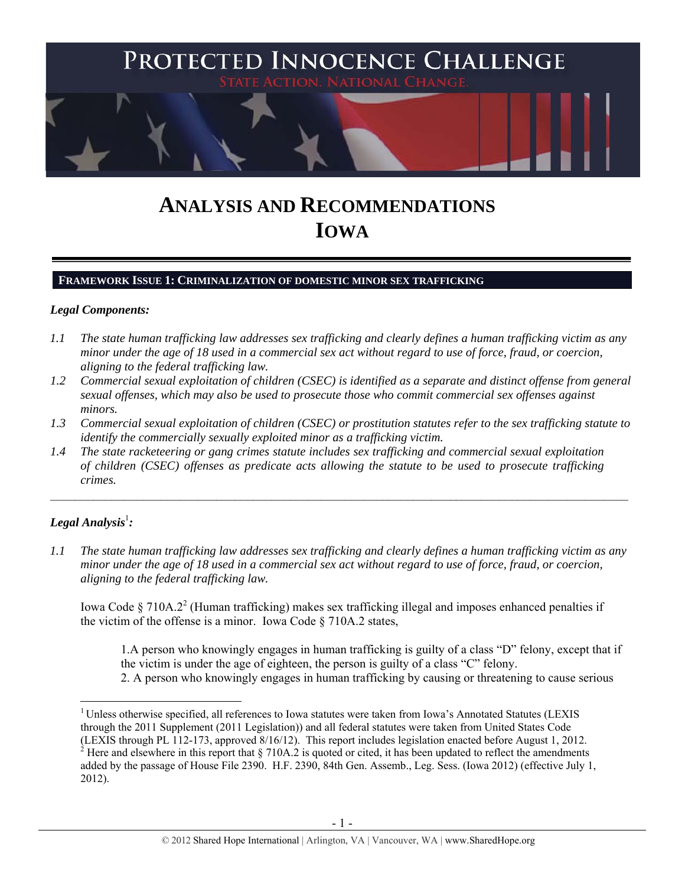# PROTECTED INNOCENCE CHALLENGE

STATE ACTION. NATIONAL CHANGE.

# ANALYSIS AND RECOMMENDATIONS
# IOWA

## FRAMEWORK ISSUE 1: CRIMINALIZATION OF DOMESTIC MINOR SEX TRAFFICKING

### *Legal Components:*

*1.1 The state human trafficking law addresses sex trafficking and clearly defines a human trafficking victim as any minor under the age of 18 used in a commercial sex act without regard to use of force, fraud, or coercion, aligning to the federal trafficking law.*

*1.2 Commercial sexual exploitation of children (CSEC) is identified as a separate and distinct offense from general sexual offenses, which may also be used to prosecute those who commit commercial sex offenses against minors.*

*1.3 Commercial sexual exploitation of children (CSEC) or prostitution statutes refer to the sex trafficking statute to identify the commercially sexually exploited minor as a trafficking victim.*

*1.4 The state racketeering or gang crimes statute includes sex trafficking and commercial sexual exploitation of children (CSEC) offenses as predicate acts allowing the statute to be used to prosecute trafficking crimes.*

---

### *Legal Analysis*[1]*:*

*1.1 The state human trafficking law addresses sex trafficking and clearly defines a human trafficking victim as any minor under the age of 18 used in a commercial sex act without regard to use of force, fraud, or coercion, aligning to the federal trafficking law.*

Iowa Code § 710A.2[2] (Human trafficking) makes sex trafficking illegal and imposes enhanced penalties if the victim of the offense is a minor. Iowa Code § 710A.2 states,

> 1.A person who knowingly engages in human trafficking is guilty of a class "D" felony, except that if the victim is under the age of eighteen, the person is guilty of a class "C" felony.
> 2. A person who knowingly engages in human trafficking by causing or threatening to cause serious

---

[1] Unless otherwise specified, all references to Iowa statutes were taken from Iowa's Annotated Statutes (LEXIS through the 2011 Supplement (2011 Legislation)) and all federal statutes were taken from United States Code (LEXIS through PL 112-173, approved 8/16/12). This report includes legislation enacted before August 1, 2012.

[2] Here and elsewhere in this report that § 710A.2 is quoted or cited, it has been updated to reflect the amendments added by the passage of House File 2390. H.F. 2390, 84th Gen. Assemb., Leg. Sess. (Iowa 2012) (effective July 1, 2012).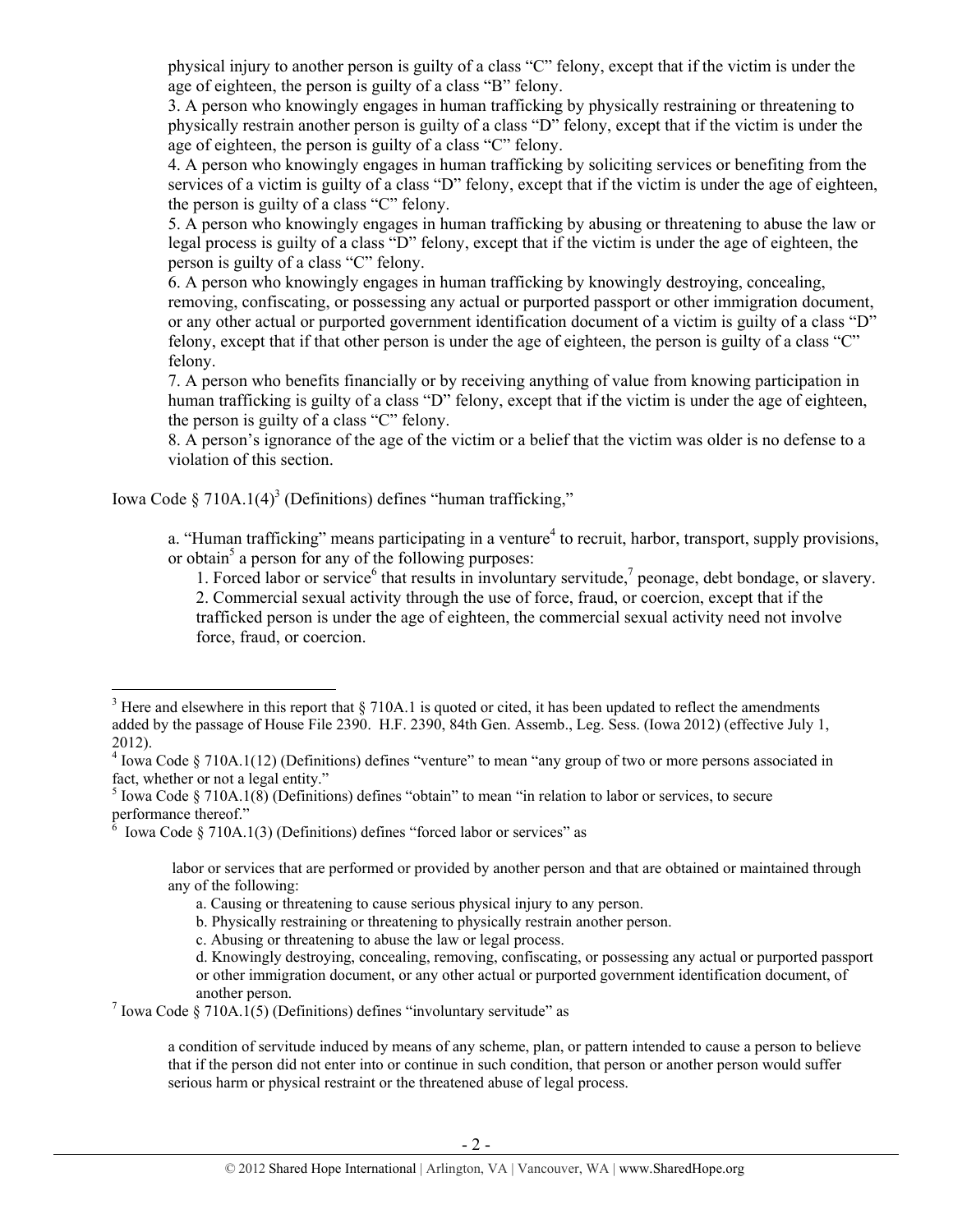physical injury to another person is guilty of a class "C" felony, except that if the victim is under the age of eighteen, the person is guilty of a class "B" felony.

3. A person who knowingly engages in human trafficking by physically restraining or threatening to physically restrain another person is guilty of a class "D" felony, except that if the victim is under the age of eighteen, the person is guilty of a class "C" felony.

4. A person who knowingly engages in human trafficking by soliciting services or benefiting from the services of a victim is guilty of a class "D" felony, except that if the victim is under the age of eighteen, the person is guilty of a class "C" felony.

5. A person who knowingly engages in human trafficking by abusing or threatening to abuse the law or legal process is guilty of a class "D" felony, except that if the victim is under the age of eighteen, the person is guilty of a class "C" felony.

6. A person who knowingly engages in human trafficking by knowingly destroying, concealing, removing, confiscating, or possessing any actual or purported passport or other immigration document, or any other actual or purported government identification document of a victim is guilty of a class "D" felony, except that if that other person is under the age of eighteen, the person is guilty of a class "C" felony.

7. A person who benefits financially or by receiving anything of value from knowing participation in human trafficking is guilty of a class "D" felony, except that if the victim is under the age of eighteen, the person is guilty of a class "C" felony.

8. A person's ignorance of the age of the victim or a belief that the victim was older is no defense to a violation of this section.

Iowa Code § 710A.1(4)[3] (Definitions) defines "human trafficking,"

> a. "Human trafficking" means participating in a venture[4] to recruit, harbor, transport, supply provisions, or obtain[5] a person for any of the following purposes:
>
> 1. Forced labor or service[6] that results in involuntary servitude,[7] peonage, debt bondage, or slavery.
> 2. Commercial sexual activity through the use of force, fraud, or coercion, except that if the trafficked person is under the age of eighteen, the commercial sexual activity need not involve force, fraud, or coercion.

---

[3] Here and elsewhere in this report that § 710A.1 is quoted or cited, it has been updated to reflect the amendments added by the passage of House File 2390. H.F. 2390, 84th Gen. Assemb., Leg. Sess. (Iowa 2012) (effective July 1, 2012).

[4] Iowa Code § 710A.1(12) (Definitions) defines "venture" to mean "any group of two or more persons associated in fact, whether or not a legal entity."

[5] Iowa Code § 710A.1(8) (Definitions) defines "obtain" to mean "in relation to labor or services, to secure performance thereof."

[6] Iowa Code § 710A.1(3) (Definitions) defines "forced labor or services" as

> labor or services that are performed or provided by another person and that are obtained or maintained through any of the following:
>
> a. Causing or threatening to cause serious physical injury to any person.
> b. Physically restraining or threatening to physically restrain another person.
> c. Abusing or threatening to abuse the law or legal process.
> d. Knowingly destroying, concealing, removing, confiscating, or possessing any actual or purported passport or other immigration document, or any other actual or purported government identification document, of another person.

[7] Iowa Code § 710A.1(5) (Definitions) defines "involuntary servitude" as

> a condition of servitude induced by means of any scheme, plan, or pattern intended to cause a person to believe that if the person did not enter into or continue in such condition, that person or another person would suffer serious harm or physical restraint or the threatened abuse of legal process.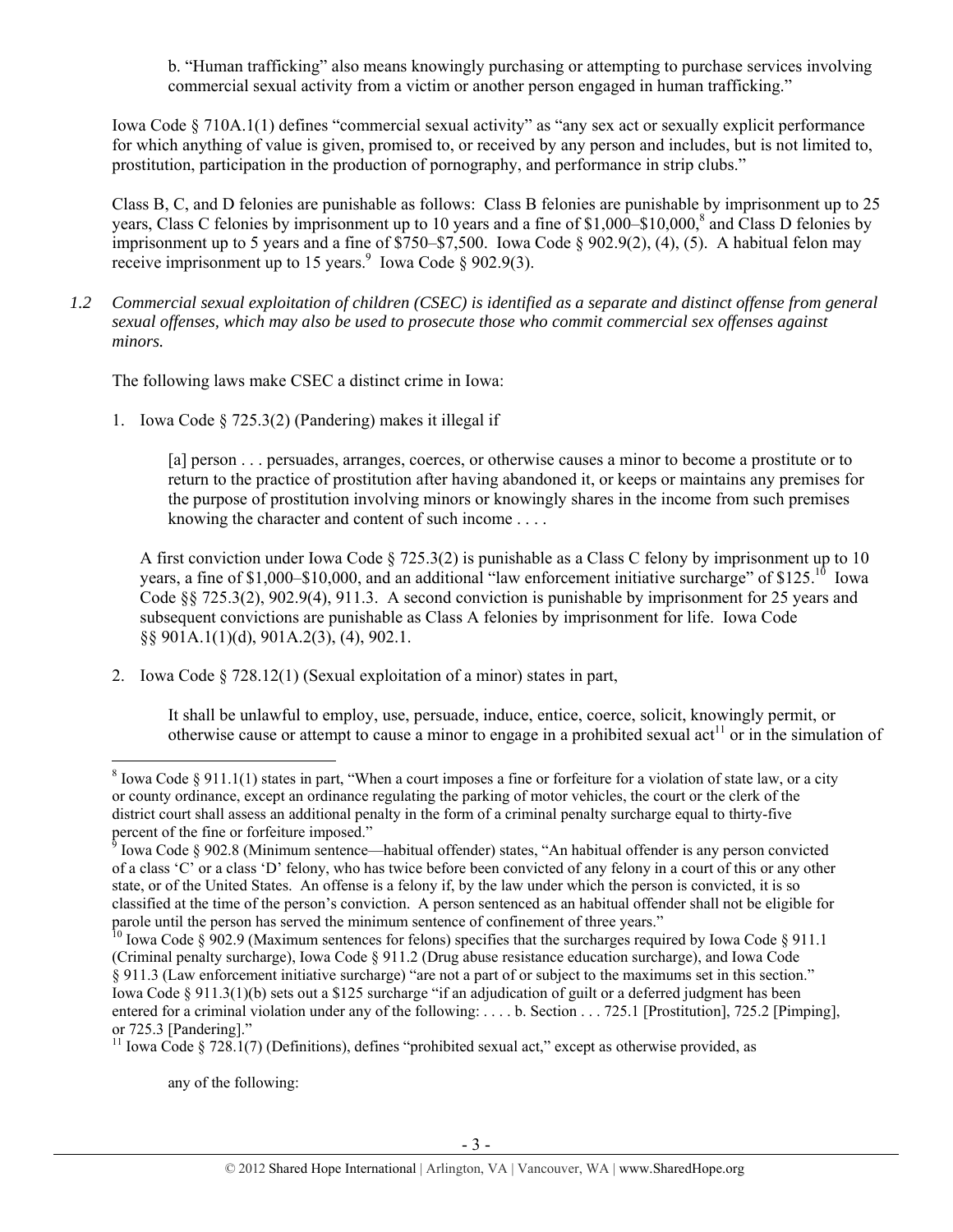b. "Human trafficking" also means knowingly purchasing or attempting to purchase services involving commercial sexual activity from a victim or another person engaged in human trafficking."

Iowa Code § 710A.1(1) defines "commercial sexual activity" as "any sex act or sexually explicit performance for which anything of value is given, promised to, or received by any person and includes, but is not limited to, prostitution, participation in the production of pornography, and performance in strip clubs."

Class B, C, and D felonies are punishable as follows: Class B felonies are punishable by imprisonment up to 25 years, Class C felonies by imprisonment up to 10 years and a fine of $1,000–$10,000,[8] and Class D felonies by imprisonment up to 5 years and a fine of $750–$7,500. Iowa Code § 902.9(2), (4), (5). A habitual felon may receive imprisonment up to 15 years.[9] Iowa Code § 902.9(3).

*1.2 Commercial sexual exploitation of children (CSEC) is identified as a separate and distinct offense from general sexual offenses, which may also be used to prosecute those who commit commercial sex offenses against minors.*

The following laws make CSEC a distinct crime in Iowa:

1. Iowa Code § 725.3(2) (Pandering) makes it illegal if

   [a] person . . . persuades, arranges, coerces, or otherwise causes a minor to become a prostitute or to return to the practice of prostitution after having abandoned it, or keeps or maintains any premises for the purpose of prostitution involving minors or knowingly shares in the income from such premises knowing the character and content of such income . . . .

   A first conviction under Iowa Code § 725.3(2) is punishable as a Class C felony by imprisonment up to 10 years, a fine of $1,000–$10,000, and an additional "law enforcement initiative surcharge" of $125.[10] Iowa Code §§ 725.3(2), 902.9(4), 911.3. A second conviction is punishable by imprisonment for 25 years and subsequent convictions are punishable as Class A felonies by imprisonment for life. Iowa Code §§ 901A.1(1)(d), 901A.2(3), (4), 902.1.

2. Iowa Code § 728.12(1) (Sexual exploitation of a minor) states in part,

   It shall be unlawful to employ, use, persuade, induce, entice, coerce, solicit, knowingly permit, or otherwise cause or attempt to cause a minor to engage in a prohibited sexual act[11] or in the simulation of

---

[8] Iowa Code § 911.1(1) states in part, "When a court imposes a fine or forfeiture for a violation of state law, or a city or county ordinance, except an ordinance regulating the parking of motor vehicles, the court or the clerk of the district court shall assess an additional penalty in the form of a criminal penalty surcharge equal to thirty-five percent of the fine or forfeiture imposed."

[9] Iowa Code § 902.8 (Minimum sentence—habitual offender) states, "An habitual offender is any person convicted of a class 'C' or a class 'D' felony, who has twice before been convicted of any felony in a court of this or any other state, or of the United States. An offense is a felony if, by the law under which the person is convicted, it is so classified at the time of the person's conviction. A person sentenced as an habitual offender shall not be eligible for parole until the person has served the minimum sentence of confinement of three years."

[10] Iowa Code § 902.9 (Maximum sentences for felons) specifies that the surcharges required by Iowa Code § 911.1 (Criminal penalty surcharge), Iowa Code § 911.2 (Drug abuse resistance education surcharge), and Iowa Code § 911.3 (Law enforcement initiative surcharge) "are not a part of or subject to the maximums set in this section." Iowa Code § 911.3(1)(b) sets out a $125 surcharge "if an adjudication of guilt or a deferred judgment has been entered for a criminal violation under any of the following: . . . . b. Section . . . 725.1 [Prostitution], 725.2 [Pimping], or 725.3 [Pandering]."

[11] Iowa Code § 728.1(7) (Definitions), defines "prohibited sexual act," except as otherwise provided, as

any of the following: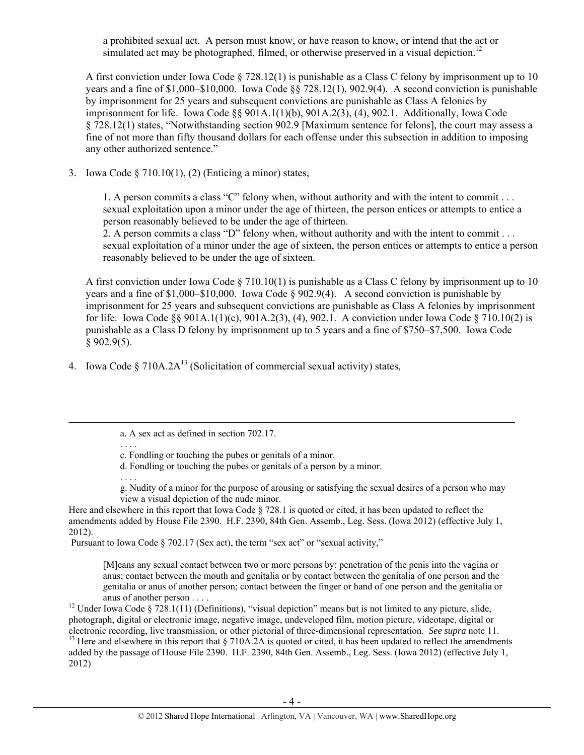> a prohibited sexual act. A person must know, or have reason to know, or intend that the act or simulated act may be photographed, filmed, or otherwise preserved in a visual depiction.[12]

A first conviction under Iowa Code § 728.12(1) is punishable as a Class C felony by imprisonment up to 10 years and a fine of $1,000–$10,000. Iowa Code §§ 728.12(1), 902.9(4). A second conviction is punishable by imprisonment for 25 years and subsequent convictions are punishable as Class A felonies by imprisonment for life. Iowa Code §§ 901A.1(1)(b), 901A.2(3), (4), 902.1. Additionally, Iowa Code § 728.12(1) states, "Notwithstanding section 902.9 [Maximum sentence for felons], the court may assess a fine of not more than fifty thousand dollars for each offense under this subsection in addition to imposing any other authorized sentence."

3. Iowa Code § 710.10(1), (2) (Enticing a minor) states,

> 1. A person commits a class "C" felony when, without authority and with the intent to commit . . . sexual exploitation upon a minor under the age of thirteen, the person entices or attempts to entice a person reasonably believed to be under the age of thirteen.
> 2. A person commits a class "D" felony when, without authority and with the intent to commit . . . sexual exploitation of a minor under the age of sixteen, the person entices or attempts to entice a person reasonably believed to be under the age of sixteen.

A first conviction under Iowa Code § 710.10(1) is punishable as a Class C felony by imprisonment up to 10 years and a fine of $1,000–$10,000. Iowa Code § 902.9(4). A second conviction is punishable by imprisonment for 25 years and subsequent convictions are punishable as Class A felonies by imprisonment for life. Iowa Code §§ 901A.1(1)(c), 901A.2(3), (4), 902.1. A conviction under Iowa Code § 710.10(2) is punishable as a Class D felony by imprisonment up to 5 years and a fine of $750–$7,500. Iowa Code § 902.9(5).

4. Iowa Code § 710A.2A[13] (Solicitation of commercial sexual activity) states,

---

> a. A sex act as defined in section 702.17.
> . . . .
> c. Fondling or touching the pubes or genitals of a minor.
> d. Fondling or touching the pubes or genitals of a person by a minor.
> . . . .
> g. Nudity of a minor for the purpose of arousing or satisfying the sexual desires of a person who may view a visual depiction of the nude minor.

Here and elsewhere in this report that Iowa Code § 728.1 is quoted or cited, it has been updated to reflect the amendments added by House File 2390. H.F. 2390, 84th Gen. Assemb., Leg. Sess. (Iowa 2012) (effective July 1, 2012).

Pursuant to Iowa Code § 702.17 (Sex act), the term "sex act" or "sexual activity,"

> [M]eans any sexual contact between two or more persons by: penetration of the penis into the vagina or anus; contact between the mouth and genitalia or by contact between the genitalia of one person and the genitalia or anus of another person; contact between the finger or hand of one person and the genitalia or anus of another person . . . .

[12] Under Iowa Code § 728.1(11) (Definitions), "visual depiction" means but is not limited to any picture, slide, photograph, digital or electronic image, negative image, undeveloped film, motion picture, videotape, digital or electronic recording, live transmission, or other pictorial of three-dimensional representation. *See supra* note 11.

[13] Here and elsewhere in this report that § 710A.2A is quoted or cited, it has been updated to reflect the amendments added by the passage of House File 2390. H.F. 2390, 84th Gen. Assemb., Leg. Sess. (Iowa 2012) (effective July 1, 2012)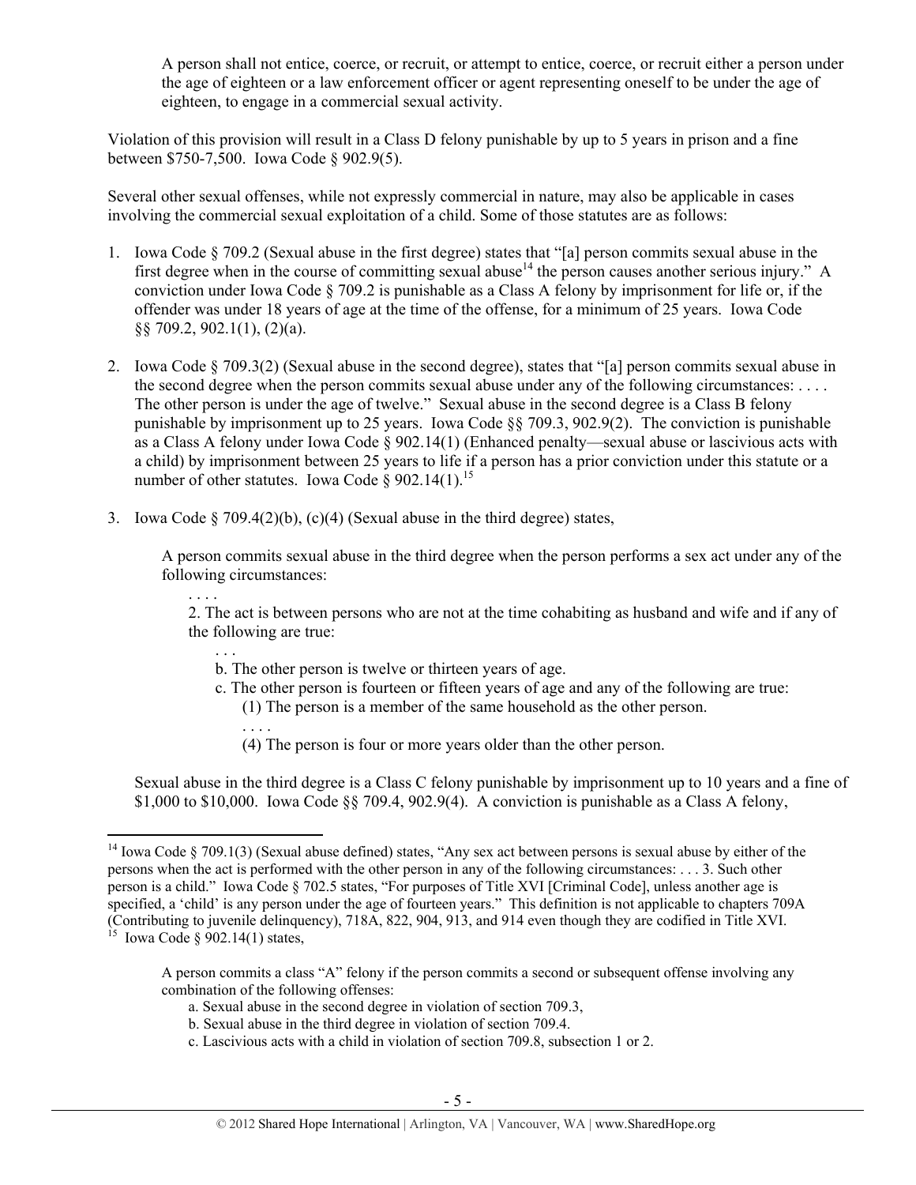> A person shall not entice, coerce, or recruit, or attempt to entice, coerce, or recruit either a person under the age of eighteen or a law enforcement officer or agent representing oneself to be under the age of eighteen, to engage in a commercial sexual activity.

Violation of this provision will result in a Class D felony punishable by up to 5 years in prison and a fine between $750-7,500. Iowa Code § 902.9(5).

Several other sexual offenses, while not expressly commercial in nature, may also be applicable in cases involving the commercial sexual exploitation of a child. Some of those statutes are as follows:

1. Iowa Code § 709.2 (Sexual abuse in the first degree) states that "[a] person commits sexual abuse in the first degree when in the course of committing sexual abuse[14] the person causes another serious injury." A conviction under Iowa Code § 709.2 is punishable as a Class A felony by imprisonment for life or, if the offender was under 18 years of age at the time of the offense, for a minimum of 25 years. Iowa Code §§ 709.2, 902.1(1), (2)(a).

2. Iowa Code § 709.3(2) (Sexual abuse in the second degree), states that "[a] person commits sexual abuse in the second degree when the person commits sexual abuse under any of the following circumstances: . . . . The other person is under the age of twelve." Sexual abuse in the second degree is a Class B felony punishable by imprisonment up to 25 years. Iowa Code §§ 709.3, 902.9(2). The conviction is punishable as a Class A felony under Iowa Code § 902.14(1) (Enhanced penalty—sexual abuse or lascivious acts with a child) by imprisonment between 25 years to life if a person has a prior conviction under this statute or a number of other statutes. Iowa Code § 902.14(1).[15]

3. Iowa Code § 709.4(2)(b), (c)(4) (Sexual abuse in the third degree) states,

   > A person commits sexual abuse in the third degree when the person performs a sex act under any of the following circumstances:
   >
   > . . . .
   >
   > 2. The act is between persons who are not at the time cohabiting as husband and wife and if any of the following are true:
   >
   > . . .
   >
   > b. The other person is twelve or thirteen years of age.
   >
   > c. The other person is fourteen or fifteen years of age and any of the following are true:
   >
   > (1) The person is a member of the same household as the other person.
   >
   > . . . .
   >
   > (4) The person is four or more years older than the other person.

   Sexual abuse in the third degree is a Class C felony punishable by imprisonment up to 10 years and a fine of $1,000 to $10,000. Iowa Code §§ 709.4, 902.9(4). A conviction is punishable as a Class A felony,

---

[14] Iowa Code § 709.1(3) (Sexual abuse defined) states, "Any sex act between persons is sexual abuse by either of the persons when the act is performed with the other person in any of the following circumstances: . . . 3. Such other person is a child." Iowa Code § 702.5 states, "For purposes of Title XVI [Criminal Code], unless another age is specified, a 'child' is any person under the age of fourteen years." This definition is not applicable to chapters 709A (Contributing to juvenile delinquency), 718A, 822, 904, 913, and 914 even though they are codified in Title XVI.

[15] Iowa Code § 902.14(1) states,

> A person commits a class "A" felony if the person commits a second or subsequent offense involving any combination of the following offenses:
>
> a. Sexual abuse in the second degree in violation of section 709.3,
>
> b. Sexual abuse in the third degree in violation of section 709.4.
>
> c. Lascivious acts with a child in violation of section 709.8, subsection 1 or 2.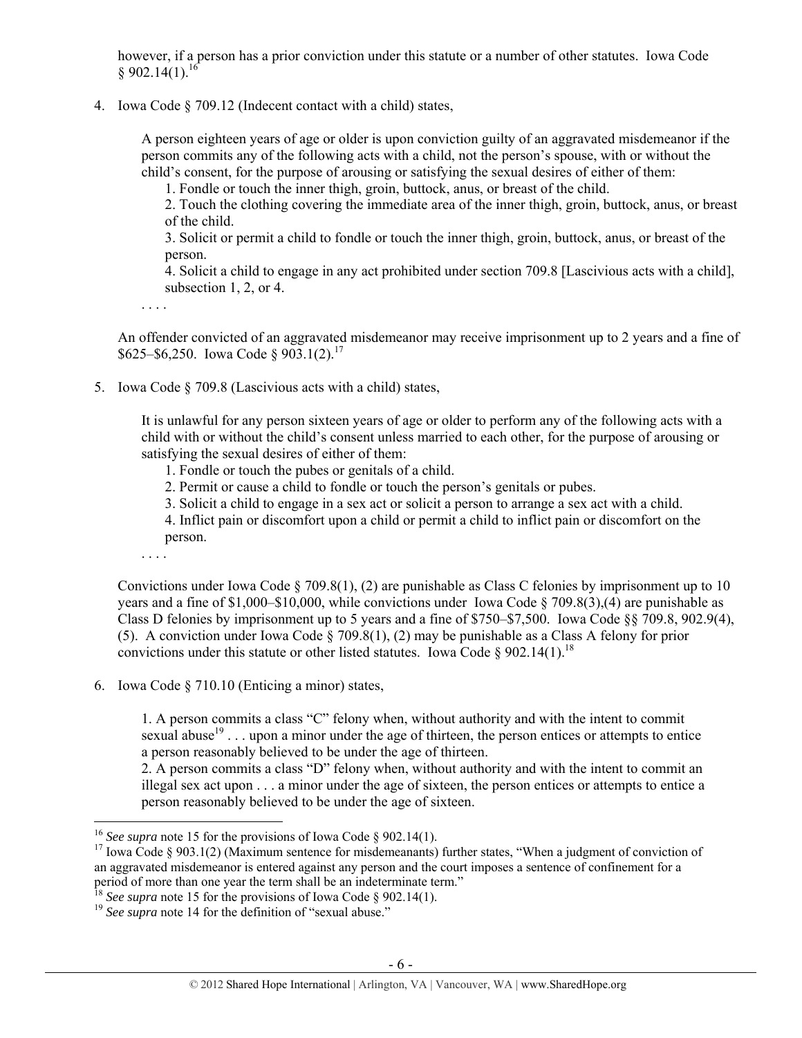however, if a person has a prior conviction under this statute or a number of other statutes. Iowa Code § 902.14(1).[16]

4. Iowa Code § 709.12 (Indecent contact with a child) states,

   > A person eighteen years of age or older is upon conviction guilty of an aggravated misdemeanor if the person commits any of the following acts with a child, not the person's spouse, with or without the child's consent, for the purpose of arousing or satisfying the sexual desires of either of them:
   >
   > 1. Fondle or touch the inner thigh, groin, buttock, anus, or breast of the child.
   > 2. Touch the clothing covering the immediate area of the inner thigh, groin, buttock, anus, or breast of the child.
   > 3. Solicit or permit a child to fondle or touch the inner thigh, groin, buttock, anus, or breast of the person.
   > 4. Solicit a child to engage in any act prohibited under section 709.8 [Lascivious acts with a child], subsection 1, 2, or 4.
   >
   > . . . .

   An offender convicted of an aggravated misdemeanor may receive imprisonment up to 2 years and a fine of $625–$6,250. Iowa Code § 903.1(2).[17]

5. Iowa Code § 709.8 (Lascivious acts with a child) states,

   > It is unlawful for any person sixteen years of age or older to perform any of the following acts with a child with or without the child's consent unless married to each other, for the purpose of arousing or satisfying the sexual desires of either of them:
   >
   > 1. Fondle or touch the pubes or genitals of a child.
   > 2. Permit or cause a child to fondle or touch the person's genitals or pubes.
   > 3. Solicit a child to engage in a sex act or solicit a person to arrange a sex act with a child.
   > 4. Inflict pain or discomfort upon a child or permit a child to inflict pain or discomfort on the person.
   >
   > . . . .

   Convictions under Iowa Code § 709.8(1), (2) are punishable as Class C felonies by imprisonment up to 10 years and a fine of $1,000–$10,000, while convictions under Iowa Code § 709.8(3),(4) are punishable as Class D felonies by imprisonment up to 5 years and a fine of $750–$7,500. Iowa Code §§ 709.8, 902.9(4), (5). A conviction under Iowa Code § 709.8(1), (2) may be punishable as a Class A felony for prior convictions under this statute or other listed statutes. Iowa Code § 902.14(1).[18]

6. Iowa Code § 710.10 (Enticing a minor) states,

   > 1. A person commits a class "C" felony when, without authority and with the intent to commit sexual abuse[19] . . . upon a minor under the age of thirteen, the person entices or attempts to entice a person reasonably believed to be under the age of thirteen.
   >
   > 2. A person commits a class "D" felony when, without authority and with the intent to commit an illegal sex act upon . . . a minor under the age of sixteen, the person entices or attempts to entice a person reasonably believed to be under the age of sixteen.

---

[16] *See supra* note 15 for the provisions of Iowa Code § 902.14(1).

[17] Iowa Code § 903.1(2) (Maximum sentence for misdemeanants) further states, "When a judgment of conviction of an aggravated misdemeanor is entered against any person and the court imposes a sentence of confinement for a period of more than one year the term shall be an indeterminate term."

[18] *See supra* note 15 for the provisions of Iowa Code § 902.14(1).

[19] *See supra* note 14 for the definition of "sexual abuse."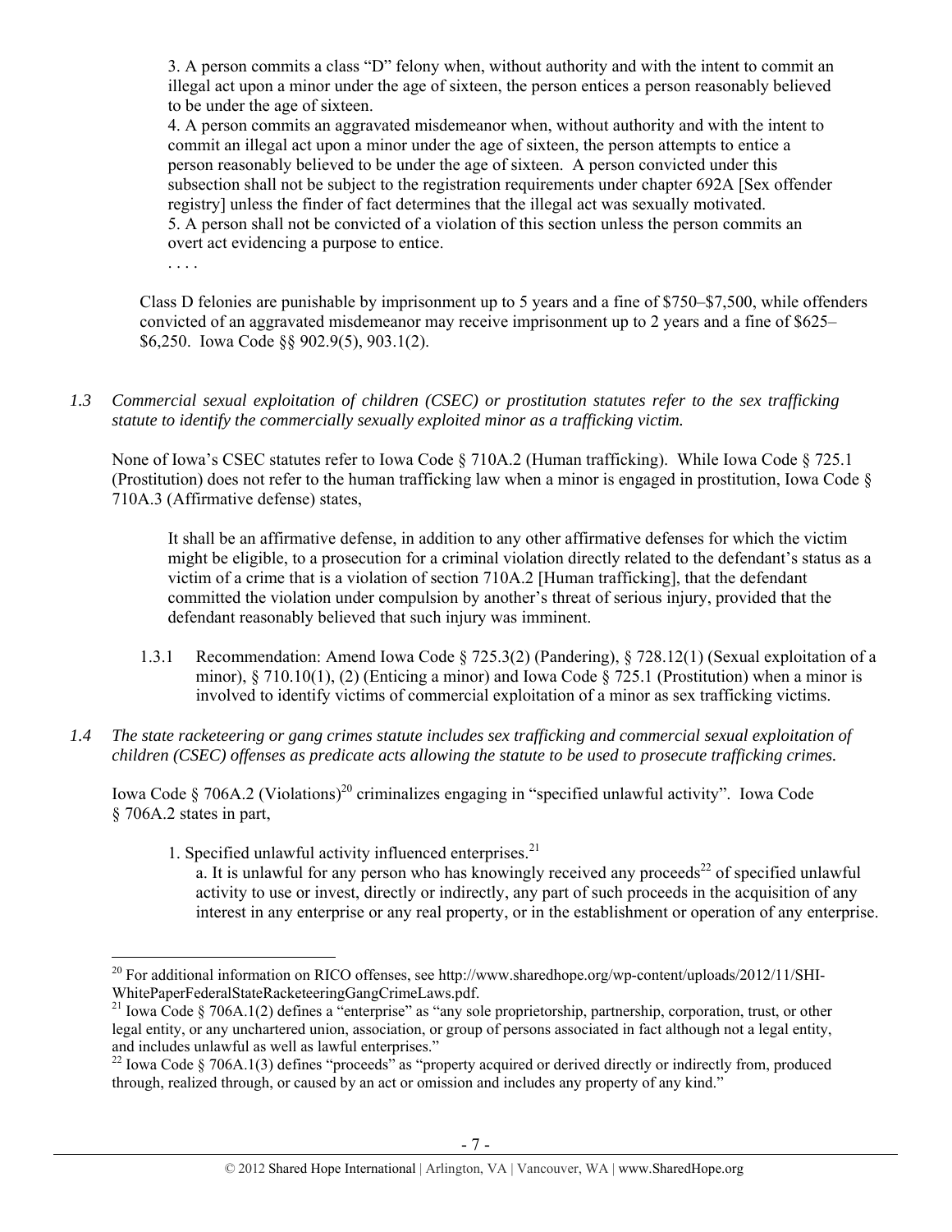> 3. A person commits a class "D" felony when, without authority and with the intent to commit an illegal act upon a minor under the age of sixteen, the person entices a person reasonably believed to be under the age of sixteen.
> 4. A person commits an aggravated misdemeanor when, without authority and with the intent to commit an illegal act upon a minor under the age of sixteen, the person attempts to entice a person reasonably believed to be under the age of sixteen. A person convicted under this subsection shall not be subject to the registration requirements under chapter 692A [Sex offender registry] unless the finder of fact determines that the illegal act was sexually motivated.
> 5. A person shall not be convicted of a violation of this section unless the person commits an overt act evidencing a purpose to entice.
> . . . .

Class D felonies are punishable by imprisonment up to 5 years and a fine of $750–$7,500, while offenders convicted of an aggravated misdemeanor may receive imprisonment up to 2 years and a fine of $625–$6,250. Iowa Code §§ 902.9(5), 903.1(2).

*1.3 Commercial sexual exploitation of children (CSEC) or prostitution statutes refer to the sex trafficking statute to identify the commercially sexually exploited minor as a trafficking victim.*

None of Iowa's CSEC statutes refer to Iowa Code § 710A.2 (Human trafficking). While Iowa Code § 725.1 (Prostitution) does not refer to the human trafficking law when a minor is engaged in prostitution, Iowa Code § 710A.3 (Affirmative defense) states,

> It shall be an affirmative defense, in addition to any other affirmative defenses for which the victim might be eligible, to a prosecution for a criminal violation directly related to the defendant's status as a victim of a crime that is a violation of section 710A.2 [Human trafficking], that the defendant committed the violation under compulsion by another's threat of serious injury, provided that the defendant reasonably believed that such injury was imminent.

1.3.1 Recommendation: Amend Iowa Code § 725.3(2) (Pandering), § 728.12(1) (Sexual exploitation of a minor), § 710.10(1), (2) (Enticing a minor) and Iowa Code § 725.1 (Prostitution) when a minor is involved to identify victims of commercial exploitation of a minor as sex trafficking victims.

*1.4 The state racketeering or gang crimes statute includes sex trafficking and commercial sexual exploitation of children (CSEC) offenses as predicate acts allowing the statute to be used to prosecute trafficking crimes.*

Iowa Code § 706A.2 (Violations)[20] criminalizes engaging in "specified unlawful activity". Iowa Code § 706A.2 states in part,

> 1. Specified unlawful activity influenced enterprises.[21]
> a. It is unlawful for any person who has knowingly received any proceeds[22] of specified unlawful activity to use or invest, directly or indirectly, any part of such proceeds in the acquisition of any interest in any enterprise or any real property, or in the establishment or operation of any enterprise.

---

[20] For additional information on RICO offenses, see http://www.sharedhope.org/wp-content/uploads/2012/11/SHI-WhitePaperFederalStateRacketeeringGangCrimeLaws.pdf.

[21] Iowa Code § 706A.1(2) defines a "enterprise" as "any sole proprietorship, partnership, corporation, trust, or other legal entity, or any unchartered union, association, or group of persons associated in fact although not a legal entity, and includes unlawful as well as lawful enterprises."

[22] Iowa Code § 706A.1(3) defines "proceeds" as "property acquired or derived directly or indirectly from, produced through, realized through, or caused by an act or omission and includes any property of any kind."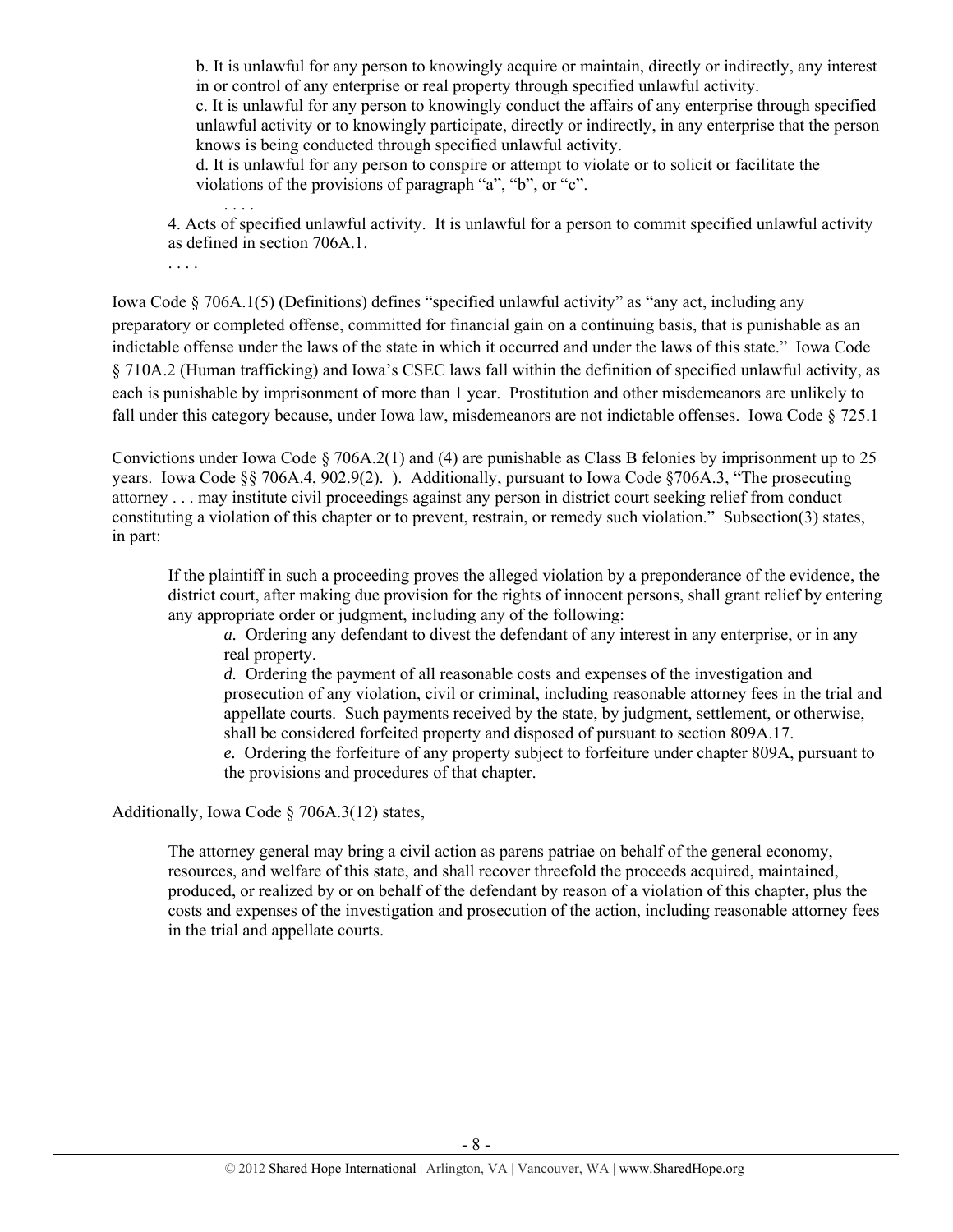> b. It is unlawful for any person to knowingly acquire or maintain, directly or indirectly, any interest in or control of any enterprise or real property through specified unlawful activity.
> c. It is unlawful for any person to knowingly conduct the affairs of any enterprise through specified unlawful activity or to knowingly participate, directly or indirectly, in any enterprise that the person knows is being conducted through specified unlawful activity.
> d. It is unlawful for any person to conspire or attempt to violate or to solicit or facilitate the violations of the provisions of paragraph "a", "b", or "c".
> . . . .
>
> 4. Acts of specified unlawful activity. It is unlawful for a person to commit specified unlawful activity as defined in section 706A.1.
>
> . . . .

Iowa Code § 706A.1(5) (Definitions) defines "specified unlawful activity" as "any act, including any preparatory or completed offense, committed for financial gain on a continuing basis, that is punishable as an indictable offense under the laws of the state in which it occurred and under the laws of this state." Iowa Code § 710A.2 (Human trafficking) and Iowa's CSEC laws fall within the definition of specified unlawful activity, as each is punishable by imprisonment of more than 1 year. Prostitution and other misdemeanors are unlikely to fall under this category because, under Iowa law, misdemeanors are not indictable offenses. Iowa Code § 725.1

Convictions under Iowa Code § 706A.2(1) and (4) are punishable as Class B felonies by imprisonment up to 25 years. Iowa Code §§ 706A.4, 902.9(2). ). Additionally, pursuant to Iowa Code §706A.3, "The prosecuting attorney . . . may institute civil proceedings against any person in district court seeking relief from conduct constituting a violation of this chapter or to prevent, restrain, or remedy such violation." Subsection(3) states, in part:

> If the plaintiff in such a proceeding proves the alleged violation by a preponderance of the evidence, the district court, after making due provision for the rights of innocent persons, shall grant relief by entering any appropriate order or judgment, including any of the following:
>
> *a.* Ordering any defendant to divest the defendant of any interest in any enterprise, or in any real property.
>
> *d.* Ordering the payment of all reasonable costs and expenses of the investigation and prosecution of any violation, civil or criminal, including reasonable attorney fees in the trial and appellate courts. Such payments received by the state, by judgment, settlement, or otherwise, shall be considered forfeited property and disposed of pursuant to section 809A.17.
>
> *e.* Ordering the forfeiture of any property subject to forfeiture under chapter 809A, pursuant to the provisions and procedures of that chapter.

Additionally, Iowa Code § 706A.3(12) states,

> The attorney general may bring a civil action as parens patriae on behalf of the general economy, resources, and welfare of this state, and shall recover threefold the proceeds acquired, maintained, produced, or realized by or on behalf of the defendant by reason of a violation of this chapter, plus the costs and expenses of the investigation and prosecution of the action, including reasonable attorney fees in the trial and appellate courts.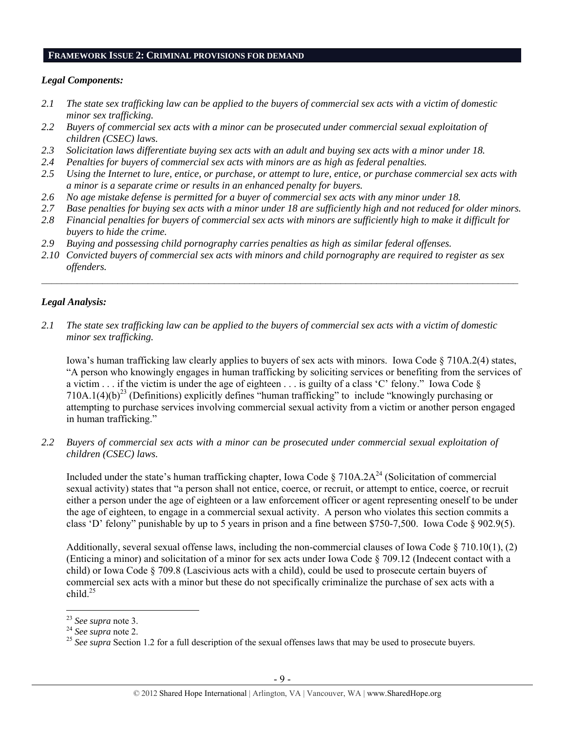## FRAMEWORK ISSUE 2: CRIMINAL PROVISIONS FOR DEMAND

### *Legal Components:*

*2.1 The state sex trafficking law can be applied to the buyers of commercial sex acts with a victim of domestic minor sex trafficking.*

*2.2 Buyers of commercial sex acts with a minor can be prosecuted under commercial sexual exploitation of children (CSEC) laws.*

*2.3 Solicitation laws differentiate buying sex acts with an adult and buying sex acts with a minor under 18.*

*2.4 Penalties for buyers of commercial sex acts with minors are as high as federal penalties.*

*2.5 Using the Internet to lure, entice, or purchase, or attempt to lure, entice, or purchase commercial sex acts with a minor is a separate crime or results in an enhanced penalty for buyers.*

*2.6 No age mistake defense is permitted for a buyer of commercial sex acts with any minor under 18.*

*2.7 Base penalties for buying sex acts with a minor under 18 are sufficiently high and not reduced for older minors.*

*2.8 Financial penalties for buyers of commercial sex acts with minors are sufficiently high to make it difficult for buyers to hide the crime.*

*2.9 Buying and possessing child pornography carries penalties as high as similar federal offenses.*

*2.10 Convicted buyers of commercial sex acts with minors and child pornography are required to register as sex offenders.*

---

### *Legal Analysis:*

*2.1 The state sex trafficking law can be applied to the buyers of commercial sex acts with a victim of domestic minor sex trafficking.*

Iowa's human trafficking law clearly applies to buyers of sex acts with minors. Iowa Code § 710A.2(4) states, "A person who knowingly engages in human trafficking by soliciting services or benefiting from the services of a victim . . . if the victim is under the age of eighteen . . . is guilty of a class 'C' felony." Iowa Code § 710A.1(4)(b)[23] (Definitions) explicitly defines "human trafficking" to include "knowingly purchasing or attempting to purchase services involving commercial sexual activity from a victim or another person engaged in human trafficking."

*2.2 Buyers of commercial sex acts with a minor can be prosecuted under commercial sexual exploitation of children (CSEC) laws.*

Included under the state's human trafficking chapter, Iowa Code § 710A.2A[24] (Solicitation of commercial sexual activity) states that "a person shall not entice, coerce, or recruit, or attempt to entice, coerce, or recruit either a person under the age of eighteen or a law enforcement officer or agent representing oneself to be under the age of eighteen, to engage in a commercial sexual activity. A person who violates this section commits a class 'D' felony" punishable by up to 5 years in prison and a fine between $750-7,500. Iowa Code § 902.9(5).

Additionally, several sexual offense laws, including the non-commercial clauses of Iowa Code § 710.10(1), (2) (Enticing a minor) and solicitation of a minor for sex acts under Iowa Code § 709.12 (Indecent contact with a child) or Iowa Code § 709.8 (Lascivious acts with a child), could be used to prosecute certain buyers of commercial sex acts with a minor but these do not specifically criminalize the purchase of sex acts with a child.[25]

---

[23] *See supra* note 3.

[24] *See supra* note 2.

[25] *See supra* Section 1.2 for a full description of the sexual offenses laws that may be used to prosecute buyers.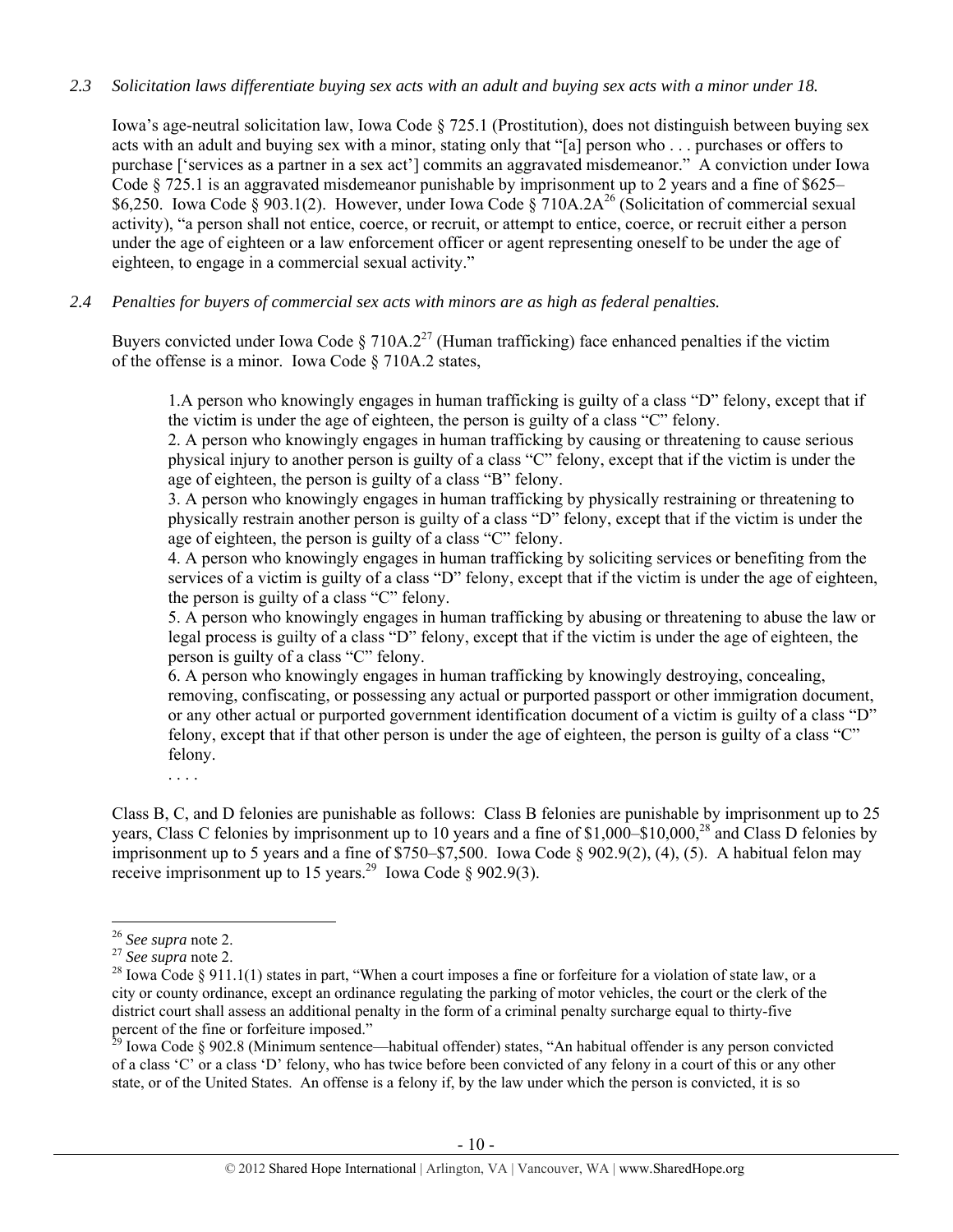*2.3 Solicitation laws differentiate buying sex acts with an adult and buying sex acts with a minor under 18.*

Iowa's age-neutral solicitation law, Iowa Code § 725.1 (Prostitution), does not distinguish between buying sex acts with an adult and buying sex with a minor, stating only that "[a] person who . . . purchases or offers to purchase ['services as a partner in a sex act'] commits an aggravated misdemeanor." A conviction under Iowa Code § 725.1 is an aggravated misdemeanor punishable by imprisonment up to 2 years and a fine of $625–$6,250. Iowa Code § 903.1(2). However, under Iowa Code § 710A.2A[26] (Solicitation of commercial sexual activity), "a person shall not entice, coerce, or recruit, or attempt to entice, coerce, or recruit either a person under the age of eighteen or a law enforcement officer or agent representing oneself to be under the age of eighteen, to engage in a commercial sexual activity."

*2.4 Penalties for buyers of commercial sex acts with minors are as high as federal penalties.*

Buyers convicted under Iowa Code § 710A.2[27] (Human trafficking) face enhanced penalties if the victim of the offense is a minor. Iowa Code § 710A.2 states,

> 1.A person who knowingly engages in human trafficking is guilty of a class "D" felony, except that if the victim is under the age of eighteen, the person is guilty of a class "C" felony.
> 2. A person who knowingly engages in human trafficking by causing or threatening to cause serious physical injury to another person is guilty of a class "C" felony, except that if the victim is under the age of eighteen, the person is guilty of a class "B" felony.
> 3. A person who knowingly engages in human trafficking by physically restraining or threatening to physically restrain another person is guilty of a class "D" felony, except that if the victim is under the age of eighteen, the person is guilty of a class "C" felony.
> 4. A person who knowingly engages in human trafficking by soliciting services or benefiting from the services of a victim is guilty of a class "D" felony, except that if the victim is under the age of eighteen, the person is guilty of a class "C" felony.
> 5. A person who knowingly engages in human trafficking by abusing or threatening to abuse the law or legal process is guilty of a class "D" felony, except that if the victim is under the age of eighteen, the person is guilty of a class "C" felony.
> 6. A person who knowingly engages in human trafficking by knowingly destroying, concealing, removing, confiscating, or possessing any actual or purported passport or other immigration document, or any other actual or purported government identification document of a victim is guilty of a class "D" felony, except that if that other person is under the age of eighteen, the person is guilty of a class "C" felony.
> . . . .

Class B, C, and D felonies are punishable as follows: Class B felonies are punishable by imprisonment up to 25 years, Class C felonies by imprisonment up to 10 years and a fine of $1,000–$10,000,[28] and Class D felonies by imprisonment up to 5 years and a fine of $750–$7,500. Iowa Code § 902.9(2), (4), (5). A habitual felon may receive imprisonment up to 15 years.[29] Iowa Code § 902.9(3).

---

[26] *See supra* note 2.

[27] *See supra* note 2.

[28] Iowa Code § 911.1(1) states in part, "When a court imposes a fine or forfeiture for a violation of state law, or a city or county ordinance, except an ordinance regulating the parking of motor vehicles, the court or the clerk of the district court shall assess an additional penalty in the form of a criminal penalty surcharge equal to thirty-five percent of the fine or forfeiture imposed."

[29] Iowa Code § 902.8 (Minimum sentence—habitual offender) states, "An habitual offender is any person convicted of a class 'C' or a class 'D' felony, who has twice before been convicted of any felony in a court of this or any other state, or of the United States. An offense is a felony if, by the law under which the person is convicted, it is so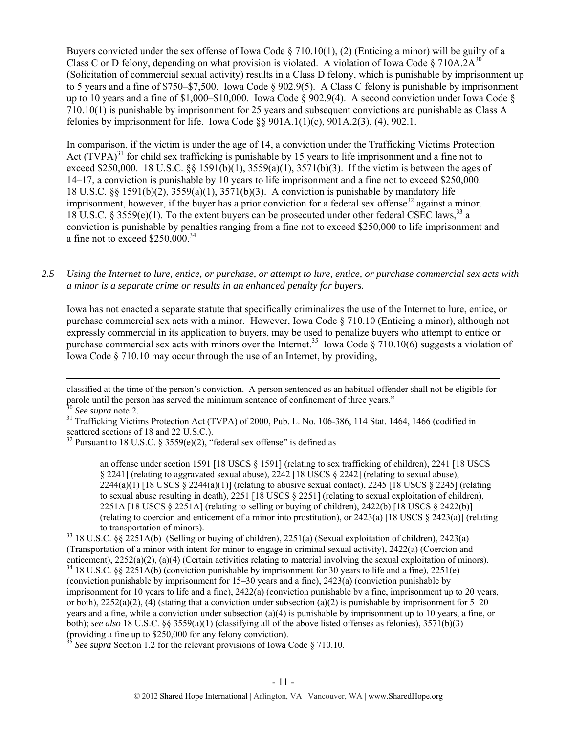Buyers convicted under the sex offense of Iowa Code § 710.10(1), (2) (Enticing a minor) will be guilty of a Class C or D felony, depending on what provision is violated. A violation of Iowa Code § 710A.2A[30] (Solicitation of commercial sexual activity) results in a Class D felony, which is punishable by imprisonment up to 5 years and a fine of $750–$7,500. Iowa Code § 902.9(5). A Class C felony is punishable by imprisonment up to 10 years and a fine of $1,000–$10,000. Iowa Code § 902.9(4). A second conviction under Iowa Code § 710.10(1) is punishable by imprisonment for 25 years and subsequent convictions are punishable as Class A felonies by imprisonment for life. Iowa Code §§ 901A.1(1)(c), 901A.2(3), (4), 902.1.

In comparison, if the victim is under the age of 14, a conviction under the Trafficking Victims Protection Act (TVPA)[31] for child sex trafficking is punishable by 15 years to life imprisonment and a fine not to exceed $250,000. 18 U.S.C. §§ 1591(b)(1), 3559(a)(1), 3571(b)(3). If the victim is between the ages of 14–17, a conviction is punishable by 10 years to life imprisonment and a fine not to exceed $250,000. 18 U.S.C. §§ 1591(b)(2), 3559(a)(1), 3571(b)(3). A conviction is punishable by mandatory life imprisonment, however, if the buyer has a prior conviction for a federal sex offense[32] against a minor. 18 U.S.C. § 3559(e)(1). To the extent buyers can be prosecuted under other federal CSEC laws,[33] a conviction is punishable by penalties ranging from a fine not to exceed $250,000 to life imprisonment and a fine not to exceed $250,000.[34]

*2.5 Using the Internet to lure, entice, or purchase, or attempt to lure, entice, or purchase commercial sex acts with a minor is a separate crime or results in an enhanced penalty for buyers.*

Iowa has not enacted a separate statute that specifically criminalizes the use of the Internet to lure, entice, or purchase commercial sex acts with a minor. However, Iowa Code § 710.10 (Enticing a minor), although not expressly commercial in its application to buyers, may be used to penalize buyers who attempt to entice or purchase commercial sex acts with minors over the Internet.[35] Iowa Code § 710.10(6) suggests a violation of Iowa Code § 710.10 may occur through the use of an Internet, by providing,

---

classified at the time of the person's conviction. A person sentenced as an habitual offender shall not be eligible for parole until the person has served the minimum sentence of confinement of three years."

[30] *See supra* note 2.

[31] Trafficking Victims Protection Act (TVPA) of 2000, Pub. L. No. 106-386, 114 Stat. 1464, 1466 (codified in scattered sections of 18 and 22 U.S.C.).

[32] Pursuant to 18 U.S.C. § 3559(e)(2), "federal sex offense" is defined as

> an offense under section 1591 [18 USCS § 1591] (relating to sex trafficking of children), 2241 [18 USCS § 2241] (relating to aggravated sexual abuse), 2242 [18 USCS § 2242] (relating to sexual abuse), 2244(a)(1) [18 USCS § 2244(a)(1)] (relating to abusive sexual contact), 2245 [18 USCS § 2245] (relating to sexual abuse resulting in death), 2251 [18 USCS § 2251] (relating to sexual exploitation of children), 2251A [18 USCS § 2251A] (relating to selling or buying of children), 2422(b) [18 USCS § 2422(b)] (relating to coercion and enticement of a minor into prostitution), or 2423(a) [18 USCS § 2423(a)] (relating to transportation of minors).

[33] 18 U.S.C. §§ 2251A(b) (Selling or buying of children), 2251(a) (Sexual exploitation of children), 2423(a) (Transportation of a minor with intent for minor to engage in criminal sexual activity), 2422(a) (Coercion and enticement), 2252(a)(2), (a)(4) (Certain activities relating to material involving the sexual exploitation of minors).

[34] 18 U.S.C. §§ 2251A(b) (conviction punishable by imprisonment for 30 years to life and a fine), 2251(e) (conviction punishable by imprisonment for 15–30 years and a fine), 2423(a) (conviction punishable by imprisonment for 10 years to life and a fine), 2422(a) (conviction punishable by a fine, imprisonment up to 20 years, or both), 2252(a)(2), (4) (stating that a conviction under subsection (a)(2) is punishable by imprisonment for 5–20 years and a fine, while a conviction under subsection (a)(4) is punishable by imprisonment up to 10 years, a fine, or both); *see also* 18 U.S.C. §§ 3559(a)(1) (classifying all of the above listed offenses as felonies), 3571(b)(3) (providing a fine up to $250,000 for any felony conviction).

[35] *See supra* Section 1.2 for the relevant provisions of Iowa Code § 710.10.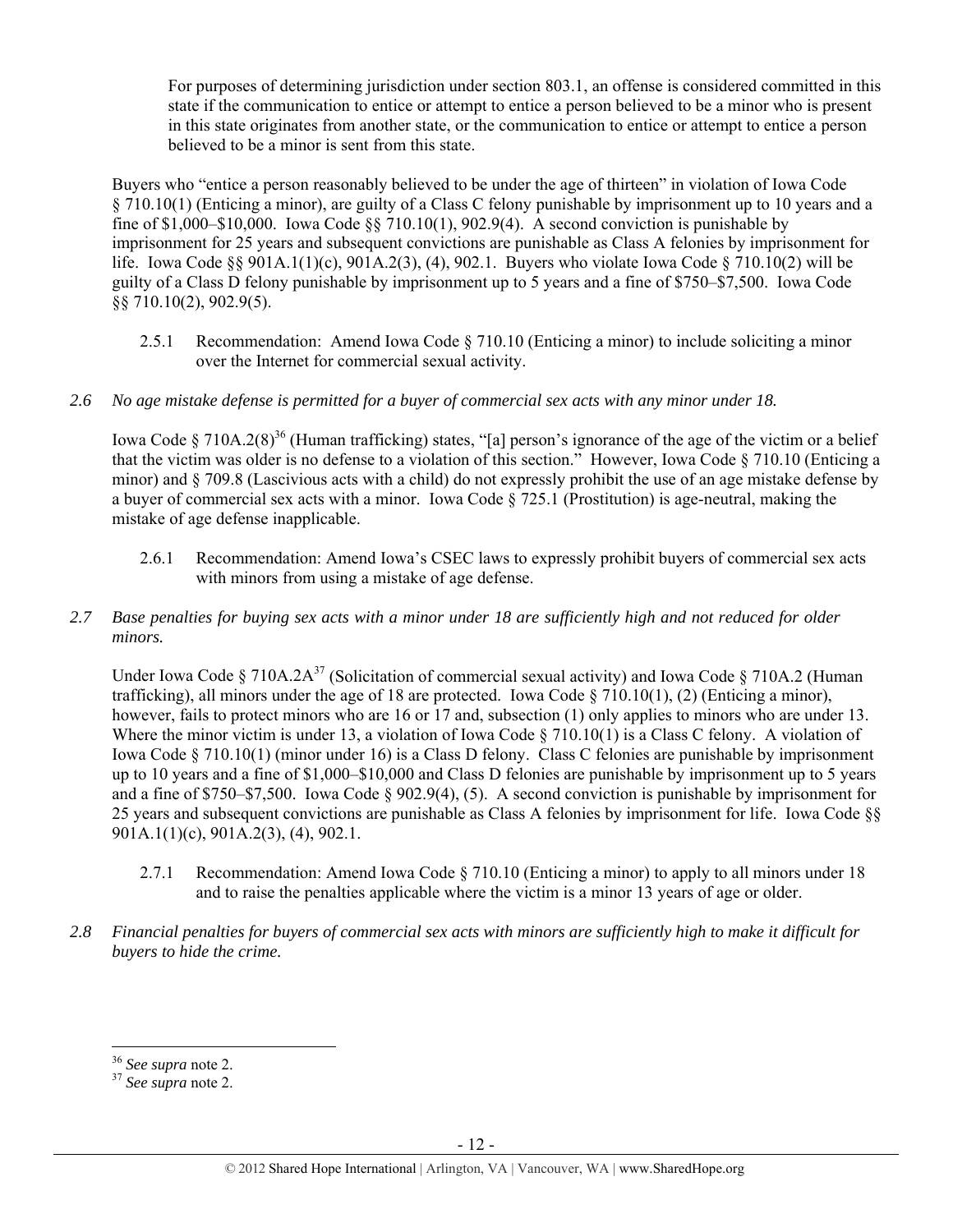> For purposes of determining jurisdiction under section 803.1, an offense is considered committed in this state if the communication to entice or attempt to entice a person believed to be a minor who is present in this state originates from another state, or the communication to entice or attempt to entice a person believed to be a minor is sent from this state.

Buyers who "entice a person reasonably believed to be under the age of thirteen" in violation of Iowa Code § 710.10(1) (Enticing a minor), are guilty of a Class C felony punishable by imprisonment up to 10 years and a fine of $1,000–$10,000. Iowa Code §§ 710.10(1), 902.9(4). A second conviction is punishable by imprisonment for 25 years and subsequent convictions are punishable as Class A felonies by imprisonment for life. Iowa Code §§ 901A.1(1)(c), 901A.2(3), (4), 902.1. Buyers who violate Iowa Code § 710.10(2) will be guilty of a Class D felony punishable by imprisonment up to 5 years and a fine of $750–$7,500. Iowa Code §§ 710.10(2), 902.9(5).

2.5.1 Recommendation: Amend Iowa Code § 710.10 (Enticing a minor) to include soliciting a minor over the Internet for commercial sexual activity.

*2.6 No age mistake defense is permitted for a buyer of commercial sex acts with any minor under 18.*

Iowa Code § 710A.2(8)[36] (Human trafficking) states, "[a] person's ignorance of the age of the victim or a belief that the victim was older is no defense to a violation of this section." However, Iowa Code § 710.10 (Enticing a minor) and § 709.8 (Lascivious acts with a child) do not expressly prohibit the use of an age mistake defense by a buyer of commercial sex acts with a minor. Iowa Code § 725.1 (Prostitution) is age-neutral, making the mistake of age defense inapplicable.

2.6.1 Recommendation: Amend Iowa's CSEC laws to expressly prohibit buyers of commercial sex acts with minors from using a mistake of age defense.

*2.7 Base penalties for buying sex acts with a minor under 18 are sufficiently high and not reduced for older minors.*

Under Iowa Code § 710A.2A[37] (Solicitation of commercial sexual activity) and Iowa Code § 710A.2 (Human trafficking), all minors under the age of 18 are protected. Iowa Code § 710.10(1), (2) (Enticing a minor), however, fails to protect minors who are 16 or 17 and, subsection (1) only applies to minors who are under 13. Where the minor victim is under 13, a violation of Iowa Code § 710.10(1) is a Class C felony. A violation of Iowa Code § 710.10(1) (minor under 16) is a Class D felony. Class C felonies are punishable by imprisonment up to 10 years and a fine of $1,000–$10,000 and Class D felonies are punishable by imprisonment up to 5 years and a fine of $750–$7,500. Iowa Code § 902.9(4), (5). A second conviction is punishable by imprisonment for 25 years and subsequent convictions are punishable as Class A felonies by imprisonment for life. Iowa Code §§ 901A.1(1)(c), 901A.2(3), (4), 902.1.

2.7.1 Recommendation: Amend Iowa Code § 710.10 (Enticing a minor) to apply to all minors under 18 and to raise the penalties applicable where the victim is a minor 13 years of age or older.

*2.8 Financial penalties for buyers of commercial sex acts with minors are sufficiently high to make it difficult for buyers to hide the crime.*

---

[36] *See supra* note 2.

[37] *See supra* note 2.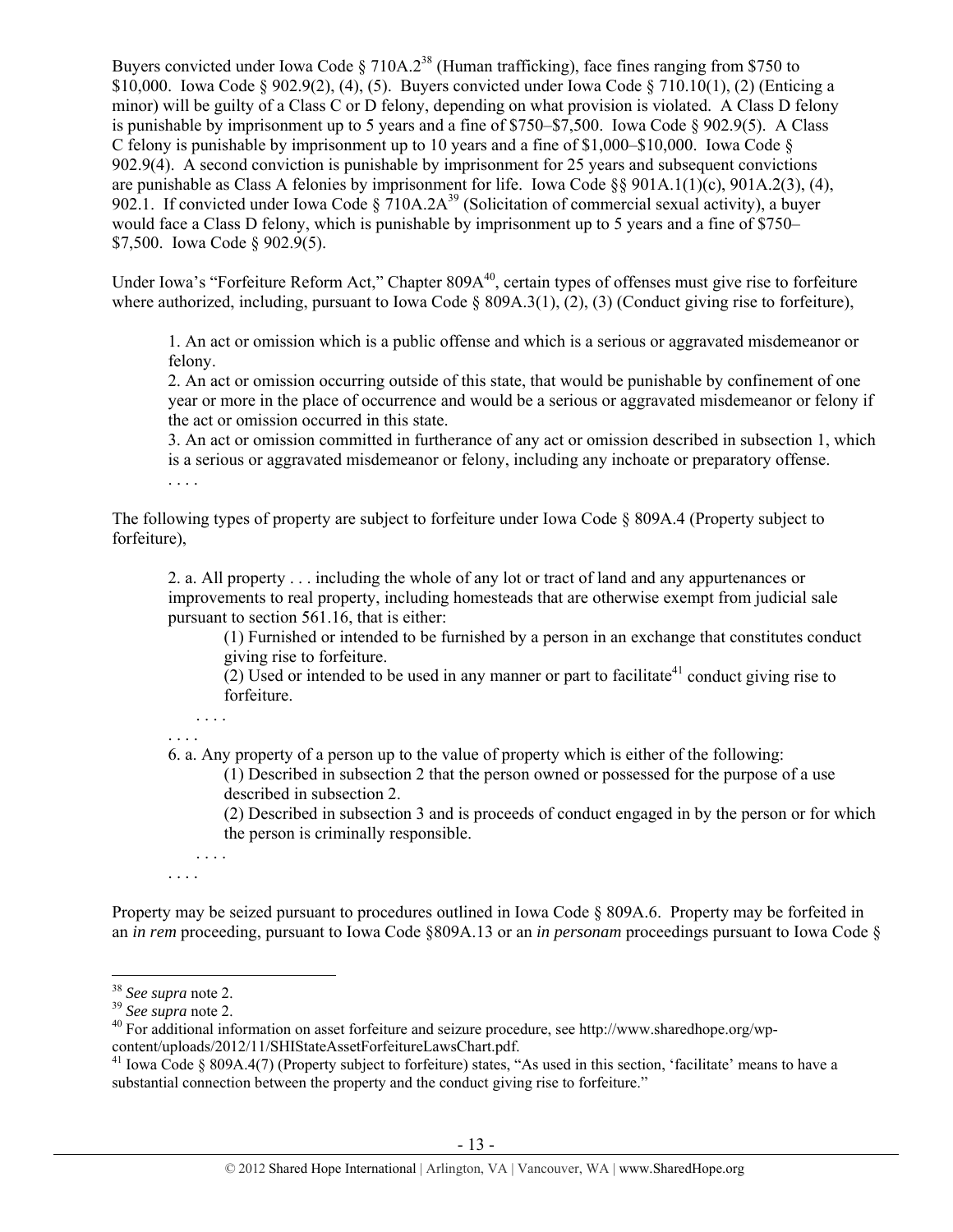Buyers convicted under Iowa Code § 710A.2[38] (Human trafficking), face fines ranging from $750 to $10,000. Iowa Code § 902.9(2), (4), (5). Buyers convicted under Iowa Code § 710.10(1), (2) (Enticing a minor) will be guilty of a Class C or D felony, depending on what provision is violated. A Class D felony is punishable by imprisonment up to 5 years and a fine of $750–$7,500. Iowa Code § 902.9(5). A Class C felony is punishable by imprisonment up to 10 years and a fine of $1,000–$10,000. Iowa Code § 902.9(4). A second conviction is punishable by imprisonment for 25 years and subsequent convictions are punishable as Class A felonies by imprisonment for life. Iowa Code §§ 901A.1(1)(c), 901A.2(3), (4), 902.1. If convicted under Iowa Code § 710A.2A[39] (Solicitation of commercial sexual activity), a buyer would face a Class D felony, which is punishable by imprisonment up to 5 years and a fine of $750–$7,500. Iowa Code § 902.9(5).

Under Iowa's "Forfeiture Reform Act," Chapter 809A[40], certain types of offenses must give rise to forfeiture where authorized, including, pursuant to Iowa Code § 809A.3(1), (2), (3) (Conduct giving rise to forfeiture),

> 1. An act or omission which is a public offense and which is a serious or aggravated misdemeanor or felony.
> 2. An act or omission occurring outside of this state, that would be punishable by confinement of one year or more in the place of occurrence and would be a serious or aggravated misdemeanor or felony if the act or omission occurred in this state.
> 3. An act or omission committed in furtherance of any act or omission described in subsection 1, which is a serious or aggravated misdemeanor or felony, including any inchoate or preparatory offense.
> . . . .

The following types of property are subject to forfeiture under Iowa Code § 809A.4 (Property subject to forfeiture),

> 2. a. All property . . . including the whole of any lot or tract of land and any appurtenances or improvements to real property, including homesteads that are otherwise exempt from judicial sale pursuant to section 561.16, that is either:
>
> > (1) Furnished or intended to be furnished by a person in an exchange that constitutes conduct giving rise to forfeiture.
> > (2) Used or intended to be used in any manner or part to facilitate[41] conduct giving rise to forfeiture.
> >
> > . . . .
>
> . . . .
>
> 6. a. Any property of a person up to the value of property which is either of the following:
>
> > (1) Described in subsection 2 that the person owned or possessed for the purpose of a use described in subsection 2.
> > (2) Described in subsection 3 and is proceeds of conduct engaged in by the person or for which the person is criminally responsible.
> >
> > . . . .
>
> . . . .

Property may be seized pursuant to procedures outlined in Iowa Code § 809A.6. Property may be forfeited in an *in rem* proceeding, pursuant to Iowa Code §809A.13 or an *in personam* proceedings pursuant to Iowa Code §

---

[38] *See supra* note 2.
[39] *See supra* note 2.
[40] For additional information on asset forfeiture and seizure procedure, see http://www.sharedhope.org/wp-content/uploads/2012/11/SHIStateAssetForfeitureLawsChart.pdf.
[41] Iowa Code § 809A.4(7) (Property subject to forfeiture) states, "As used in this section, 'facilitate' means to have a substantial connection between the property and the conduct giving rise to forfeiture."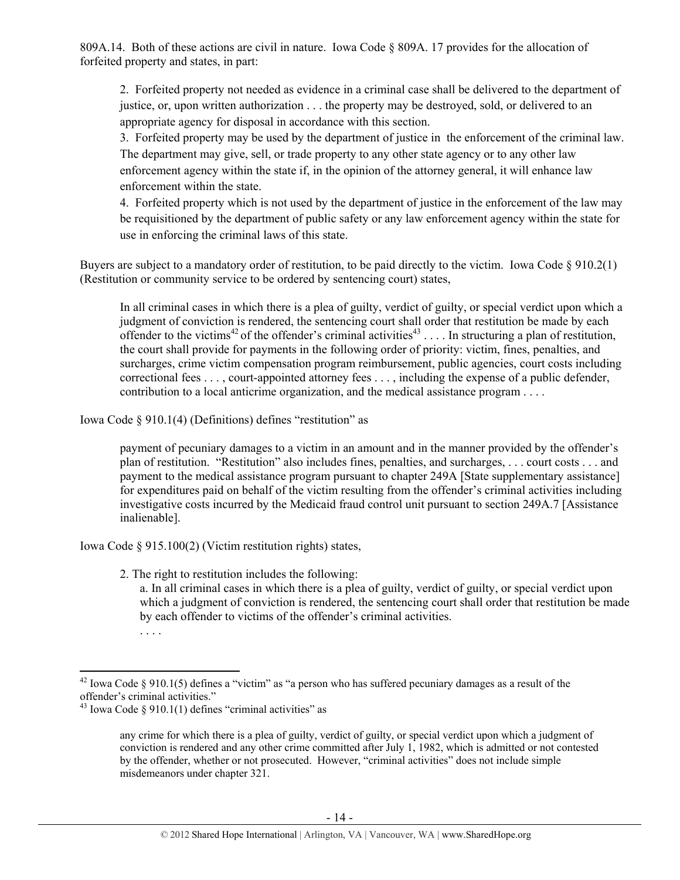809A.14. Both of these actions are civil in nature. Iowa Code § 809A. 17 provides for the allocation of forfeited property and states, in part:

> 2. Forfeited property not needed as evidence in a criminal case shall be delivered to the department of justice, or, upon written authorization . . . the property may be destroyed, sold, or delivered to an appropriate agency for disposal in accordance with this section.
> 3. Forfeited property may be used by the department of justice in the enforcement of the criminal law. The department may give, sell, or trade property to any other state agency or to any other law enforcement agency within the state if, in the opinion of the attorney general, it will enhance law enforcement within the state.
> 4. Forfeited property which is not used by the department of justice in the enforcement of the law may be requisitioned by the department of public safety or any law enforcement agency within the state for use in enforcing the criminal laws of this state.

Buyers are subject to a mandatory order of restitution, to be paid directly to the victim. Iowa Code § 910.2(1) (Restitution or community service to be ordered by sentencing court) states,

> In all criminal cases in which there is a plea of guilty, verdict of guilty, or special verdict upon which a judgment of conviction is rendered, the sentencing court shall order that restitution be made by each offender to the victims[42] of the offender's criminal activities[43] . . . . In structuring a plan of restitution, the court shall provide for payments in the following order of priority: victim, fines, penalties, and surcharges, crime victim compensation program reimbursement, public agencies, court costs including correctional fees . . . , court-appointed attorney fees . . . , including the expense of a public defender, contribution to a local anticrime organization, and the medical assistance program . . . .

Iowa Code § 910.1(4) (Definitions) defines "restitution" as

> payment of pecuniary damages to a victim in an amount and in the manner provided by the offender's plan of restitution. "Restitution" also includes fines, penalties, and surcharges, . . . court costs . . . and payment to the medical assistance program pursuant to chapter 249A [State supplementary assistance] for expenditures paid on behalf of the victim resulting from the offender's criminal activities including investigative costs incurred by the Medicaid fraud control unit pursuant to section 249A.7 [Assistance inalienable].

Iowa Code § 915.100(2) (Victim restitution rights) states,

> 2. The right to restitution includes the following:
>
> a. In all criminal cases in which there is a plea of guilty, verdict of guilty, or special verdict upon which a judgment of conviction is rendered, the sentencing court shall order that restitution be made by each offender to victims of the offender's criminal activities.
>
> . . . .

---

[42] Iowa Code § 910.1(5) defines a "victim" as "a person who has suffered pecuniary damages as a result of the offender's criminal activities."

[43] Iowa Code § 910.1(1) defines "criminal activities" as

> any crime for which there is a plea of guilty, verdict of guilty, or special verdict upon which a judgment of conviction is rendered and any other crime committed after July 1, 1982, which is admitted or not contested by the offender, whether or not prosecuted. However, "criminal activities" does not include simple misdemeanors under chapter 321.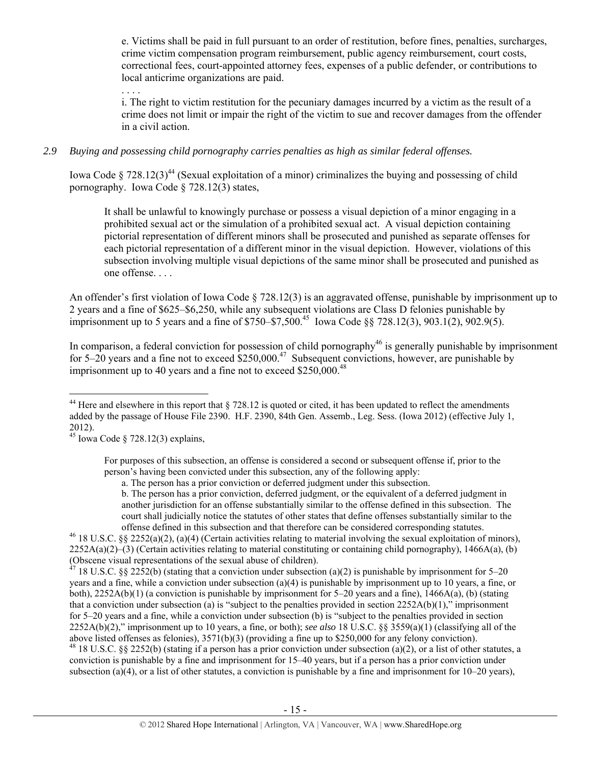> e. Victims shall be paid in full pursuant to an order of restitution, before fines, penalties, surcharges, crime victim compensation program reimbursement, public agency reimbursement, court costs, correctional fees, court-appointed attorney fees, expenses of a public defender, or contributions to local anticrime organizations are paid.
>
> . . . .
>
> i. The right to victim restitution for the pecuniary damages incurred by a victim as the result of a crime does not limit or impair the right of the victim to sue and recover damages from the offender in a civil action.

*2.9 Buying and possessing child pornography carries penalties as high as similar federal offenses.*

Iowa Code § 728.12(3)[44] (Sexual exploitation of a minor) criminalizes the buying and possessing of child pornography. Iowa Code § 728.12(3) states,

> It shall be unlawful to knowingly purchase or possess a visual depiction of a minor engaging in a prohibited sexual act or the simulation of a prohibited sexual act. A visual depiction containing pictorial representation of different minors shall be prosecuted and punished as separate offenses for each pictorial representation of a different minor in the visual depiction. However, violations of this subsection involving multiple visual depictions of the same minor shall be prosecuted and punished as one offense. . . .

An offender's first violation of Iowa Code § 728.12(3) is an aggravated offense, punishable by imprisonment up to 2 years and a fine of $625–$6,250, while any subsequent violations are Class D felonies punishable by imprisonment up to 5 years and a fine of $750–$7,500.[45] Iowa Code §§ 728.12(3), 903.1(2), 902.9(5).

In comparison, a federal conviction for possession of child pornography[46] is generally punishable by imprisonment for 5–20 years and a fine not to exceed $250,000.[47] Subsequent convictions, however, are punishable by imprisonment up to 40 years and a fine not to exceed $250,000.[48]

---

[44] Here and elsewhere in this report that § 728.12 is quoted or cited, it has been updated to reflect the amendments added by the passage of House File 2390. H.F. 2390, 84th Gen. Assemb., Leg. Sess. (Iowa 2012) (effective July 1, 2012).

[45] Iowa Code § 728.12(3) explains,

> For purposes of this subsection, an offense is considered a second or subsequent offense if, prior to the person's having been convicted under this subsection, any of the following apply:
>
> a. The person has a prior conviction or deferred judgment under this subsection.
>
> b. The person has a prior conviction, deferred judgment, or the equivalent of a deferred judgment in another jurisdiction for an offense substantially similar to the offense defined in this subsection. The court shall judicially notice the statutes of other states that define offenses substantially similar to the offense defined in this subsection and that therefore can be considered corresponding statutes.

[46] 18 U.S.C. §§ 2252(a)(2), (a)(4) (Certain activities relating to material involving the sexual exploitation of minors), 2252A(a)(2)–(3) (Certain activities relating to material constituting or containing child pornography), 1466A(a), (b) (Obscene visual representations of the sexual abuse of children).

[47] 18 U.S.C. §§ 2252(b) (stating that a conviction under subsection (a)(2) is punishable by imprisonment for 5–20 years and a fine, while a conviction under subsection (a)(4) is punishable by imprisonment up to 10 years, a fine, or both), 2252A(b)(1) (a conviction is punishable by imprisonment for 5–20 years and a fine), 1466A(a), (b) (stating that a conviction under subsection (a) is "subject to the penalties provided in section 2252A(b)(1)," imprisonment for 5–20 years and a fine, while a conviction under subsection (b) is "subject to the penalties provided in section 2252A(b)(2)," imprisonment up to 10 years, a fine, or both); *see also* 18 U.S.C. §§ 3559(a)(1) (classifying all of the above listed offenses as felonies), 3571(b)(3) (providing a fine up to $250,000 for any felony conviction).

[48] 18 U.S.C. §§ 2252(b) (stating if a person has a prior conviction under subsection (a)(2), or a list of other statutes, a conviction is punishable by a fine and imprisonment for 15–40 years, but if a person has a prior conviction under subsection (a)(4), or a list of other statutes, a conviction is punishable by a fine and imprisonment for 10–20 years),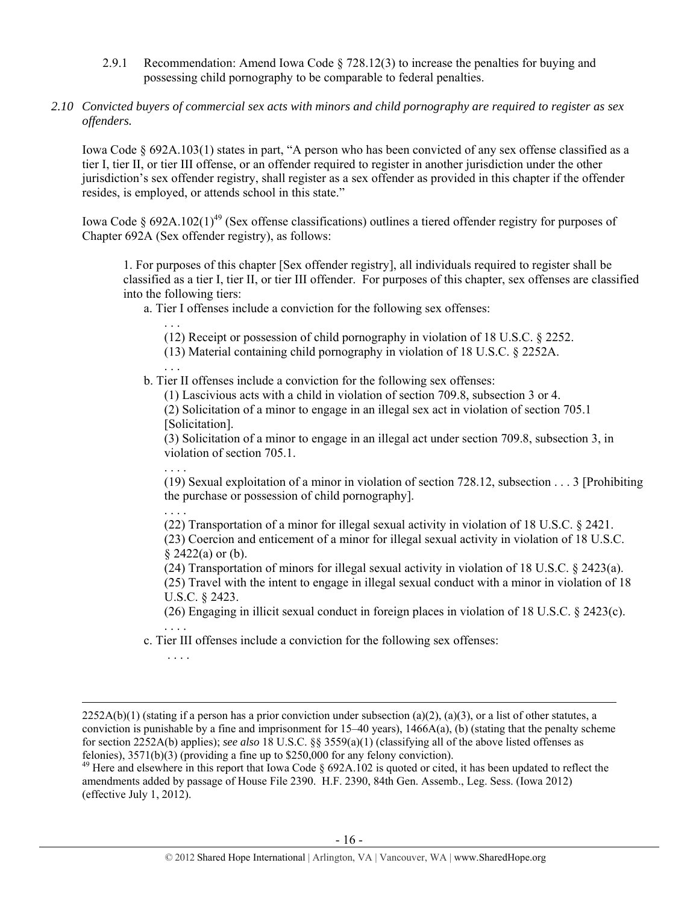2.9.1 Recommendation: Amend Iowa Code § 728.12(3) to increase the penalties for buying and possessing child pornography to be comparable to federal penalties.

*2.10 Convicted buyers of commercial sex acts with minors and child pornography are required to register as sex offenders.*

Iowa Code § 692A.103(1) states in part, "A person who has been convicted of any sex offense classified as a tier I, tier II, or tier III offense, or an offender required to register in another jurisdiction under the other jurisdiction's sex offender registry, shall register as a sex offender as provided in this chapter if the offender resides, is employed, or attends school in this state."

Iowa Code § 692A.102(1)[49] (Sex offense classifications) outlines a tiered offender registry for purposes of Chapter 692A (Sex offender registry), as follows:

> 1. For purposes of this chapter [Sex offender registry], all individuals required to register shall be classified as a tier I, tier II, or tier III offender. For purposes of this chapter, sex offenses are classified into the following tiers:
>
> a. Tier I offenses include a conviction for the following sex offenses:
>
> . . .
>
> (12) Receipt or possession of child pornography in violation of 18 U.S.C. § 2252.
>
> (13) Material containing child pornography in violation of 18 U.S.C. § 2252A.
>
> . . .
>
> b. Tier II offenses include a conviction for the following sex offenses:
>
> (1) Lascivious acts with a child in violation of section 709.8, subsection 3 or 4.
>
> (2) Solicitation of a minor to engage in an illegal sex act in violation of section 705.1 [Solicitation].
>
> (3) Solicitation of a minor to engage in an illegal act under section 709.8, subsection 3, in violation of section 705.1.
>
> . . . .
>
> (19) Sexual exploitation of a minor in violation of section 728.12, subsection . . . 3 [Prohibiting the purchase or possession of child pornography].
>
> . . . .
>
> (22) Transportation of a minor for illegal sexual activity in violation of 18 U.S.C. § 2421.
>
> (23) Coercion and enticement of a minor for illegal sexual activity in violation of 18 U.S.C. § 2422(a) or (b).
>
> (24) Transportation of minors for illegal sexual activity in violation of 18 U.S.C. § 2423(a).
>
> (25) Travel with the intent to engage in illegal sexual conduct with a minor in violation of 18 U.S.C. § 2423.
>
> (26) Engaging in illicit sexual conduct in foreign places in violation of 18 U.S.C. § 2423(c).
>
> . . . .
>
> c. Tier III offenses include a conviction for the following sex offenses:
>
> . . . .

---

2252A(b)(1) (stating if a person has a prior conviction under subsection (a)(2), (a)(3), or a list of other statutes, a conviction is punishable by a fine and imprisonment for 15–40 years), 1466A(a), (b) (stating that the penalty scheme for section 2252A(b) applies); *see also* 18 U.S.C. §§ 3559(a)(1) (classifying all of the above listed offenses as felonies), 3571(b)(3) (providing a fine up to $250,000 for any felony conviction).

[49] Here and elsewhere in this report that Iowa Code § 692A.102 is quoted or cited, it has been updated to reflect the amendments added by passage of House File 2390. H.F. 2390, 84th Gen. Assemb., Leg. Sess. (Iowa 2012) (effective July 1, 2012).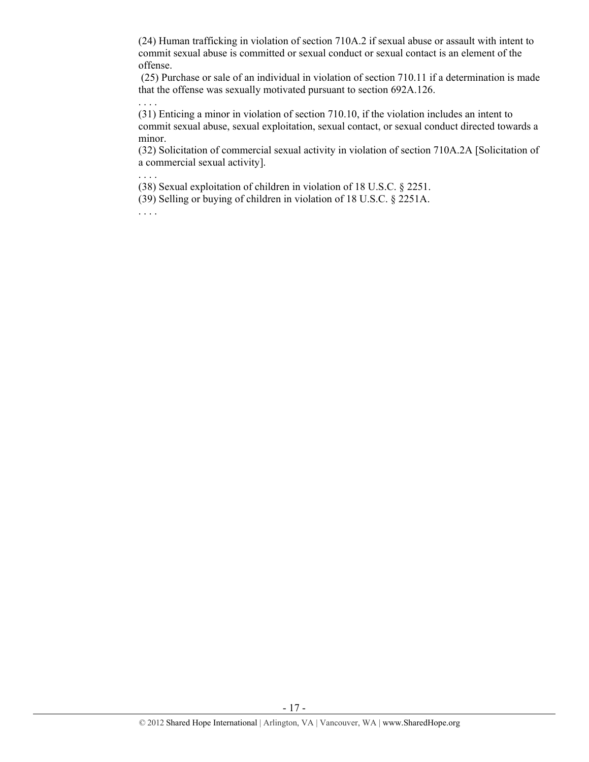(24) Human trafficking in violation of section 710A.2 if sexual abuse or assault with intent to commit sexual abuse is committed or sexual conduct or sexual contact is an element of the offense.

(25) Purchase or sale of an individual in violation of section 710.11 if a determination is made that the offense was sexually motivated pursuant to section 692A.126.

. . . .

(31) Enticing a minor in violation of section 710.10, if the violation includes an intent to commit sexual abuse, sexual exploitation, sexual contact, or sexual conduct directed towards a minor.

(32) Solicitation of commercial sexual activity in violation of section 710A.2A [Solicitation of a commercial sexual activity].

. . . .

(38) Sexual exploitation of children in violation of 18 U.S.C. § 2251.

(39) Selling or buying of children in violation of 18 U.S.C. § 2251A.

. . . .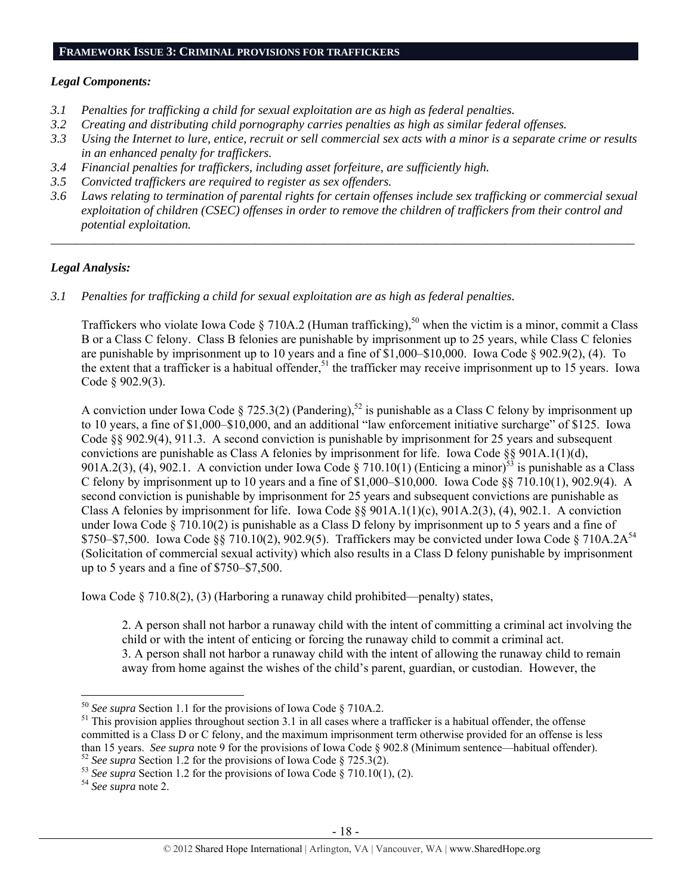## FRAMEWORK ISSUE 3: CRIMINAL PROVISIONS FOR TRAFFICKERS

***Legal Components:***

*3.1 Penalties for trafficking a child for sexual exploitation are as high as federal penalties.*
*3.2 Creating and distributing child pornography carries penalties as high as similar federal offenses.*
*3.3 Using the Internet to lure, entice, recruit or sell commercial sex acts with a minor is a separate crime or results in an enhanced penalty for traffickers.*
*3.4 Financial penalties for traffickers, including asset forfeiture, are sufficiently high.*
*3.5 Convicted traffickers are required to register as sex offenders.*
*3.6 Laws relating to termination of parental rights for certain offenses include sex trafficking or commercial sexual exploitation of children (CSEC) offenses in order to remove the children of traffickers from their control and potential exploitation.*

---

***Legal Analysis:***

*3.1 Penalties for trafficking a child for sexual exploitation are as high as federal penalties.*

Traffickers who violate Iowa Code § 710A.2 (Human trafficking),[50] when the victim is a minor, commit a Class B or a Class C felony. Class B felonies are punishable by imprisonment up to 25 years, while Class C felonies are punishable by imprisonment up to 10 years and a fine of $1,000–$10,000. Iowa Code § 902.9(2), (4). To the extent that a trafficker is a habitual offender,[51] the trafficker may receive imprisonment up to 15 years. Iowa Code § 902.9(3).

A conviction under Iowa Code § 725.3(2) (Pandering),[52] is punishable as a Class C felony by imprisonment up to 10 years, a fine of $1,000–$10,000, and an additional "law enforcement initiative surcharge" of $125. Iowa Code §§ 902.9(4), 911.3. A second conviction is punishable by imprisonment for 25 years and subsequent convictions are punishable as Class A felonies by imprisonment for life. Iowa Code §§ 901A.1(1)(d), 901A.2(3), (4), 902.1. A conviction under Iowa Code § 710.10(1) (Enticing a minor)[53] is punishable as a Class C felony by imprisonment up to 10 years and a fine of $1,000–$10,000. Iowa Code §§ 710.10(1), 902.9(4). A second conviction is punishable by imprisonment for 25 years and subsequent convictions are punishable as Class A felonies by imprisonment for life. Iowa Code §§ 901A.1(1)(c), 901A.2(3), (4), 902.1. A conviction under Iowa Code § 710.10(2) is punishable as a Class D felony by imprisonment up to 5 years and a fine of $750–$7,500. Iowa Code §§ 710.10(2), 902.9(5). Traffickers may be convicted under Iowa Code § 710A.2A[54] (Solicitation of commercial sexual activity) which also results in a Class D felony punishable by imprisonment up to 5 years and a fine of $750–$7,500.

Iowa Code § 710.8(2), (3) (Harboring a runaway child prohibited—penalty) states,

> 2. A person shall not harbor a runaway child with the intent of committing a criminal act involving the child or with the intent of enticing or forcing the runaway child to commit a criminal act.
> 3. A person shall not harbor a runaway child with the intent of allowing the runaway child to remain away from home against the wishes of the child's parent, guardian, or custodian. However, the

---

[50] *See supra* Section 1.1 for the provisions of Iowa Code § 710A.2.
[51] This provision applies throughout section 3.1 in all cases where a trafficker is a habitual offender, the offense committed is a Class D or C felony, and the maximum imprisonment term otherwise provided for an offense is less than 15 years. *See supra* note 9 for the provisions of Iowa Code § 902.8 (Minimum sentence—habitual offender).
[52] *See supra* Section 1.2 for the provisions of Iowa Code § 725.3(2).
[53] *See supra* Section 1.2 for the provisions of Iowa Code § 710.10(1), (2).
[54] *See supra* note 2.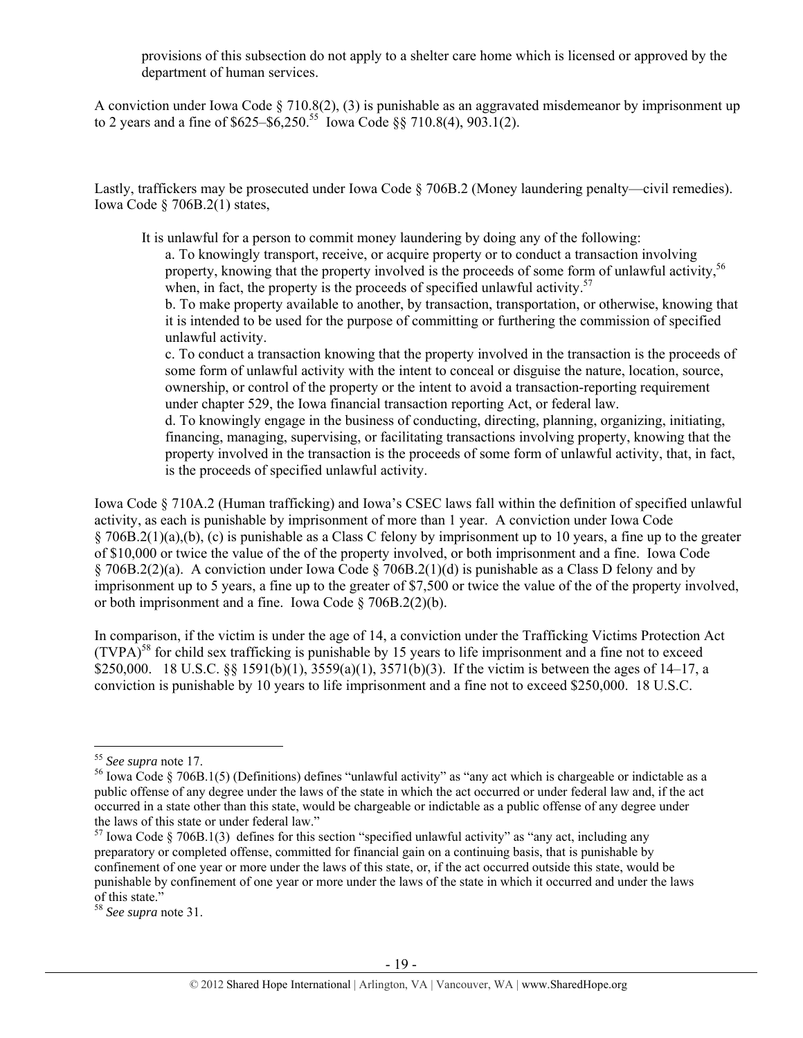provisions of this subsection do not apply to a shelter care home which is licensed or approved by the department of human services.

A conviction under Iowa Code § 710.8(2), (3) is punishable as an aggravated misdemeanor by imprisonment up to 2 years and a fine of $625–$6,250.[55] Iowa Code §§ 710.8(4), 903.1(2).

Lastly, traffickers may be prosecuted under Iowa Code § 706B.2 (Money laundering penalty—civil remedies). Iowa Code § 706B.2(1) states,

> It is unlawful for a person to commit money laundering by doing any of the following:
>
> a. To knowingly transport, receive, or acquire property or to conduct a transaction involving property, knowing that the property involved is the proceeds of some form of unlawful activity,[56] when, in fact, the property is the proceeds of specified unlawful activity.[57]
>
> b. To make property available to another, by transaction, transportation, or otherwise, knowing that it is intended to be used for the purpose of committing or furthering the commission of specified unlawful activity.
>
> c. To conduct a transaction knowing that the property involved in the transaction is the proceeds of some form of unlawful activity with the intent to conceal or disguise the nature, location, source, ownership, or control of the property or the intent to avoid a transaction-reporting requirement under chapter 529, the Iowa financial transaction reporting Act, or federal law.
>
> d. To knowingly engage in the business of conducting, directing, planning, organizing, initiating, financing, managing, supervising, or facilitating transactions involving property, knowing that the property involved in the transaction is the proceeds of some form of unlawful activity, that, in fact, is the proceeds of specified unlawful activity.

Iowa Code § 710A.2 (Human trafficking) and Iowa's CSEC laws fall within the definition of specified unlawful activity, as each is punishable by imprisonment of more than 1 year. A conviction under Iowa Code § 706B.2(1)(a),(b), (c) is punishable as a Class C felony by imprisonment up to 10 years, a fine up to the greater of $10,000 or twice the value of the of the property involved, or both imprisonment and a fine. Iowa Code § 706B.2(2)(a). A conviction under Iowa Code § 706B.2(1)(d) is punishable as a Class D felony and by imprisonment up to 5 years, a fine up to the greater of $7,500 or twice the value of the of the property involved, or both imprisonment and a fine. Iowa Code § 706B.2(2)(b).

In comparison, if the victim is under the age of 14, a conviction under the Trafficking Victims Protection Act (TVPA)[58] for child sex trafficking is punishable by 15 years to life imprisonment and a fine not to exceed $250,000. 18 U.S.C. §§ 1591(b)(1), 3559(a)(1), 3571(b)(3). If the victim is between the ages of 14–17, a conviction is punishable by 10 years to life imprisonment and a fine not to exceed $250,000. 18 U.S.C.

---

[55] *See supra* note 17.

[56] Iowa Code § 706B.1(5) (Definitions) defines "unlawful activity" as "any act which is chargeable or indictable as a public offense of any degree under the laws of the state in which the act occurred or under federal law and, if the act occurred in a state other than this state, would be chargeable or indictable as a public offense of any degree under the laws of this state or under federal law."

[57] Iowa Code § 706B.1(3) defines for this section "specified unlawful activity" as "any act, including any preparatory or completed offense, committed for financial gain on a continuing basis, that is punishable by confinement of one year or more under the laws of this state, or, if the act occurred outside this state, would be punishable by confinement of one year or more under the laws of the state in which it occurred and under the laws of this state."

[58] *See supra* note 31.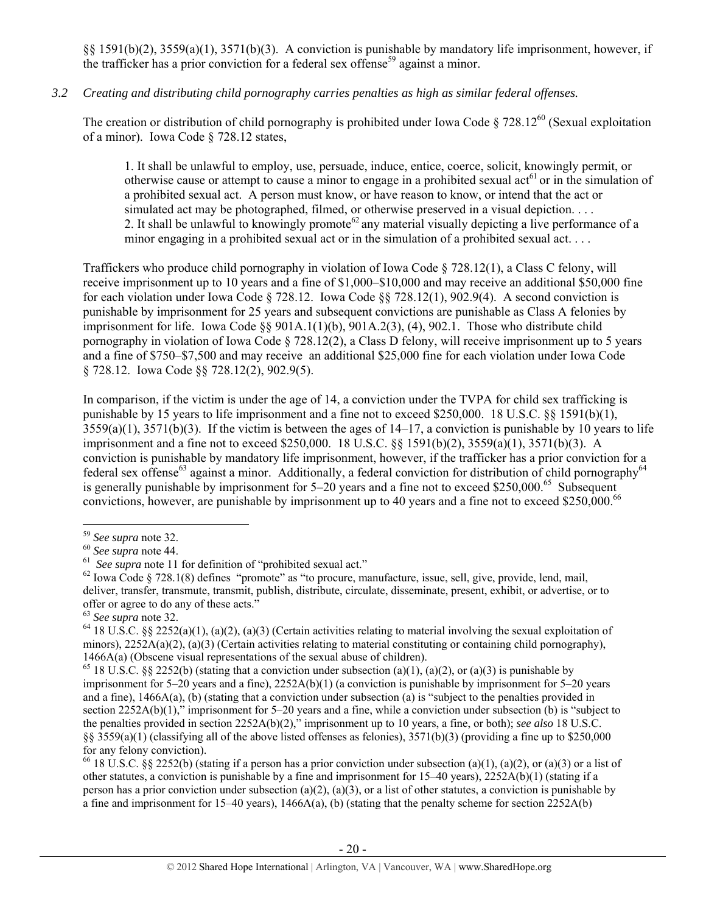§§ 1591(b)(2), 3559(a)(1), 3571(b)(3). A conviction is punishable by mandatory life imprisonment, however, if the trafficker has a prior conviction for a federal sex offense[59] against a minor.

*3.2 Creating and distributing child pornography carries penalties as high as similar federal offenses.*

The creation or distribution of child pornography is prohibited under Iowa Code § 728.12[60] (Sexual exploitation of a minor). Iowa Code § 728.12 states,

> 1. It shall be unlawful to employ, use, persuade, induce, entice, coerce, solicit, knowingly permit, or otherwise cause or attempt to cause a minor to engage in a prohibited sexual act[61] or in the simulation of a prohibited sexual act. A person must know, or have reason to know, or intend that the act or simulated act may be photographed, filmed, or otherwise preserved in a visual depiction. . . .
> 2. It shall be unlawful to knowingly promote[62] any material visually depicting a live performance of a minor engaging in a prohibited sexual act or in the simulation of a prohibited sexual act. . . .

Traffickers who produce child pornography in violation of Iowa Code § 728.12(1), a Class C felony, will receive imprisonment up to 10 years and a fine of $1,000–$10,000 and may receive an additional $50,000 fine for each violation under Iowa Code § 728.12. Iowa Code §§ 728.12(1), 902.9(4). A second conviction is punishable by imprisonment for 25 years and subsequent convictions are punishable as Class A felonies by imprisonment for life. Iowa Code §§ 901A.1(1)(b), 901A.2(3), (4), 902.1. Those who distribute child pornography in violation of Iowa Code § 728.12(2), a Class D felony, will receive imprisonment up to 5 years and a fine of $750–$7,500 and may receive an additional $25,000 fine for each violation under Iowa Code § 728.12. Iowa Code §§ 728.12(2), 902.9(5).

In comparison, if the victim is under the age of 14, a conviction under the TVPA for child sex trafficking is punishable by 15 years to life imprisonment and a fine not to exceed $250,000. 18 U.S.C. §§ 1591(b)(1), 3559(a)(1), 3571(b)(3). If the victim is between the ages of 14–17, a conviction is punishable by 10 years to life imprisonment and a fine not to exceed $250,000. 18 U.S.C. §§ 1591(b)(2), 3559(a)(1), 3571(b)(3). A conviction is punishable by mandatory life imprisonment, however, if the trafficker has a prior conviction for a federal sex offense[63] against a minor. Additionally, a federal conviction for distribution of child pornography[64] is generally punishable by imprisonment for 5–20 years and a fine not to exceed $250,000.[65] Subsequent convictions, however, are punishable by imprisonment up to 40 years and a fine not to exceed $250,000.[66]

---

[59] *See supra* note 32.

[60] *See supra* note 44.

[61] *See supra* note 11 for definition of "prohibited sexual act."

[62] Iowa Code § 728.1(8) defines "promote" as "to procure, manufacture, issue, sell, give, provide, lend, mail, deliver, transfer, transmute, transmit, publish, distribute, circulate, disseminate, present, exhibit, or advertise, or to offer or agree to do any of these acts."

[63] *See supra* note 32.

[64] 18 U.S.C. §§ 2252(a)(1), (a)(2), (a)(3) (Certain activities relating to material involving the sexual exploitation of minors), 2252A(a)(2), (a)(3) (Certain activities relating to material constituting or containing child pornography), 1466A(a) (Obscene visual representations of the sexual abuse of children).

[65] 18 U.S.C. §§ 2252(b) (stating that a conviction under subsection (a)(1), (a)(2), or (a)(3) is punishable by imprisonment for 5–20 years and a fine), 2252A(b)(1) (a conviction is punishable by imprisonment for 5–20 years and a fine), 1466A(a), (b) (stating that a conviction under subsection (a) is "subject to the penalties provided in section 2252A(b)(1)," imprisonment for 5–20 years and a fine, while a conviction under subsection (b) is "subject to the penalties provided in section 2252A(b)(2)," imprisonment up to 10 years, a fine, or both); *see also* 18 U.S.C. §§ 3559(a)(1) (classifying all of the above listed offenses as felonies), 3571(b)(3) (providing a fine up to $250,000 for any felony conviction).

[66] 18 U.S.C. §§ 2252(b) (stating if a person has a prior conviction under subsection (a)(1), (a)(2), or (a)(3) or a list of other statutes, a conviction is punishable by a fine and imprisonment for 15–40 years), 2252A(b)(1) (stating if a person has a prior conviction under subsection (a)(2), (a)(3), or a list of other statutes, a conviction is punishable by a fine and imprisonment for 15–40 years), 1466A(a), (b) (stating that the penalty scheme for section 2252A(b)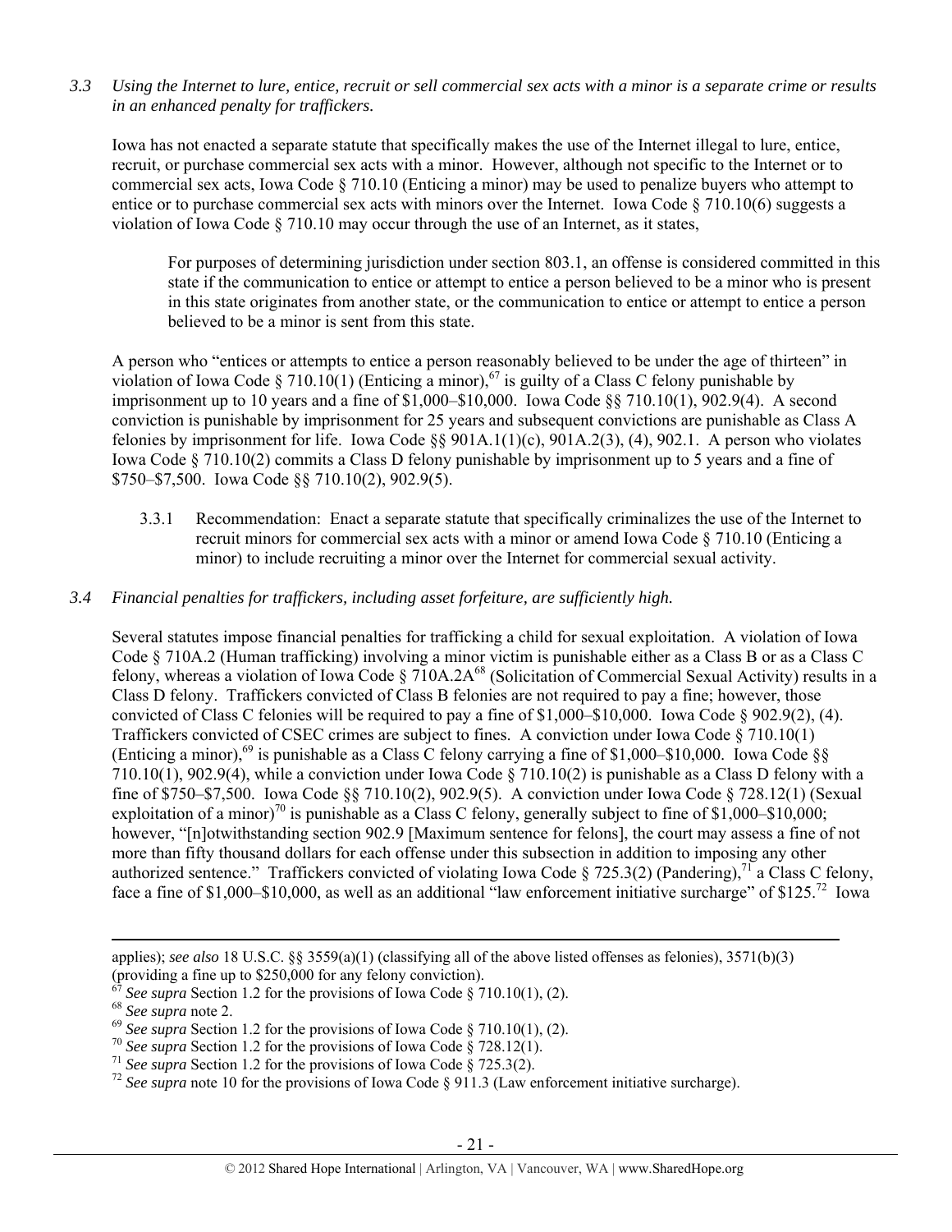*3.3 Using the Internet to lure, entice, recruit or sell commercial sex acts with a minor is a separate crime or results in an enhanced penalty for traffickers.*

Iowa has not enacted a separate statute that specifically makes the use of the Internet illegal to lure, entice, recruit, or purchase commercial sex acts with a minor. However, although not specific to the Internet or to commercial sex acts, Iowa Code § 710.10 (Enticing a minor) may be used to penalize buyers who attempt to entice or to purchase commercial sex acts with minors over the Internet. Iowa Code § 710.10(6) suggests a violation of Iowa Code § 710.10 may occur through the use of an Internet, as it states,

> For purposes of determining jurisdiction under section 803.1, an offense is considered committed in this state if the communication to entice or attempt to entice a person believed to be a minor who is present in this state originates from another state, or the communication to entice or attempt to entice a person believed to be a minor is sent from this state.

A person who "entices or attempts to entice a person reasonably believed to be under the age of thirteen" in violation of Iowa Code § 710.10(1) (Enticing a minor),[67] is guilty of a Class C felony punishable by imprisonment up to 10 years and a fine of $1,000–$10,000. Iowa Code §§ 710.10(1), 902.9(4). A second conviction is punishable by imprisonment for 25 years and subsequent convictions are punishable as Class A felonies by imprisonment for life. Iowa Code §§ 901A.1(1)(c), 901A.2(3), (4), 902.1. A person who violates Iowa Code § 710.10(2) commits a Class D felony punishable by imprisonment up to 5 years and a fine of $750–$7,500. Iowa Code §§ 710.10(2), 902.9(5).

3.3.1 Recommendation: Enact a separate statute that specifically criminalizes the use of the Internet to recruit minors for commercial sex acts with a minor or amend Iowa Code § 710.10 (Enticing a minor) to include recruiting a minor over the Internet for commercial sexual activity.

*3.4 Financial penalties for traffickers, including asset forfeiture, are sufficiently high.*

Several statutes impose financial penalties for trafficking a child for sexual exploitation. A violation of Iowa Code § 710A.2 (Human trafficking) involving a minor victim is punishable either as a Class B or as a Class C felony, whereas a violation of Iowa Code § 710A.2A[68] (Solicitation of Commercial Sexual Activity) results in a Class D felony. Traffickers convicted of Class B felonies are not required to pay a fine; however, those convicted of Class C felonies will be required to pay a fine of $1,000–$10,000. Iowa Code § 902.9(2), (4). Traffickers convicted of CSEC crimes are subject to fines. A conviction under Iowa Code § 710.10(1) (Enticing a minor),[69] is punishable as a Class C felony carrying a fine of $1,000–$10,000. Iowa Code §§ 710.10(1), 902.9(4), while a conviction under Iowa Code § 710.10(2) is punishable as a Class D felony with a fine of $750–$7,500. Iowa Code §§ 710.10(2), 902.9(5). A conviction under Iowa Code § 728.12(1) (Sexual exploitation of a minor)[70] is punishable as a Class C felony, generally subject to fine of $1,000–$10,000; however, "[n]otwithstanding section 902.9 [Maximum sentence for felons], the court may assess a fine of not more than fifty thousand dollars for each offense under this subsection in addition to imposing any other authorized sentence." Traffickers convicted of violating Iowa Code § 725.3(2) (Pandering),[71] a Class C felony, face a fine of $1,000–$10,000, as well as an additional "law enforcement initiative surcharge" of $125.[72] Iowa

---

applies); *see also* 18 U.S.C. §§ 3559(a)(1) (classifying all of the above listed offenses as felonies), 3571(b)(3) (providing a fine up to $250,000 for any felony conviction).

[67] *See supra* Section 1.2 for the provisions of Iowa Code § 710.10(1), (2).

[68] *See supra* note 2.

[69] *See supra* Section 1.2 for the provisions of Iowa Code § 710.10(1), (2).

[70] *See supra* Section 1.2 for the provisions of Iowa Code § 728.12(1).

[71] *See supra* Section 1.2 for the provisions of Iowa Code § 725.3(2).

[72] *See supra* note 10 for the provisions of Iowa Code § 911.3 (Law enforcement initiative surcharge).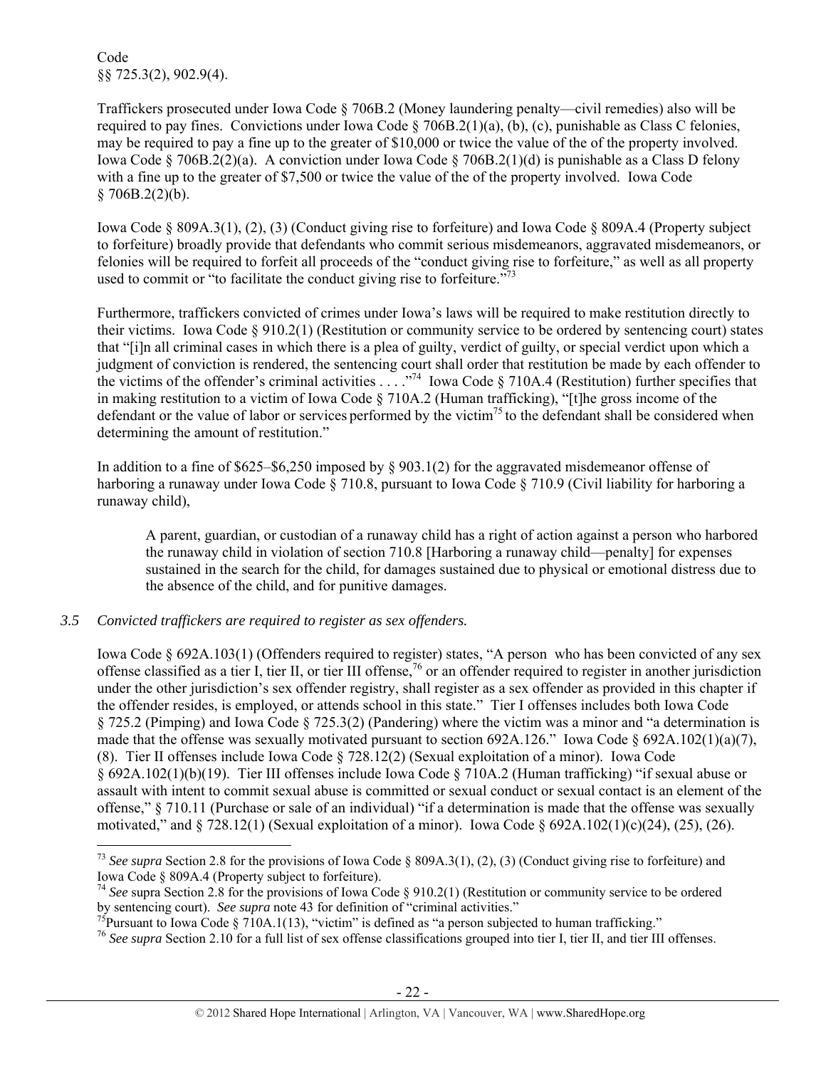Code
§§ 725.3(2), 902.9(4).

Traffickers prosecuted under Iowa Code § 706B.2 (Money laundering penalty—civil remedies) also will be required to pay fines. Convictions under Iowa Code § 706B.2(1)(a), (b), (c), punishable as Class C felonies, may be required to pay a fine up to the greater of $10,000 or twice the value of the of the property involved. Iowa Code § 706B.2(2)(a). A conviction under Iowa Code § 706B.2(1)(d) is punishable as a Class D felony with a fine up to the greater of $7,500 or twice the value of the of the property involved. Iowa Code § 706B.2(2)(b).

Iowa Code § 809A.3(1), (2), (3) (Conduct giving rise to forfeiture) and Iowa Code § 809A.4 (Property subject to forfeiture) broadly provide that defendants who commit serious misdemeanors, aggravated misdemeanors, or felonies will be required to forfeit all proceeds of the "conduct giving rise to forfeiture," as well as all property used to commit or "to facilitate the conduct giving rise to forfeiture."[73]

Furthermore, traffickers convicted of crimes under Iowa's laws will be required to make restitution directly to their victims. Iowa Code § 910.2(1) (Restitution or community service to be ordered by sentencing court) states that "[i]n all criminal cases in which there is a plea of guilty, verdict of guilty, or special verdict upon which a judgment of conviction is rendered, the sentencing court shall order that restitution be made by each offender to the victims of the offender's criminal activities . . . ."[74] Iowa Code § 710A.4 (Restitution) further specifies that in making restitution to a victim of Iowa Code § 710A.2 (Human trafficking), "[t]he gross income of the defendant or the value of labor or services performed by the victim[75] to the defendant shall be considered when determining the amount of restitution."

In addition to a fine of $625–$6,250 imposed by § 903.1(2) for the aggravated misdemeanor offense of harboring a runaway under Iowa Code § 710.8, pursuant to Iowa Code § 710.9 (Civil liability for harboring a runaway child),

> A parent, guardian, or custodian of a runaway child has a right of action against a person who harbored the runaway child in violation of section 710.8 [Harboring a runaway child—penalty] for expenses sustained in the search for the child, for damages sustained due to physical or emotional distress due to the absence of the child, and for punitive damages.

*3.5 Convicted traffickers are required to register as sex offenders.*

Iowa Code § 692A.103(1) (Offenders required to register) states, "A person who has been convicted of any sex offense classified as a tier I, tier II, or tier III offense,[76] or an offender required to register in another jurisdiction under the other jurisdiction's sex offender registry, shall register as a sex offender as provided in this chapter if the offender resides, is employed, or attends school in this state." Tier I offenses includes both Iowa Code § 725.2 (Pimping) and Iowa Code § 725.3(2) (Pandering) where the victim was a minor and "a determination is made that the offense was sexually motivated pursuant to section 692A.126." Iowa Code § 692A.102(1)(a)(7), (8). Tier II offenses include Iowa Code § 728.12(2) (Sexual exploitation of a minor). Iowa Code § 692A.102(1)(b)(19). Tier III offenses include Iowa Code § 710A.2 (Human trafficking) "if sexual abuse or assault with intent to commit sexual abuse is committed or sexual conduct or sexual contact is an element of the offense," § 710.11 (Purchase or sale of an individual) "if a determination is made that the offense was sexually motivated," and § 728.12(1) (Sexual exploitation of a minor). Iowa Code § 692A.102(1)(c)(24), (25), (26).

---

[73] *See supra* Section 2.8 for the provisions of Iowa Code § 809A.3(1), (2), (3) (Conduct giving rise to forfeiture) and Iowa Code § 809A.4 (Property subject to forfeiture).

[74] *See* supra Section 2.8 for the provisions of Iowa Code § 910.2(1) (Restitution or community service to be ordered by sentencing court). *See supra* note 43 for definition of "criminal activities."

[75] Pursuant to Iowa Code § 710A.1(13), "victim" is defined as "a person subjected to human trafficking."

[76] *See supra* Section 2.10 for a full list of sex offense classifications grouped into tier I, tier II, and tier III offenses.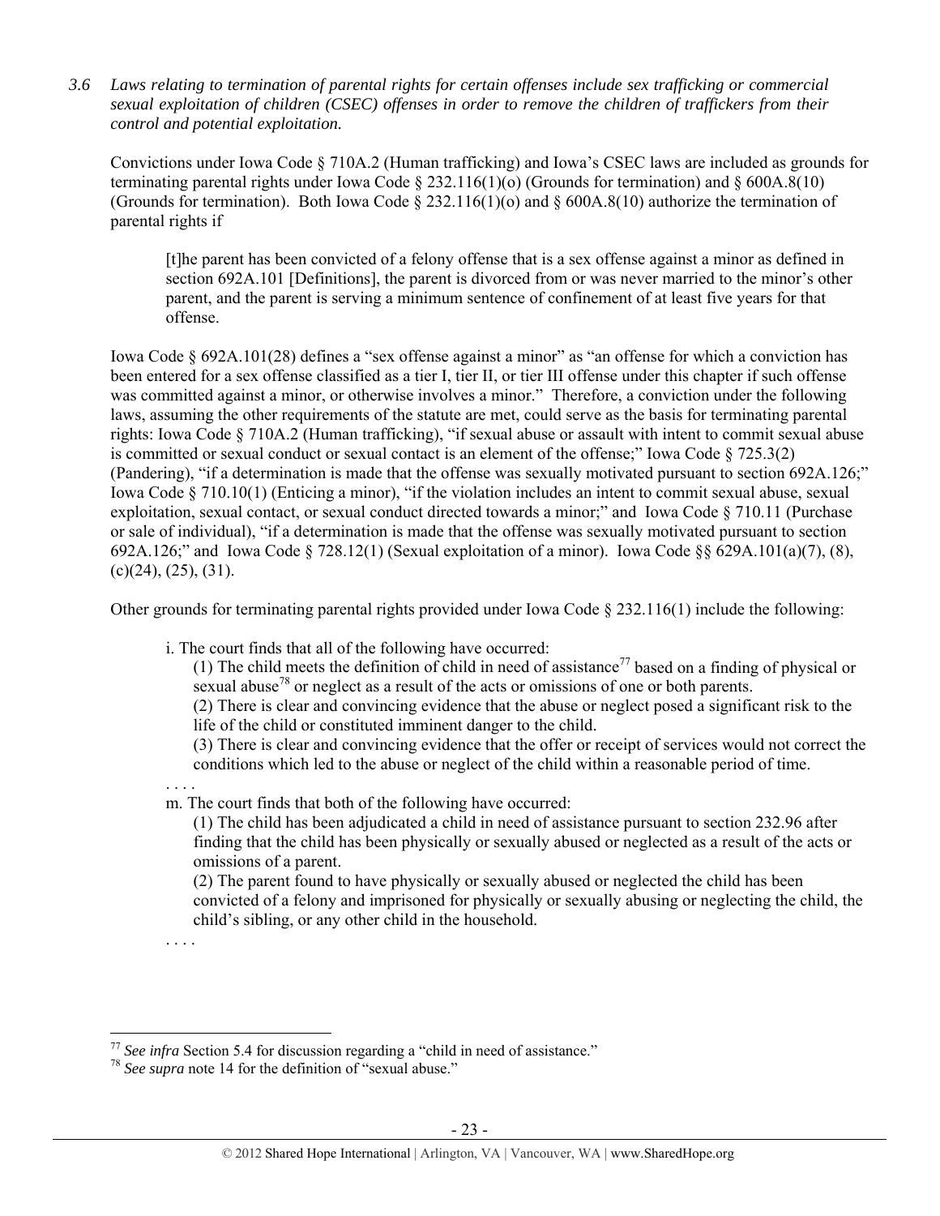*3.6 Laws relating to termination of parental rights for certain offenses include sex trafficking or commercial sexual exploitation of children (CSEC) offenses in order to remove the children of traffickers from their control and potential exploitation.*

Convictions under Iowa Code § 710A.2 (Human trafficking) and Iowa's CSEC laws are included as grounds for terminating parental rights under Iowa Code § 232.116(1)(o) (Grounds for termination) and § 600A.8(10) (Grounds for termination). Both Iowa Code § 232.116(1)(o) and § 600A.8(10) authorize the termination of parental rights if

> [t]he parent has been convicted of a felony offense that is a sex offense against a minor as defined in section 692A.101 [Definitions], the parent is divorced from or was never married to the minor's other parent, and the parent is serving a minimum sentence of confinement of at least five years for that offense.

Iowa Code § 692A.101(28) defines a "sex offense against a minor" as "an offense for which a conviction has been entered for a sex offense classified as a tier I, tier II, or tier III offense under this chapter if such offense was committed against a minor, or otherwise involves a minor." Therefore, a conviction under the following laws, assuming the other requirements of the statute are met, could serve as the basis for terminating parental rights: Iowa Code § 710A.2 (Human trafficking), "if sexual abuse or assault with intent to commit sexual abuse is committed or sexual conduct or sexual contact is an element of the offense;" Iowa Code § 725.3(2) (Pandering), "if a determination is made that the offense was sexually motivated pursuant to section 692A.126;" Iowa Code § 710.10(1) (Enticing a minor), "if the violation includes an intent to commit sexual abuse, sexual exploitation, sexual contact, or sexual conduct directed towards a minor;" and Iowa Code § 710.11 (Purchase or sale of individual), "if a determination is made that the offense was sexually motivated pursuant to section 692A.126;" and Iowa Code § 728.12(1) (Sexual exploitation of a minor). Iowa Code §§ 629A.101(a)(7), (8), (c)(24), (25), (31).

Other grounds for terminating parental rights provided under Iowa Code § 232.116(1) include the following:

> i. The court finds that all of the following have occurred:
>
> (1) The child meets the definition of child in need of assistance[77] based on a finding of physical or sexual abuse[78] or neglect as a result of the acts or omissions of one or both parents.
>
> (2) There is clear and convincing evidence that the abuse or neglect posed a significant risk to the life of the child or constituted imminent danger to the child.
>
> (3) There is clear and convincing evidence that the offer or receipt of services would not correct the conditions which led to the abuse or neglect of the child within a reasonable period of time.
>
> . . . .
>
> m. The court finds that both of the following have occurred:
>
> (1) The child has been adjudicated a child in need of assistance pursuant to section 232.96 after finding that the child has been physically or sexually abused or neglected as a result of the acts or omissions of a parent.
>
> (2) The parent found to have physically or sexually abused or neglected the child has been convicted of a felony and imprisoned for physically or sexually abusing or neglecting the child, the child's sibling, or any other child in the household.
>
> . . . .

---

[77] *See infra* Section 5.4 for discussion regarding a "child in need of assistance."

[78] *See supra* note 14 for the definition of "sexual abuse."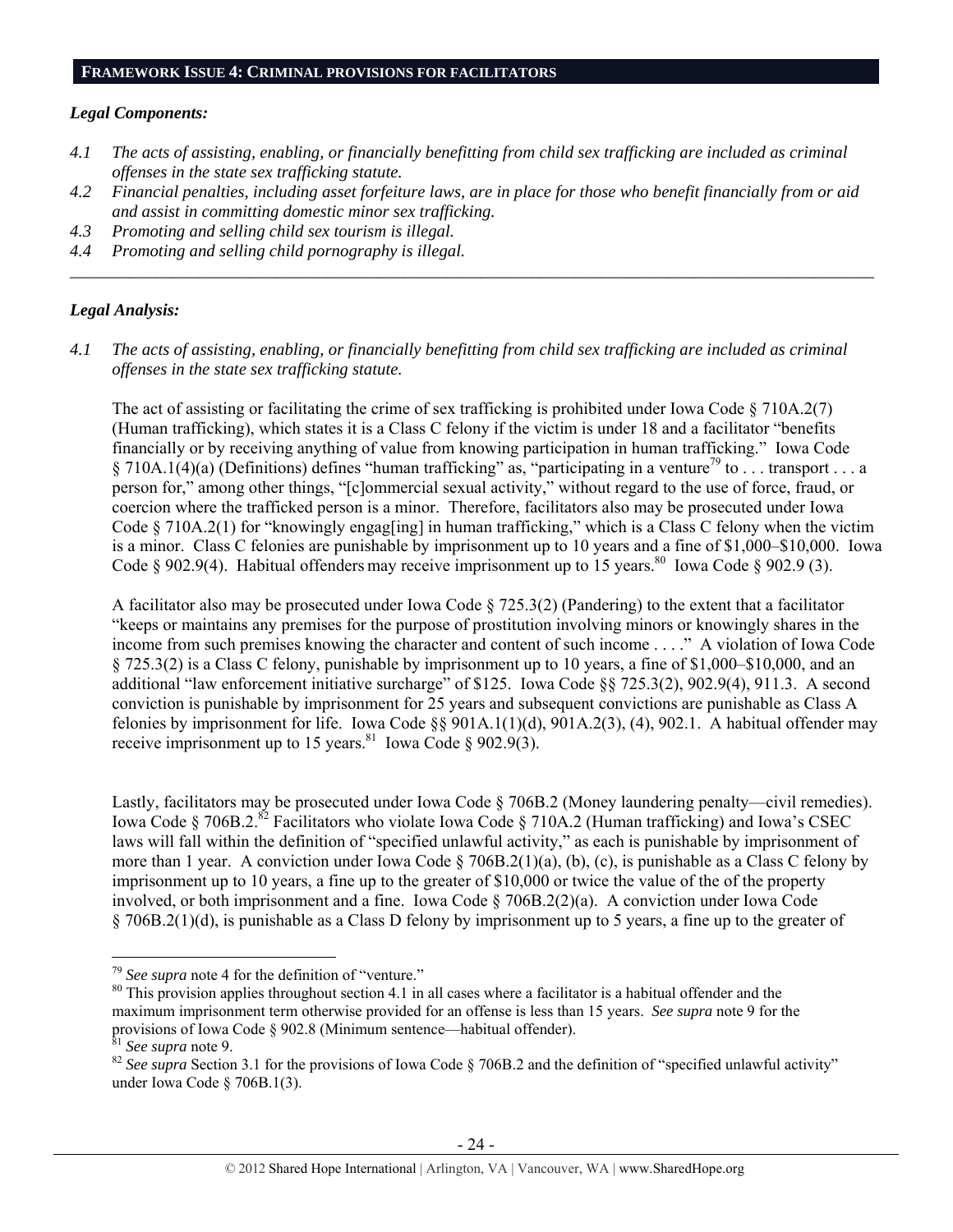## FRAMEWORK ISSUE 4: CRIMINAL PROVISIONS FOR FACILITATORS

### *Legal Components:*

*4.1 The acts of assisting, enabling, or financially benefitting from child sex trafficking are included as criminal offenses in the state sex trafficking statute.*

*4.2 Financial penalties, including asset forfeiture laws, are in place for those who benefit financially from or aid and assist in committing domestic minor sex trafficking.*

*4.3 Promoting and selling child sex tourism is illegal.*

*4.4 Promoting and selling child pornography is illegal.*

---

### *Legal Analysis:*

*4.1 The acts of assisting, enabling, or financially benefitting from child sex trafficking are included as criminal offenses in the state sex trafficking statute.*

The act of assisting or facilitating the crime of sex trafficking is prohibited under Iowa Code § 710A.2(7) (Human trafficking), which states it is a Class C felony if the victim is under 18 and a facilitator "benefits financially or by receiving anything of value from knowing participation in human trafficking." Iowa Code § 710A.1(4)(a) (Definitions) defines "human trafficking" as, "participating in a venture[79] to . . . transport . . . a person for," among other things, "[c]ommercial sexual activity," without regard to the use of force, fraud, or coercion where the trafficked person is a minor. Therefore, facilitators also may be prosecuted under Iowa Code § 710A.2(1) for "knowingly engag[ing] in human trafficking," which is a Class C felony when the victim is a minor. Class C felonies are punishable by imprisonment up to 10 years and a fine of $1,000–$10,000. Iowa Code § 902.9(4). Habitual offenders may receive imprisonment up to 15 years.[80] Iowa Code § 902.9 (3).

A facilitator also may be prosecuted under Iowa Code § 725.3(2) (Pandering) to the extent that a facilitator "keeps or maintains any premises for the purpose of prostitution involving minors or knowingly shares in the income from such premises knowing the character and content of such income . . . ." A violation of Iowa Code § 725.3(2) is a Class C felony, punishable by imprisonment up to 10 years, a fine of $1,000–$10,000, and an additional "law enforcement initiative surcharge" of $125. Iowa Code §§ 725.3(2), 902.9(4), 911.3. A second conviction is punishable by imprisonment for 25 years and subsequent convictions are punishable as Class A felonies by imprisonment for life. Iowa Code §§ 901A.1(1)(d), 901A.2(3), (4), 902.1. A habitual offender may receive imprisonment up to 15 years.[81] Iowa Code § 902.9(3).

Lastly, facilitators may be prosecuted under Iowa Code § 706B.2 (Money laundering penalty—civil remedies). Iowa Code § 706B.2.[82] Facilitators who violate Iowa Code § 710A.2 (Human trafficking) and Iowa's CSEC laws will fall within the definition of "specified unlawful activity," as each is punishable by imprisonment of more than 1 year. A conviction under Iowa Code § 706B.2(1)(a), (b), (c), is punishable as a Class C felony by imprisonment up to 10 years, a fine up to the greater of $10,000 or twice the value of the of the property involved, or both imprisonment and a fine. Iowa Code § 706B.2(2)(a). A conviction under Iowa Code § 706B.2(1)(d), is punishable as a Class D felony by imprisonment up to 5 years, a fine up to the greater of

---

[79] *See supra* note 4 for the definition of "venture."

[80] This provision applies throughout section 4.1 in all cases where a facilitator is a habitual offender and the maximum imprisonment term otherwise provided for an offense is less than 15 years. *See supra* note 9 for the provisions of Iowa Code § 902.8 (Minimum sentence—habitual offender).

[81] *See supra* note 9.

[82] *See supra* Section 3.1 for the provisions of Iowa Code § 706B.2 and the definition of "specified unlawful activity" under Iowa Code § 706B.1(3).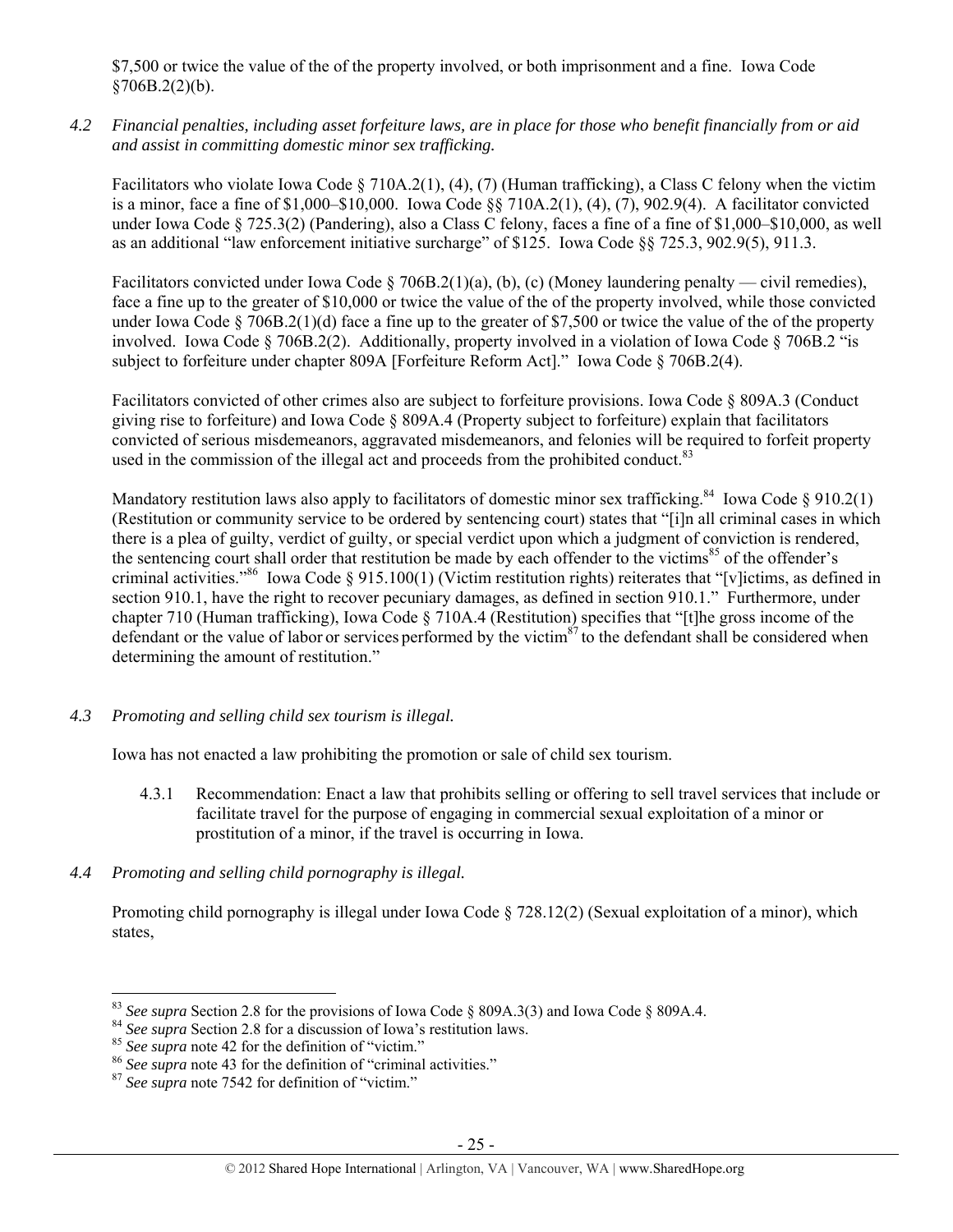$7,500 or twice the value of the of the property involved, or both imprisonment and a fine. Iowa Code §706B.2(2)(b).

*4.2 Financial penalties, including asset forfeiture laws, are in place for those who benefit financially from or aid and assist in committing domestic minor sex trafficking.*

Facilitators who violate Iowa Code § 710A.2(1), (4), (7) (Human trafficking), a Class C felony when the victim is a minor, face a fine of $1,000–$10,000. Iowa Code §§ 710A.2(1), (4), (7), 902.9(4). A facilitator convicted under Iowa Code § 725.3(2) (Pandering), also a Class C felony, faces a fine of a fine of $1,000–$10,000, as well as an additional "law enforcement initiative surcharge" of $125. Iowa Code §§ 725.3, 902.9(5), 911.3.

Facilitators convicted under Iowa Code § 706B.2(1)(a), (b), (c) (Money laundering penalty — civil remedies), face a fine up to the greater of $10,000 or twice the value of the of the property involved, while those convicted under Iowa Code § 706B.2(1)(d) face a fine up to the greater of $7,500 or twice the value of the of the property involved. Iowa Code § 706B.2(2). Additionally, property involved in a violation of Iowa Code § 706B.2 "is subject to forfeiture under chapter 809A [Forfeiture Reform Act]." Iowa Code § 706B.2(4).

Facilitators convicted of other crimes also are subject to forfeiture provisions. Iowa Code § 809A.3 (Conduct giving rise to forfeiture) and Iowa Code § 809A.4 (Property subject to forfeiture) explain that facilitators convicted of serious misdemeanors, aggravated misdemeanors, and felonies will be required to forfeit property used in the commission of the illegal act and proceeds from the prohibited conduct.[83]

Mandatory restitution laws also apply to facilitators of domestic minor sex trafficking.[84] Iowa Code § 910.2(1) (Restitution or community service to be ordered by sentencing court) states that "[i]n all criminal cases in which there is a plea of guilty, verdict of guilty, or special verdict upon which a judgment of conviction is rendered, the sentencing court shall order that restitution be made by each offender to the victims[85] of the offender's criminal activities."[86] Iowa Code § 915.100(1) (Victim restitution rights) reiterates that "[v]ictims, as defined in section 910.1, have the right to recover pecuniary damages, as defined in section 910.1." Furthermore, under chapter 710 (Human trafficking), Iowa Code § 710A.4 (Restitution) specifies that "[t]he gross income of the defendant or the value of labor or services performed by the victim[87] to the defendant shall be considered when determining the amount of restitution."

*4.3 Promoting and selling child sex tourism is illegal.*

Iowa has not enacted a law prohibiting the promotion or sale of child sex tourism.

4.3.1 Recommendation: Enact a law that prohibits selling or offering to sell travel services that include or facilitate travel for the purpose of engaging in commercial sexual exploitation of a minor or prostitution of a minor, if the travel is occurring in Iowa.

*4.4 Promoting and selling child pornography is illegal.*

Promoting child pornography is illegal under Iowa Code § 728.12(2) (Sexual exploitation of a minor), which states,

---

[83] *See supra* Section 2.8 for the provisions of Iowa Code § 809A.3(3) and Iowa Code § 809A.4.

[84] *See supra* Section 2.8 for a discussion of Iowa's restitution laws.

[85] *See supra* note 42 for the definition of "victim."

[86] *See supra* note 43 for the definition of "criminal activities."

[87] *See supra* note 7542 for definition of "victim."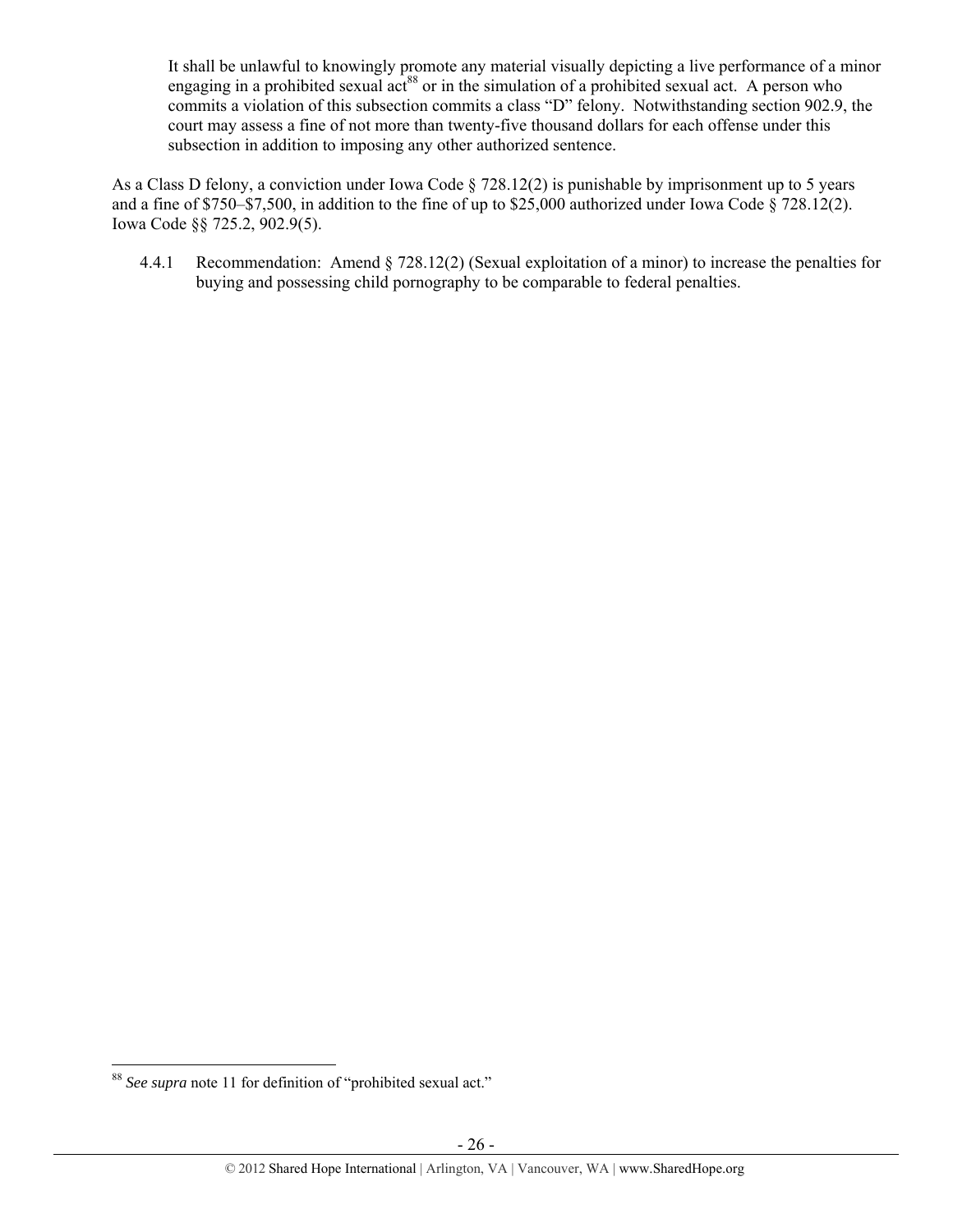> It shall be unlawful to knowingly promote any material visually depicting a live performance of a minor engaging in a prohibited sexual act[88] or in the simulation of a prohibited sexual act. A person who commits a violation of this subsection commits a class "D" felony. Notwithstanding section 902.9, the court may assess a fine of not more than twenty-five thousand dollars for each offense under this subsection in addition to imposing any other authorized sentence.

As a Class D felony, a conviction under Iowa Code § 728.12(2) is punishable by imprisonment up to 5 years and a fine of $750–$7,500, in addition to the fine of up to $25,000 authorized under Iowa Code § 728.12(2). Iowa Code §§ 725.2, 902.9(5).

4.4.1 Recommendation: Amend § 728.12(2) (Sexual exploitation of a minor) to increase the penalties for buying and possessing child pornography to be comparable to federal penalties.

---

[88] *See supra* note 11 for definition of "prohibited sexual act."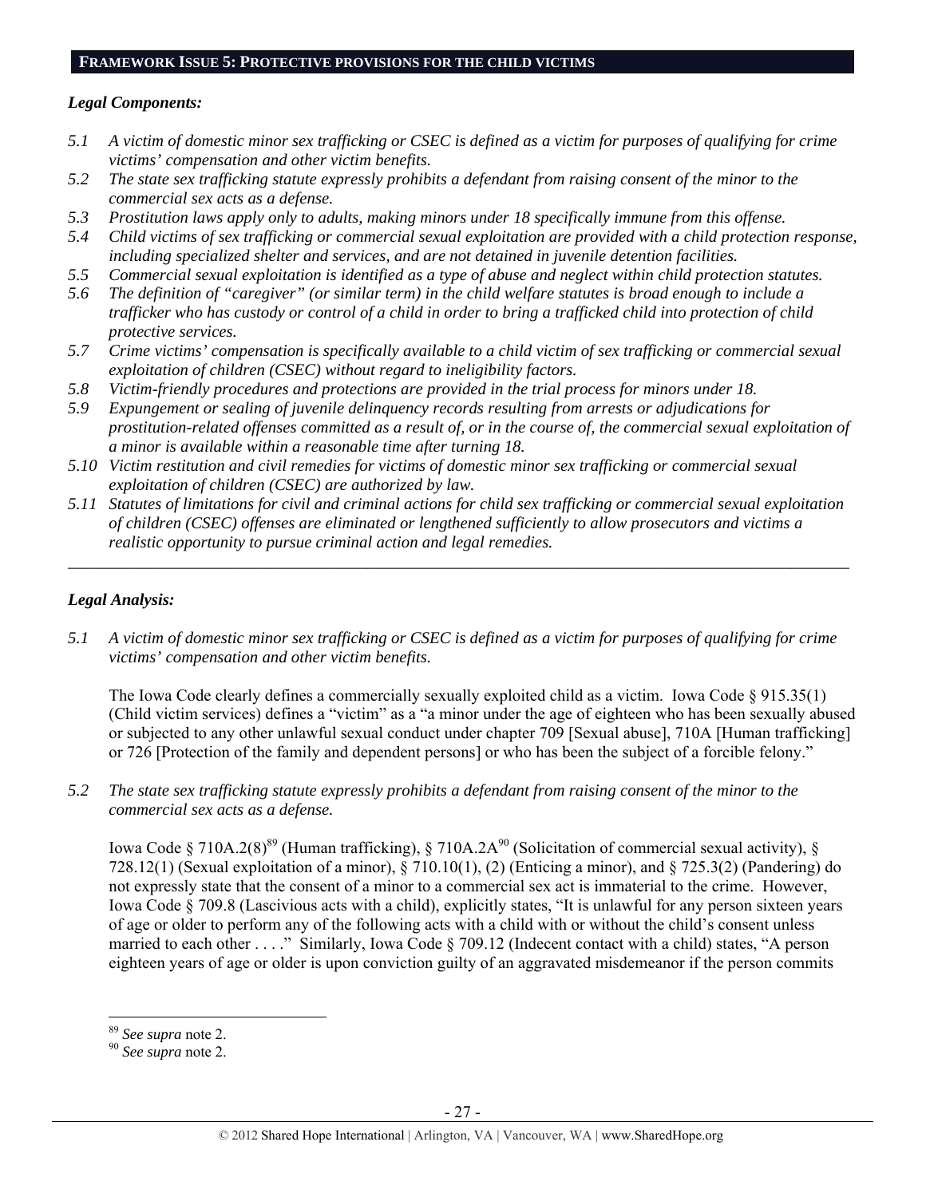## FRAMEWORK ISSUE 5: PROTECTIVE PROVISIONS FOR THE CHILD VICTIMS

### *Legal Components:*

*5.1 A victim of domestic minor sex trafficking or CSEC is defined as a victim for purposes of qualifying for crime victims' compensation and other victim benefits.*

*5.2 The state sex trafficking statute expressly prohibits a defendant from raising consent of the minor to the commercial sex acts as a defense.*

*5.3 Prostitution laws apply only to adults, making minors under 18 specifically immune from this offense.*

*5.4 Child victims of sex trafficking or commercial sexual exploitation are provided with a child protection response, including specialized shelter and services, and are not detained in juvenile detention facilities.*

*5.5 Commercial sexual exploitation is identified as a type of abuse and neglect within child protection statutes.*

*5.6 The definition of "caregiver" (or similar term) in the child welfare statutes is broad enough to include a trafficker who has custody or control of a child in order to bring a trafficked child into protection of child protective services.*

*5.7 Crime victims' compensation is specifically available to a child victim of sex trafficking or commercial sexual exploitation of children (CSEC) without regard to ineligibility factors.*

*5.8 Victim-friendly procedures and protections are provided in the trial process for minors under 18.*

*5.9 Expungement or sealing of juvenile delinquency records resulting from arrests or adjudications for prostitution-related offenses committed as a result of, or in the course of, the commercial sexual exploitation of a minor is available within a reasonable time after turning 18.*

*5.10 Victim restitution and civil remedies for victims of domestic minor sex trafficking or commercial sexual exploitation of children (CSEC) are authorized by law.*

*5.11 Statutes of limitations for civil and criminal actions for child sex trafficking or commercial sexual exploitation of children (CSEC) offenses are eliminated or lengthened sufficiently to allow prosecutors and victims a realistic opportunity to pursue criminal action and legal remedies.*

---

### *Legal Analysis:*

*5.1 A victim of domestic minor sex trafficking or CSEC is defined as a victim for purposes of qualifying for crime victims' compensation and other victim benefits.*

The Iowa Code clearly defines a commercially sexually exploited child as a victim. Iowa Code § 915.35(1) (Child victim services) defines a "victim" as a "a minor under the age of eighteen who has been sexually abused or subjected to any other unlawful sexual conduct under chapter 709 [Sexual abuse], 710A [Human trafficking] or 726 [Protection of the family and dependent persons] or who has been the subject of a forcible felony."

*5.2 The state sex trafficking statute expressly prohibits a defendant from raising consent of the minor to the commercial sex acts as a defense.*

Iowa Code § 710A.2(8)[89] (Human trafficking), § 710A.2A[90] (Solicitation of commercial sexual activity), § 728.12(1) (Sexual exploitation of a minor), § 710.10(1), (2) (Enticing a minor), and § 725.3(2) (Pandering) do not expressly state that the consent of a minor to a commercial sex act is immaterial to the crime. However, Iowa Code § 709.8 (Lascivious acts with a child), explicitly states, "It is unlawful for any person sixteen years of age or older to perform any of the following acts with a child with or without the child's consent unless married to each other . . . ." Similarly, Iowa Code § 709.12 (Indecent contact with a child) states, "A person eighteen years of age or older is upon conviction guilty of an aggravated misdemeanor if the person commits

---

[89] *See supra* note 2.

[90] *See supra* note 2.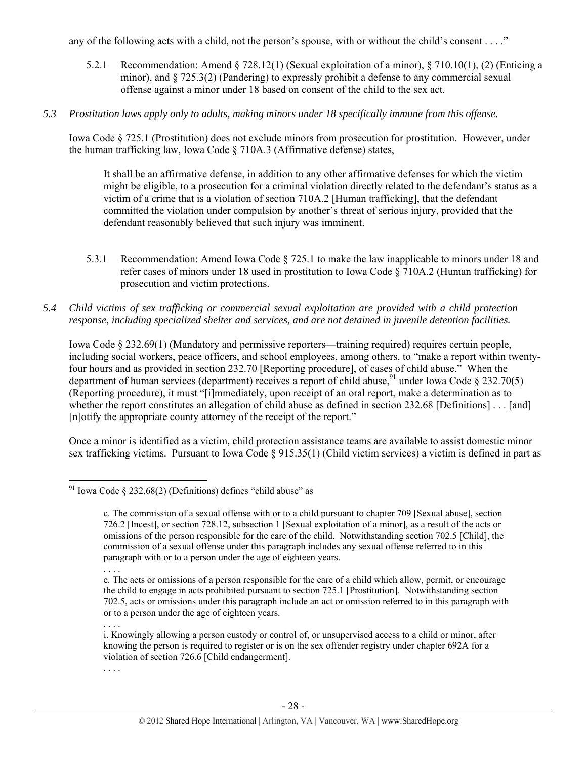any of the following acts with a child, not the person's spouse, with or without the child's consent . . . ."

5.2.1 Recommendation: Amend § 728.12(1) (Sexual exploitation of a minor), § 710.10(1), (2) (Enticing a minor), and § 725.3(2) (Pandering) to expressly prohibit a defense to any commercial sexual offense against a minor under 18 based on consent of the child to the sex act.

*5.3 Prostitution laws apply only to adults, making minors under 18 specifically immune from this offense.*

Iowa Code § 725.1 (Prostitution) does not exclude minors from prosecution for prostitution. However, under the human trafficking law, Iowa Code § 710A.3 (Affirmative defense) states,

> It shall be an affirmative defense, in addition to any other affirmative defenses for which the victim might be eligible, to a prosecution for a criminal violation directly related to the defendant's status as a victim of a crime that is a violation of section 710A.2 [Human trafficking], that the defendant committed the violation under compulsion by another's threat of serious injury, provided that the defendant reasonably believed that such injury was imminent.

5.3.1 Recommendation: Amend Iowa Code § 725.1 to make the law inapplicable to minors under 18 and refer cases of minors under 18 used in prostitution to Iowa Code § 710A.2 (Human trafficking) for prosecution and victim protections.

*5.4 Child victims of sex trafficking or commercial sexual exploitation are provided with a child protection response, including specialized shelter and services, and are not detained in juvenile detention facilities.*

Iowa Code § 232.69(1) (Mandatory and permissive reporters—training required) requires certain people, including social workers, peace officers, and school employees, among others, to "make a report within twenty-four hours and as provided in section 232.70 [Reporting procedure], of cases of child abuse." When the department of human services (department) receives a report of child abuse,[91] under Iowa Code § 232.70(5) (Reporting procedure), it must "[i]mmediately, upon receipt of an oral report, make a determination as to whether the report constitutes an allegation of child abuse as defined in section 232.68 [Definitions] . . . [and] [n]otify the appropriate county attorney of the receipt of the report."

Once a minor is identified as a victim, child protection assistance teams are available to assist domestic minor sex trafficking victims. Pursuant to Iowa Code § 915.35(1) (Child victim services) a victim is defined in part as

---

[91] Iowa Code § 232.68(2) (Definitions) defines "child abuse" as

> c. The commission of a sexual offense with or to a child pursuant to chapter 709 [Sexual abuse], section 726.2 [Incest], or section 728.12, subsection 1 [Sexual exploitation of a minor], as a result of the acts or omissions of the person responsible for the care of the child. Notwithstanding section 702.5 [Child], the commission of a sexual offense under this paragraph includes any sexual offense referred to in this paragraph with or to a person under the age of eighteen years.
>
> . . . .
>
> e. The acts or omissions of a person responsible for the care of a child which allow, permit, or encourage the child to engage in acts prohibited pursuant to section 725.1 [Prostitution]. Notwithstanding section 702.5, acts or omissions under this paragraph include an act or omission referred to in this paragraph with or to a person under the age of eighteen years.
>
> . . . .
>
> i. Knowingly allowing a person custody or control of, or unsupervised access to a child or minor, after knowing the person is required to register or is on the sex offender registry under chapter 692A for a violation of section 726.6 [Child endangerment].
>
> . . . .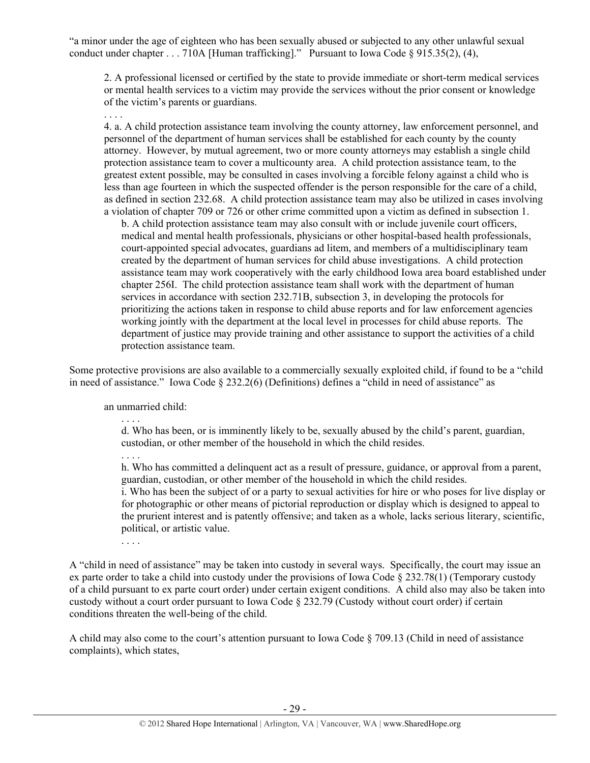"a minor under the age of eighteen who has been sexually abused or subjected to any other unlawful sexual conduct under chapter . . . 710A [Human trafficking]." Pursuant to Iowa Code § 915.35(2), (4),

> 2. A professional licensed or certified by the state to provide immediate or short-term medical services or mental health services to a victim may provide the services without the prior consent or knowledge of the victim's parents or guardians.
>
> . . . .
>
> 4. a. A child protection assistance team involving the county attorney, law enforcement personnel, and personnel of the department of human services shall be established for each county by the county attorney. However, by mutual agreement, two or more county attorneys may establish a single child protection assistance team to cover a multicounty area. A child protection assistance team, to the greatest extent possible, may be consulted in cases involving a forcible felony against a child who is less than age fourteen in which the suspected offender is the person responsible for the care of a child, as defined in section 232.68. A child protection assistance team may also be utilized in cases involving a violation of chapter 709 or 726 or other crime committed upon a victim as defined in subsection 1.
>
> b. A child protection assistance team may also consult with or include juvenile court officers, medical and mental health professionals, physicians or other hospital-based health professionals, court-appointed special advocates, guardians ad litem, and members of a multidisciplinary team created by the department of human services for child abuse investigations. A child protection assistance team may work cooperatively with the early childhood Iowa area board established under chapter 256I. The child protection assistance team shall work with the department of human services in accordance with section 232.71B, subsection 3, in developing the protocols for prioritizing the actions taken in response to child abuse reports and for law enforcement agencies working jointly with the department at the local level in processes for child abuse reports. The department of justice may provide training and other assistance to support the activities of a child protection assistance team.

Some protective provisions are also available to a commercially sexually exploited child, if found to be a "child in need of assistance." Iowa Code § 232.2(6) (Definitions) defines a "child in need of assistance" as

> an unmarried child:
>
> . . . .
>
> d. Who has been, or is imminently likely to be, sexually abused by the child's parent, guardian, custodian, or other member of the household in which the child resides.
>
> . . . .
>
> h. Who has committed a delinquent act as a result of pressure, guidance, or approval from a parent, guardian, custodian, or other member of the household in which the child resides.
>
> i. Who has been the subject of or a party to sexual activities for hire or who poses for live display or for photographic or other means of pictorial reproduction or display which is designed to appeal to the prurient interest and is patently offensive; and taken as a whole, lacks serious literary, scientific, political, or artistic value.
>
> . . . .

A "child in need of assistance" may be taken into custody in several ways. Specifically, the court may issue an ex parte order to take a child into custody under the provisions of Iowa Code § 232.78(1) (Temporary custody of a child pursuant to ex parte court order) under certain exigent conditions. A child also may also be taken into custody without a court order pursuant to Iowa Code § 232.79 (Custody without court order) if certain conditions threaten the well-being of the child.

A child may also come to the court's attention pursuant to Iowa Code § 709.13 (Child in need of assistance complaints), which states,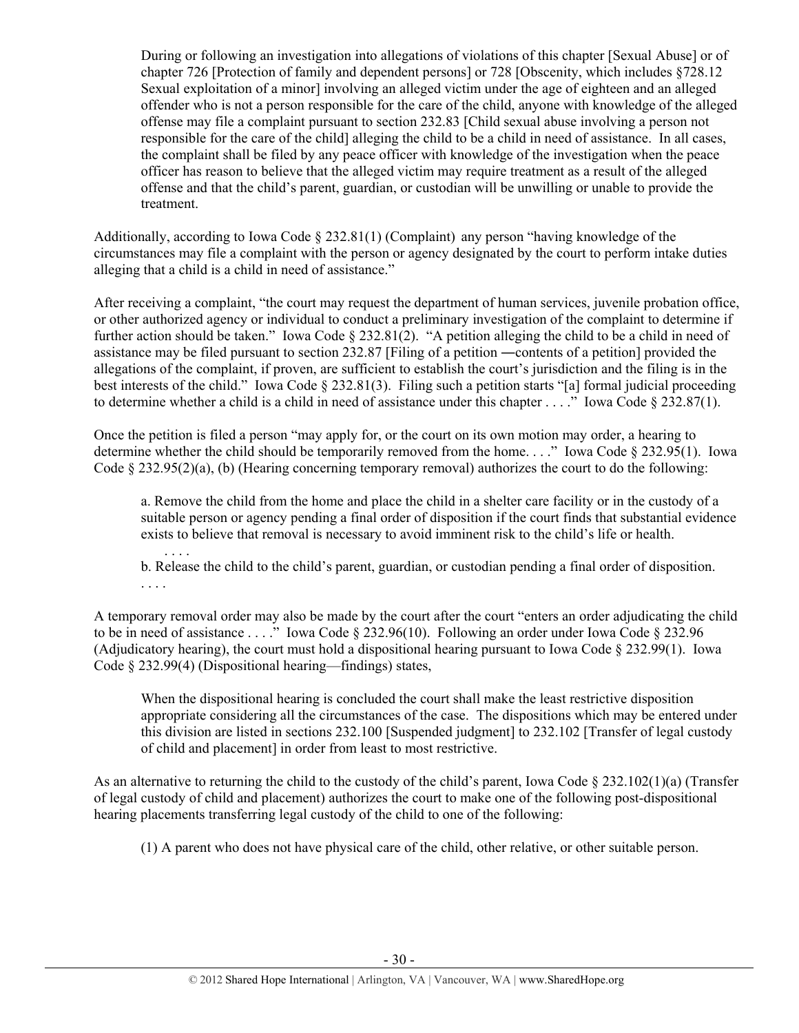> During or following an investigation into allegations of violations of this chapter [Sexual Abuse] or of chapter 726 [Protection of family and dependent persons] or 728 [Obscenity, which includes §728.12 Sexual exploitation of a minor] involving an alleged victim under the age of eighteen and an alleged offender who is not a person responsible for the care of the child, anyone with knowledge of the alleged offense may file a complaint pursuant to section 232.83 [Child sexual abuse involving a person not responsible for the care of the child] alleging the child to be a child in need of assistance. In all cases, the complaint shall be filed by any peace officer with knowledge of the investigation when the peace officer has reason to believe that the alleged victim may require treatment as a result of the alleged offense and that the child's parent, guardian, or custodian will be unwilling or unable to provide the treatment.

Additionally, according to Iowa Code § 232.81(1) (Complaint) any person "having knowledge of the circumstances may file a complaint with the person or agency designated by the court to perform intake duties alleging that a child is a child in need of assistance."

After receiving a complaint, "the court may request the department of human services, juvenile probation office, or other authorized agency or individual to conduct a preliminary investigation of the complaint to determine if further action should be taken." Iowa Code § 232.81(2). "A petition alleging the child to be a child in need of assistance may be filed pursuant to section 232.87 [Filing of a petition ―contents of a petition] provided the allegations of the complaint, if proven, are sufficient to establish the court's jurisdiction and the filing is in the best interests of the child." Iowa Code § 232.81(3). Filing such a petition starts "[a] formal judicial proceeding to determine whether a child is a child in need of assistance under this chapter . . . ." Iowa Code § 232.87(1).

Once the petition is filed a person "may apply for, or the court on its own motion may order, a hearing to determine whether the child should be temporarily removed from the home. . . ." Iowa Code § 232.95(1). Iowa Code § 232.95(2)(a), (b) (Hearing concerning temporary removal) authorizes the court to do the following:

> a. Remove the child from the home and place the child in a shelter care facility or in the custody of a suitable person or agency pending a final order of disposition if the court finds that substantial evidence exists to believe that removal is necessary to avoid imminent risk to the child's life or health.
>
> . . . .
>
> b. Release the child to the child's parent, guardian, or custodian pending a final order of disposition.
>
> . . . .

A temporary removal order may also be made by the court after the court "enters an order adjudicating the child to be in need of assistance . . . ." Iowa Code § 232.96(10). Following an order under Iowa Code § 232.96 (Adjudicatory hearing), the court must hold a dispositional hearing pursuant to Iowa Code § 232.99(1). Iowa Code § 232.99(4) (Dispositional hearing—findings) states,

> When the dispositional hearing is concluded the court shall make the least restrictive disposition appropriate considering all the circumstances of the case. The dispositions which may be entered under this division are listed in sections 232.100 [Suspended judgment] to 232.102 [Transfer of legal custody of child and placement] in order from least to most restrictive.

As an alternative to returning the child to the custody of the child's parent, Iowa Code § 232.102(1)(a) (Transfer of legal custody of child and placement) authorizes the court to make one of the following post-dispositional hearing placements transferring legal custody of the child to one of the following:

> (1) A parent who does not have physical care of the child, other relative, or other suitable person.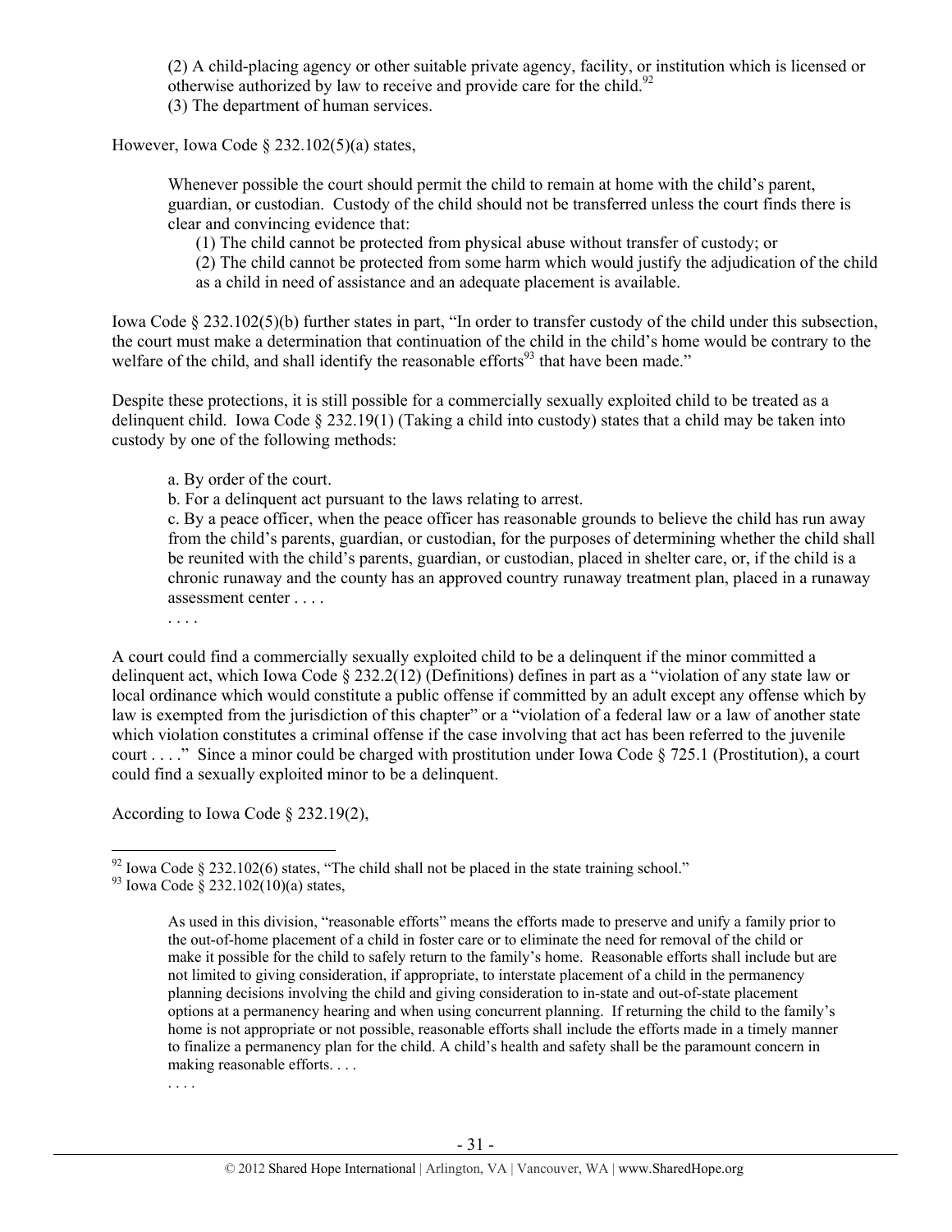> (2) A child-placing agency or other suitable private agency, facility, or institution which is licensed or otherwise authorized by law to receive and provide care for the child.[92]
> (3) The department of human services.

However, Iowa Code § 232.102(5)(a) states,

> Whenever possible the court should permit the child to remain at home with the child's parent, guardian, or custodian. Custody of the child should not be transferred unless the court finds there is clear and convincing evidence that:
>
> (1) The child cannot be protected from physical abuse without transfer of custody; or
>
> (2) The child cannot be protected from some harm which would justify the adjudication of the child as a child in need of assistance and an adequate placement is available.

Iowa Code § 232.102(5)(b) further states in part, "In order to transfer custody of the child under this subsection, the court must make a determination that continuation of the child in the child's home would be contrary to the welfare of the child, and shall identify the reasonable efforts[93] that have been made."

Despite these protections, it is still possible for a commercially sexually exploited child to be treated as a delinquent child. Iowa Code § 232.19(1) (Taking a child into custody) states that a child may be taken into custody by one of the following methods:

> a. By order of the court.
>
> b. For a delinquent act pursuant to the laws relating to arrest.
>
> c. By a peace officer, when the peace officer has reasonable grounds to believe the child has run away from the child's parents, guardian, or custodian, for the purposes of determining whether the child shall be reunited with the child's parents, guardian, or custodian, placed in shelter care, or, if the child is a chronic runaway and the county has an approved country runaway treatment plan, placed in a runaway assessment center . . . .
>
> . . . .

A court could find a commercially sexually exploited child to be a delinquent if the minor committed a delinquent act, which Iowa Code § 232.2(12) (Definitions) defines in part as a "violation of any state law or local ordinance which would constitute a public offense if committed by an adult except any offense which by law is exempted from the jurisdiction of this chapter" or a "violation of a federal law or a law of another state which violation constitutes a criminal offense if the case involving that act has been referred to the juvenile court . . . ." Since a minor could be charged with prostitution under Iowa Code § 725.1 (Prostitution), a court could find a sexually exploited minor to be a delinquent.

According to Iowa Code § 232.19(2),

---

[92] Iowa Code § 232.102(6) states, "The child shall not be placed in the state training school."

[93] Iowa Code § 232.102(10)(a) states,

> As used in this division, "reasonable efforts" means the efforts made to preserve and unify a family prior to the out-of-home placement of a child in foster care or to eliminate the need for removal of the child or make it possible for the child to safely return to the family's home. Reasonable efforts shall include but are not limited to giving consideration, if appropriate, to interstate placement of a child in the permanency planning decisions involving the child and giving consideration to in-state and out-of-state placement options at a permanency hearing and when using concurrent planning. If returning the child to the family's home is not appropriate or not possible, reasonable efforts shall include the efforts made in a timely manner to finalize a permanency plan for the child. A child's health and safety shall be the paramount concern in making reasonable efforts. . . .
>
> . . . .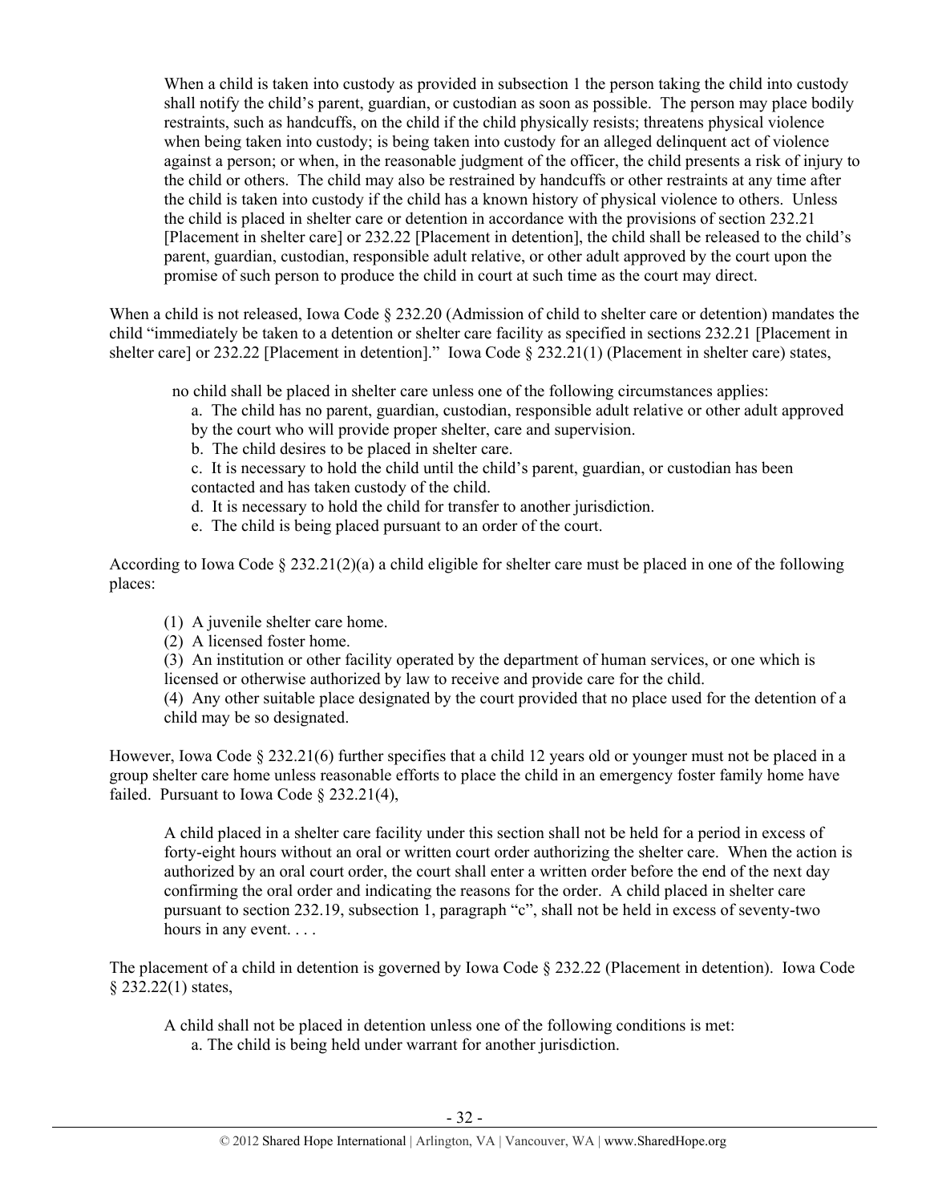> When a child is taken into custody as provided in subsection 1 the person taking the child into custody shall notify the child's parent, guardian, or custodian as soon as possible. The person may place bodily restraints, such as handcuffs, on the child if the child physically resists; threatens physical violence when being taken into custody; is being taken into custody for an alleged delinquent act of violence against a person; or when, in the reasonable judgment of the officer, the child presents a risk of injury to the child or others. The child may also be restrained by handcuffs or other restraints at any time after the child is taken into custody if the child has a known history of physical violence to others. Unless the child is placed in shelter care or detention in accordance with the provisions of section 232.21 [Placement in shelter care] or 232.22 [Placement in detention], the child shall be released to the child's parent, guardian, custodian, responsible adult relative, or other adult approved by the court upon the promise of such person to produce the child in court at such time as the court may direct.

When a child is not released, Iowa Code § 232.20 (Admission of child to shelter care or detention) mandates the child "immediately be taken to a detention or shelter care facility as specified in sections 232.21 [Placement in shelter care] or 232.22 [Placement in detention]." Iowa Code § 232.21(1) (Placement in shelter care) states,

> no child shall be placed in shelter care unless one of the following circumstances applies:
>
> a. The child has no parent, guardian, custodian, responsible adult relative or other adult approved by the court who will provide proper shelter, care and supervision.
> b. The child desires to be placed in shelter care.
> c. It is necessary to hold the child until the child's parent, guardian, or custodian has been contacted and has taken custody of the child.
> d. It is necessary to hold the child for transfer to another jurisdiction.
> e. The child is being placed pursuant to an order of the court.

According to Iowa Code § 232.21(2)(a) a child eligible for shelter care must be placed in one of the following places:

> (1) A juvenile shelter care home.
> (2) A licensed foster home.
> (3) An institution or other facility operated by the department of human services, or one which is licensed or otherwise authorized by law to receive and provide care for the child.
> (4) Any other suitable place designated by the court provided that no place used for the detention of a child may be so designated.

However, Iowa Code § 232.21(6) further specifies that a child 12 years old or younger must not be placed in a group shelter care home unless reasonable efforts to place the child in an emergency foster family home have failed. Pursuant to Iowa Code § 232.21(4),

> A child placed in a shelter care facility under this section shall not be held for a period in excess of forty-eight hours without an oral or written court order authorizing the shelter care. When the action is authorized by an oral court order, the court shall enter a written order before the end of the next day confirming the oral order and indicating the reasons for the order. A child placed in shelter care pursuant to section 232.19, subsection 1, paragraph "c", shall not be held in excess of seventy-two hours in any event. . . .

The placement of a child in detention is governed by Iowa Code § 232.22 (Placement in detention). Iowa Code § 232.22(1) states,

> A child shall not be placed in detention unless one of the following conditions is met:
>
> a. The child is being held under warrant for another jurisdiction.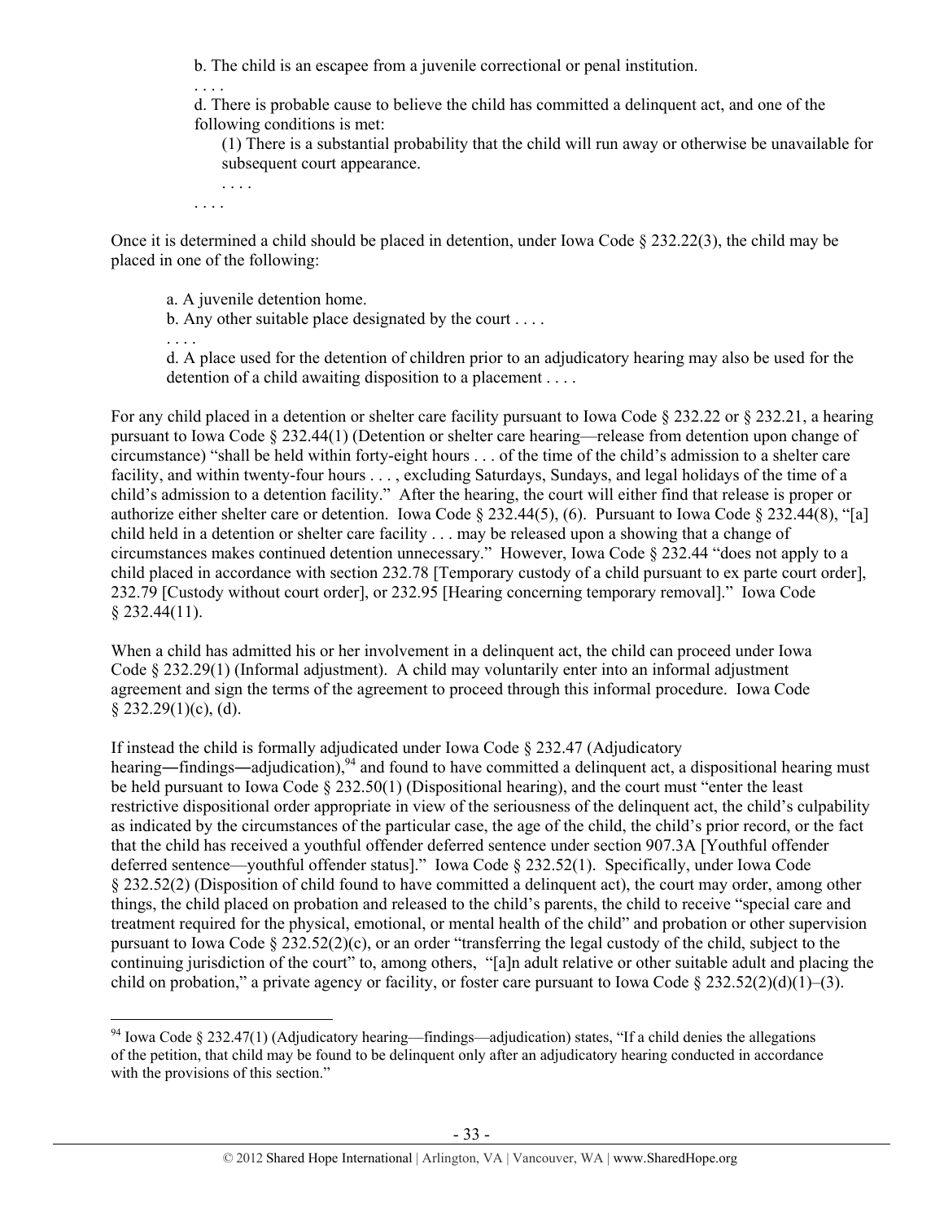> b. The child is an escapee from a juvenile correctional or penal institution.
>
> . . . .
>
> d. There is probable cause to believe the child has committed a delinquent act, and one of the following conditions is met:
>
> > (1) There is a substantial probability that the child will run away or otherwise be unavailable for subsequent court appearance.
> >
> > . . . .
>
> . . . .

Once it is determined a child should be placed in detention, under Iowa Code § 232.22(3), the child may be placed in one of the following:

> a. A juvenile detention home.
>
> b. Any other suitable place designated by the court . . . .
>
> . . . .
>
> d. A place used for the detention of children prior to an adjudicatory hearing may also be used for the detention of a child awaiting disposition to a placement . . . .

For any child placed in a detention or shelter care facility pursuant to Iowa Code § 232.22 or § 232.21, a hearing pursuant to Iowa Code § 232.44(1) (Detention or shelter care hearing—release from detention upon change of circumstance) "shall be held within forty-eight hours . . . of the time of the child's admission to a shelter care facility, and within twenty-four hours . . . , excluding Saturdays, Sundays, and legal holidays of the time of a child's admission to a detention facility." After the hearing, the court will either find that release is proper or authorize either shelter care or detention. Iowa Code § 232.44(5), (6). Pursuant to Iowa Code § 232.44(8), "[a] child held in a detention or shelter care facility . . . may be released upon a showing that a change of circumstances makes continued detention unnecessary." However, Iowa Code § 232.44 "does not apply to a child placed in accordance with section 232.78 [Temporary custody of a child pursuant to ex parte court order], 232.79 [Custody without court order], or 232.95 [Hearing concerning temporary removal]." Iowa Code § 232.44(11).

When a child has admitted his or her involvement in a delinquent act, the child can proceed under Iowa Code § 232.29(1) (Informal adjustment). A child may voluntarily enter into an informal adjustment agreement and sign the terms of the agreement to proceed through this informal procedure. Iowa Code § 232.29(1)(c), (d).

If instead the child is formally adjudicated under Iowa Code § 232.47 (Adjudicatory hearing―findings―adjudication),[94] and found to have committed a delinquent act, a dispositional hearing must be held pursuant to Iowa Code § 232.50(1) (Dispositional hearing), and the court must "enter the least restrictive dispositional order appropriate in view of the seriousness of the delinquent act, the child's culpability as indicated by the circumstances of the particular case, the age of the child, the child's prior record, or the fact that the child has received a youthful offender deferred sentence under section 907.3A [Youthful offender deferred sentence—youthful offender status]." Iowa Code § 232.52(1). Specifically, under Iowa Code § 232.52(2) (Disposition of child found to have committed a delinquent act), the court may order, among other things, the child placed on probation and released to the child's parents, the child to receive "special care and treatment required for the physical, emotional, or mental health of the child" and probation or other supervision pursuant to Iowa Code § 232.52(2)(c), or an order "transferring the legal custody of the child, subject to the continuing jurisdiction of the court" to, among others, "[a]n adult relative or other suitable adult and placing the child on probation," a private agency or facility, or foster care pursuant to Iowa Code § 232.52(2)(d)(1)–(3).

---

[94] Iowa Code § 232.47(1) (Adjudicatory hearing—findings—adjudication) states, "If a child denies the allegations of the petition, that child may be found to be delinquent only after an adjudicatory hearing conducted in accordance with the provisions of this section."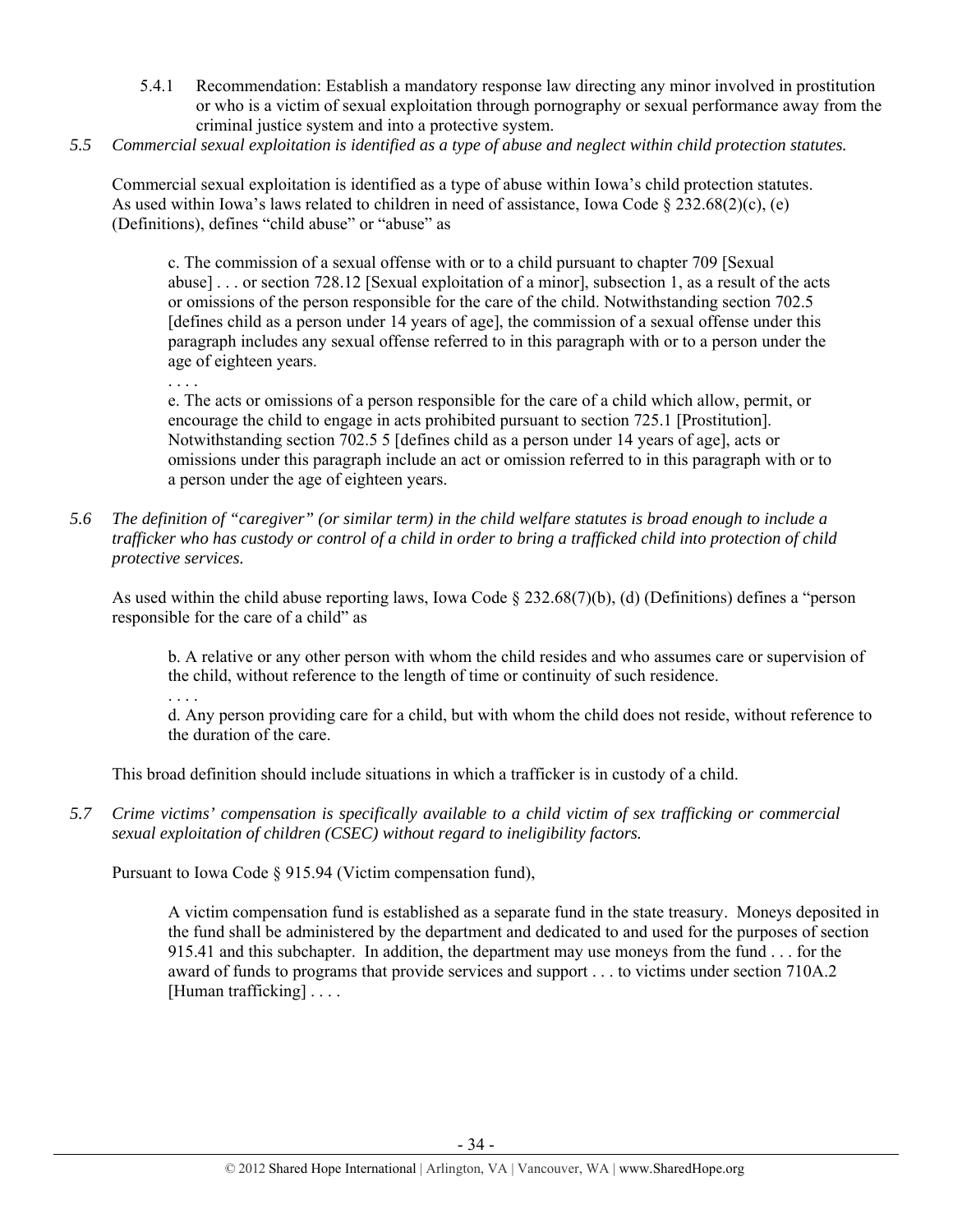5.4.1 Recommendation: Establish a mandatory response law directing any minor involved in prostitution or who is a victim of sexual exploitation through pornography or sexual performance away from the criminal justice system and into a protective system.

*5.5 Commercial sexual exploitation is identified as a type of abuse and neglect within child protection statutes.*

Commercial sexual exploitation is identified as a type of abuse within Iowa's child protection statutes. As used within Iowa's laws related to children in need of assistance, Iowa Code § 232.68(2)(c), (e) (Definitions), defines "child abuse" or "abuse" as

> c. The commission of a sexual offense with or to a child pursuant to chapter 709 [Sexual abuse] . . . or section 728.12 [Sexual exploitation of a minor], subsection 1, as a result of the acts or omissions of the person responsible for the care of the child. Notwithstanding section 702.5 [defines child as a person under 14 years of age], the commission of a sexual offense under this paragraph includes any sexual offense referred to in this paragraph with or to a person under the age of eighteen years.
>
> . . . .
>
> e. The acts or omissions of a person responsible for the care of a child which allow, permit, or encourage the child to engage in acts prohibited pursuant to section 725.1 [Prostitution]. Notwithstanding section 702.5 5 [defines child as a person under 14 years of age], acts or omissions under this paragraph include an act or omission referred to in this paragraph with or to a person under the age of eighteen years.

*5.6 The definition of "caregiver" (or similar term) in the child welfare statutes is broad enough to include a trafficker who has custody or control of a child in order to bring a trafficked child into protection of child protective services.*

As used within the child abuse reporting laws, Iowa Code § 232.68(7)(b), (d) (Definitions) defines a "person responsible for the care of a child" as

> b. A relative or any other person with whom the child resides and who assumes care or supervision of the child, without reference to the length of time or continuity of such residence.
>
> . . . .
>
> d. Any person providing care for a child, but with whom the child does not reside, without reference to the duration of the care.

This broad definition should include situations in which a trafficker is in custody of a child.

*5.7 Crime victims' compensation is specifically available to a child victim of sex trafficking or commercial sexual exploitation of children (CSEC) without regard to ineligibility factors.*

Pursuant to Iowa Code § 915.94 (Victim compensation fund),

> A victim compensation fund is established as a separate fund in the state treasury. Moneys deposited in the fund shall be administered by the department and dedicated to and used for the purposes of section 915.41 and this subchapter. In addition, the department may use moneys from the fund . . . for the award of funds to programs that provide services and support . . . to victims under section 710A.2 [Human trafficking] . . . .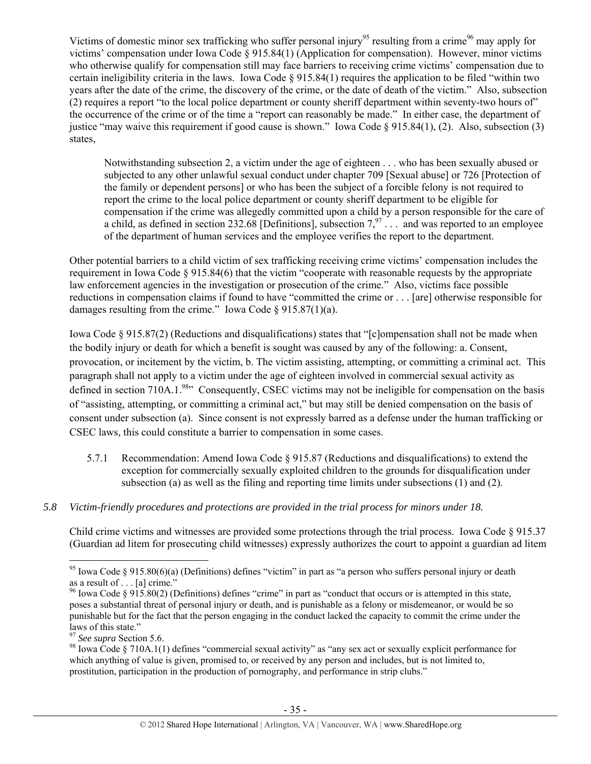Victims of domestic minor sex trafficking who suffer personal injury[95] resulting from a crime[96] may apply for victims' compensation under Iowa Code § 915.84(1) (Application for compensation). However, minor victims who otherwise qualify for compensation still may face barriers to receiving crime victims' compensation due to certain ineligibility criteria in the laws. Iowa Code § 915.84(1) requires the application to be filed "within two years after the date of the crime, the discovery of the crime, or the date of death of the victim." Also, subsection (2) requires a report "to the local police department or county sheriff department within seventy-two hours of" the occurrence of the crime or of the time a "report can reasonably be made." In either case, the department of justice "may waive this requirement if good cause is shown." Iowa Code § 915.84(1), (2). Also, subsection (3) states,

> Notwithstanding subsection 2, a victim under the age of eighteen . . . who has been sexually abused or subjected to any other unlawful sexual conduct under chapter 709 [Sexual abuse] or 726 [Protection of the family or dependent persons] or who has been the subject of a forcible felony is not required to report the crime to the local police department or county sheriff department to be eligible for compensation if the crime was allegedly committed upon a child by a person responsible for the care of a child, as defined in section 232.68 [Definitions], subsection 7,[97] . . . and was reported to an employee of the department of human services and the employee verifies the report to the department.

Other potential barriers to a child victim of sex trafficking receiving crime victims' compensation includes the requirement in Iowa Code § 915.84(6) that the victim "cooperate with reasonable requests by the appropriate law enforcement agencies in the investigation or prosecution of the crime." Also, victims face possible reductions in compensation claims if found to have "committed the crime or . . . [are] otherwise responsible for damages resulting from the crime." Iowa Code § 915.87(1)(a).

Iowa Code § 915.87(2) (Reductions and disqualifications) states that "[c]ompensation shall not be made when the bodily injury or death for which a benefit is sought was caused by any of the following: a. Consent, provocation, or incitement by the victim, b. The victim assisting, attempting, or committing a criminal act. This paragraph shall not apply to a victim under the age of eighteen involved in commercial sexual activity as defined in section 710A.1.[98]" Consequently, CSEC victims may not be ineligible for compensation on the basis of "assisting, attempting, or committing a criminal act," but may still be denied compensation on the basis of consent under subsection (a). Since consent is not expressly barred as a defense under the human trafficking or CSEC laws, this could constitute a barrier to compensation in some cases.

5.7.1 Recommendation: Amend Iowa Code § 915.87 (Reductions and disqualifications) to extend the exception for commercially sexually exploited children to the grounds for disqualification under subsection (a) as well as the filing and reporting time limits under subsections (1) and (2).

### 5.8 *Victim-friendly procedures and protections are provided in the trial process for minors under 18.*

Child crime victims and witnesses are provided some protections through the trial process. Iowa Code § 915.37 (Guardian ad litem for prosecuting child witnesses) expressly authorizes the court to appoint a guardian ad litem

---

[95] Iowa Code § 915.80(6)(a) (Definitions) defines "victim" in part as "a person who suffers personal injury or death as a result of . . . [a] crime."

[96] Iowa Code § 915.80(2) (Definitions) defines "crime" in part as "conduct that occurs or is attempted in this state, poses a substantial threat of personal injury or death, and is punishable as a felony or misdemeanor, or would be so punishable but for the fact that the person engaging in the conduct lacked the capacity to commit the crime under the laws of this state."

[97] *See supra* Section 5.6.

[98] Iowa Code § 710A.1(1) defines "commercial sexual activity" as "any sex act or sexually explicit performance for which anything of value is given, promised to, or received by any person and includes, but is not limited to, prostitution, participation in the production of pornography, and performance in strip clubs."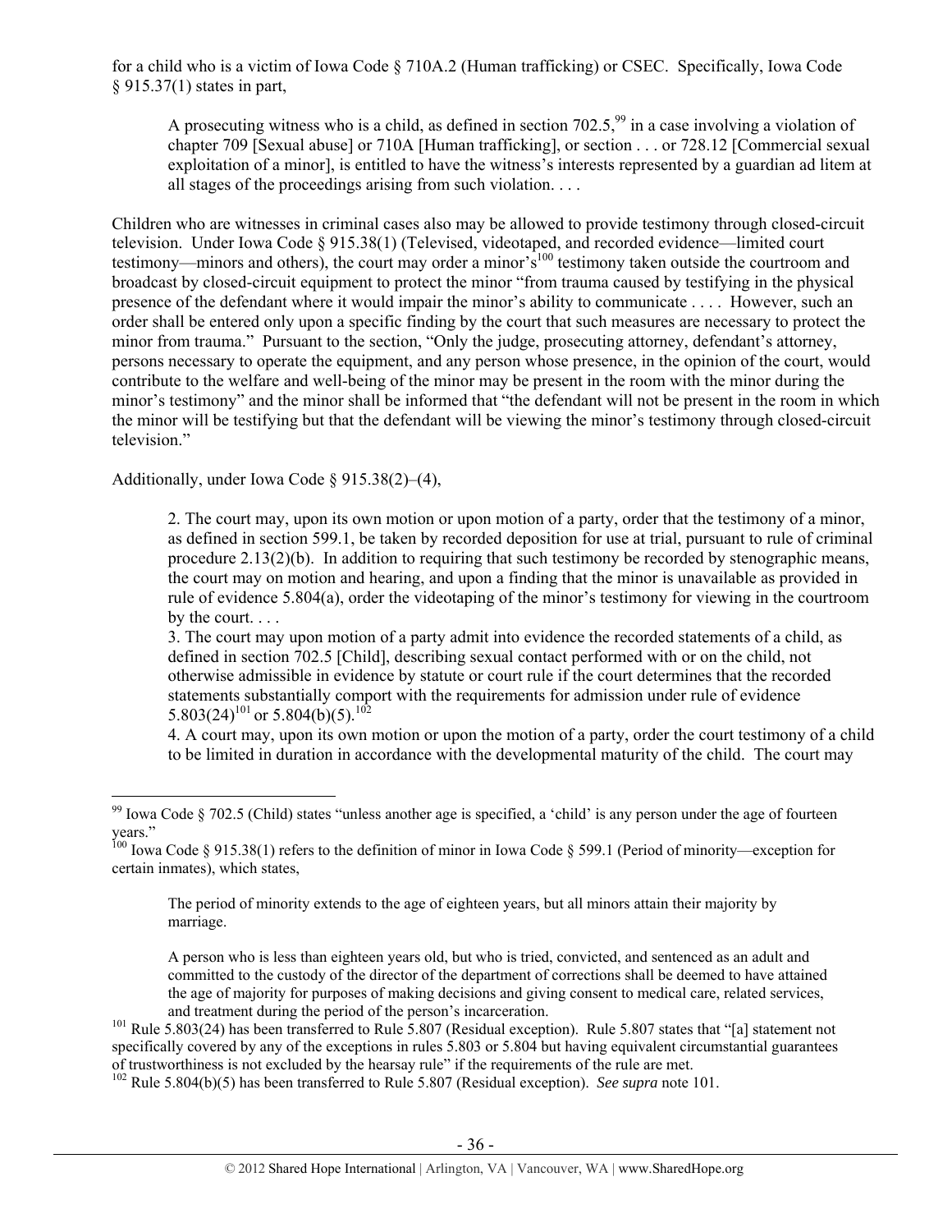for a child who is a victim of Iowa Code § 710A.2 (Human trafficking) or CSEC. Specifically, Iowa Code § 915.37(1) states in part,

> A prosecuting witness who is a child, as defined in section 702.5,[99] in a case involving a violation of chapter 709 [Sexual abuse] or 710A [Human trafficking], or section . . . or 728.12 [Commercial sexual exploitation of a minor], is entitled to have the witness's interests represented by a guardian ad litem at all stages of the proceedings arising from such violation. . . .

Children who are witnesses in criminal cases also may be allowed to provide testimony through closed-circuit television. Under Iowa Code § 915.38(1) (Televised, videotaped, and recorded evidence—limited court testimony—minors and others), the court may order a minor's[100] testimony taken outside the courtroom and broadcast by closed-circuit equipment to protect the minor "from trauma caused by testifying in the physical presence of the defendant where it would impair the minor's ability to communicate . . . . However, such an order shall be entered only upon a specific finding by the court that such measures are necessary to protect the minor from trauma." Pursuant to the section, "Only the judge, prosecuting attorney, defendant's attorney, persons necessary to operate the equipment, and any person whose presence, in the opinion of the court, would contribute to the welfare and well-being of the minor may be present in the room with the minor during the minor's testimony" and the minor shall be informed that "the defendant will not be present in the room in which the minor will be testifying but that the defendant will be viewing the minor's testimony through closed-circuit television."

Additionally, under Iowa Code § 915.38(2)–(4),

> 2. The court may, upon its own motion or upon motion of a party, order that the testimony of a minor, as defined in section 599.1, be taken by recorded deposition for use at trial, pursuant to rule of criminal procedure 2.13(2)(b). In addition to requiring that such testimony be recorded by stenographic means, the court may on motion and hearing, and upon a finding that the minor is unavailable as provided in rule of evidence 5.804(a), order the videotaping of the minor's testimony for viewing in the courtroom by the court. . . .
>
> 3. The court may upon motion of a party admit into evidence the recorded statements of a child, as defined in section 702.5 [Child], describing sexual contact performed with or on the child, not otherwise admissible in evidence by statute or court rule if the court determines that the recorded statements substantially comport with the requirements for admission under rule of evidence 5.803(24)[101] or 5.804(b)(5).[102]
>
> 4. A court may, upon its own motion or upon the motion of a party, order the court testimony of a child to be limited in duration in accordance with the developmental maturity of the child. The court may

---

[99] Iowa Code § 702.5 (Child) states "unless another age is specified, a 'child' is any person under the age of fourteen years."

[100] Iowa Code § 915.38(1) refers to the definition of minor in Iowa Code § 599.1 (Period of minority—exception for certain inmates), which states,

> The period of minority extends to the age of eighteen years, but all minors attain their majority by marriage.
>
> A person who is less than eighteen years old, but who is tried, convicted, and sentenced as an adult and committed to the custody of the director of the department of corrections shall be deemed to have attained the age of majority for purposes of making decisions and giving consent to medical care, related services, and treatment during the period of the person's incarceration.

[101] Rule 5.803(24) has been transferred to Rule 5.807 (Residual exception). Rule 5.807 states that "[a] statement not specifically covered by any of the exceptions in rules 5.803 or 5.804 but having equivalent circumstantial guarantees of trustworthiness is not excluded by the hearsay rule" if the requirements of the rule are met.

[102] Rule 5.804(b)(5) has been transferred to Rule 5.807 (Residual exception). *See supra* note 101.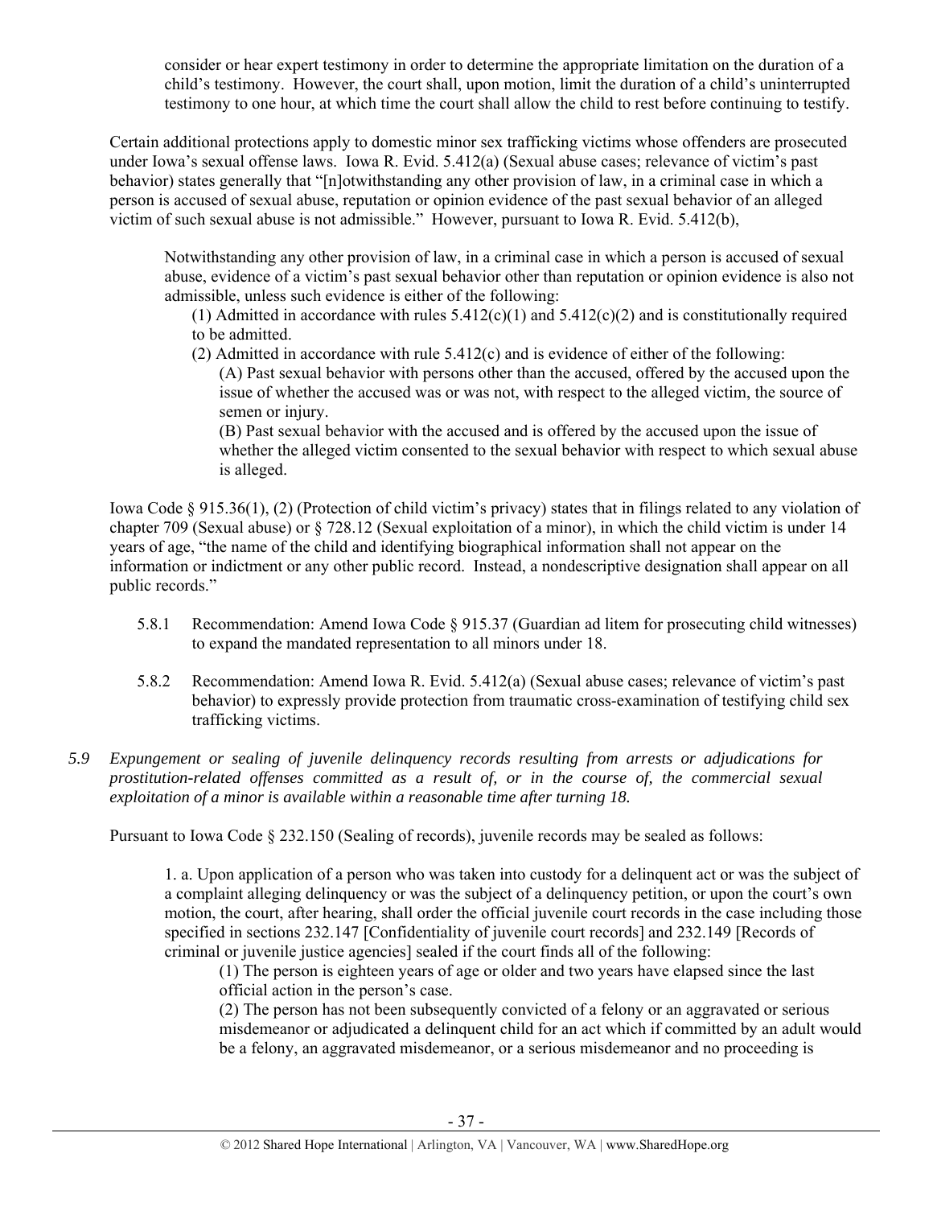consider or hear expert testimony in order to determine the appropriate limitation on the duration of a child's testimony. However, the court shall, upon motion, limit the duration of a child's uninterrupted testimony to one hour, at which time the court shall allow the child to rest before continuing to testify.

Certain additional protections apply to domestic minor sex trafficking victims whose offenders are prosecuted under Iowa's sexual offense laws. Iowa R. Evid. 5.412(a) (Sexual abuse cases; relevance of victim's past behavior) states generally that "[n]otwithstanding any other provision of law, in a criminal case in which a person is accused of sexual abuse, reputation or opinion evidence of the past sexual behavior of an alleged victim of such sexual abuse is not admissible." However, pursuant to Iowa R. Evid. 5.412(b),

> Notwithstanding any other provision of law, in a criminal case in which a person is accused of sexual abuse, evidence of a victim's past sexual behavior other than reputation or opinion evidence is also not admissible, unless such evidence is either of the following:
>
> (1) Admitted in accordance with rules 5.412(c)(1) and 5.412(c)(2) and is constitutionally required to be admitted.
>
> (2) Admitted in accordance with rule 5.412(c) and is evidence of either of the following:
>
> (A) Past sexual behavior with persons other than the accused, offered by the accused upon the issue of whether the accused was or was not, with respect to the alleged victim, the source of semen or injury.
>
> (B) Past sexual behavior with the accused and is offered by the accused upon the issue of whether the alleged victim consented to the sexual behavior with respect to which sexual abuse is alleged.

Iowa Code § 915.36(1), (2) (Protection of child victim's privacy) states that in filings related to any violation of chapter 709 (Sexual abuse) or § 728.12 (Sexual exploitation of a minor), in which the child victim is under 14 years of age, "the name of the child and identifying biographical information shall not appear on the information or indictment or any other public record. Instead, a nondescriptive designation shall appear on all public records."

5.8.1 Recommendation: Amend Iowa Code § 915.37 (Guardian ad litem for prosecuting child witnesses) to expand the mandated representation to all minors under 18.

5.8.2 Recommendation: Amend Iowa R. Evid. 5.412(a) (Sexual abuse cases; relevance of victim's past behavior) to expressly provide protection from traumatic cross-examination of testifying child sex trafficking victims.

*5.9 Expungement or sealing of juvenile delinquency records resulting from arrests or adjudications for prostitution-related offenses committed as a result of, or in the course of, the commercial sexual exploitation of a minor is available within a reasonable time after turning 18.*

Pursuant to Iowa Code § 232.150 (Sealing of records), juvenile records may be sealed as follows:

> 1. a. Upon application of a person who was taken into custody for a delinquent act or was the subject of a complaint alleging delinquency or was the subject of a delinquency petition, or upon the court's own motion, the court, after hearing, shall order the official juvenile court records in the case including those specified in sections 232.147 [Confidentiality of juvenile court records] and 232.149 [Records of criminal or juvenile justice agencies] sealed if the court finds all of the following:
>
> (1) The person is eighteen years of age or older and two years have elapsed since the last official action in the person's case.
>
> (2) The person has not been subsequently convicted of a felony or an aggravated or serious misdemeanor or adjudicated a delinquent child for an act which if committed by an adult would be a felony, an aggravated misdemeanor, or a serious misdemeanor and no proceeding is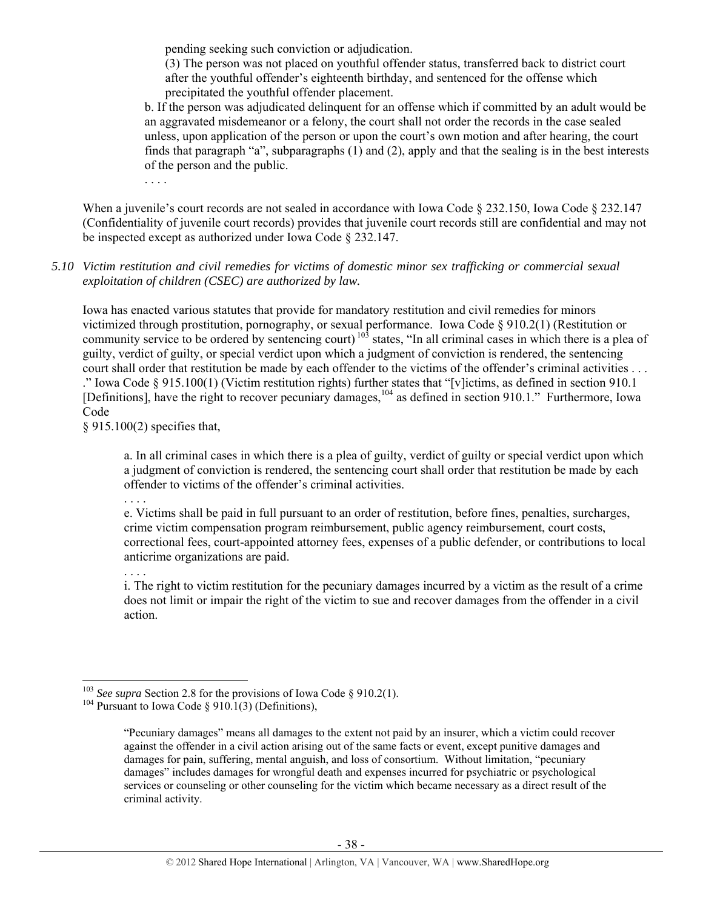pending seeking such conviction or adjudication.

(3) The person was not placed on youthful offender status, transferred back to district court after the youthful offender's eighteenth birthday, and sentenced for the offense which precipitated the youthful offender placement.

b. If the person was adjudicated delinquent for an offense which if committed by an adult would be an aggravated misdemeanor or a felony, the court shall not order the records in the case sealed unless, upon application of the person or upon the court's own motion and after hearing, the court finds that paragraph "a", subparagraphs (1) and (2), apply and that the sealing is in the best interests of the person and the public.

. . . .

When a juvenile's court records are not sealed in accordance with Iowa Code § 232.150, Iowa Code § 232.147 (Confidentiality of juvenile court records) provides that juvenile court records still are confidential and may not be inspected except as authorized under Iowa Code § 232.147.

*5.10 Victim restitution and civil remedies for victims of domestic minor sex trafficking or commercial sexual exploitation of children (CSEC) are authorized by law.*

Iowa has enacted various statutes that provide for mandatory restitution and civil remedies for minors victimized through prostitution, pornography, or sexual performance. Iowa Code § 910.2(1) (Restitution or community service to be ordered by sentencing court)[103] states, "In all criminal cases in which there is a plea of guilty, verdict of guilty, or special verdict upon which a judgment of conviction is rendered, the sentencing court shall order that restitution be made by each offender to the victims of the offender's criminal activities . . . ." Iowa Code § 915.100(1) (Victim restitution rights) further states that "[v]ictims, as defined in section 910.1 [Definitions], have the right to recover pecuniary damages,[104] as defined in section 910.1." Furthermore, Iowa Code § 915.100(2) specifies that,

> a. In all criminal cases in which there is a plea of guilty, verdict of guilty or special verdict upon which a judgment of conviction is rendered, the sentencing court shall order that restitution be made by each offender to victims of the offender's criminal activities.
>
> . . . .
>
> e. Victims shall be paid in full pursuant to an order of restitution, before fines, penalties, surcharges, crime victim compensation program reimbursement, public agency reimbursement, court costs, correctional fees, court-appointed attorney fees, expenses of a public defender, or contributions to local anticrime organizations are paid.
>
> . . . .
>
> i. The right to victim restitution for the pecuniary damages incurred by a victim as the result of a crime does not limit or impair the right of the victim to sue and recover damages from the offender in a civil action.

---

[103] *See supra* Section 2.8 for the provisions of Iowa Code § 910.2(1).

[104] Pursuant to Iowa Code § 910.1(3) (Definitions),

> "Pecuniary damages" means all damages to the extent not paid by an insurer, which a victim could recover against the offender in a civil action arising out of the same facts or event, except punitive damages and damages for pain, suffering, mental anguish, and loss of consortium. Without limitation, "pecuniary damages" includes damages for wrongful death and expenses incurred for psychiatric or psychological services or counseling or other counseling for the victim which became necessary as a direct result of the criminal activity.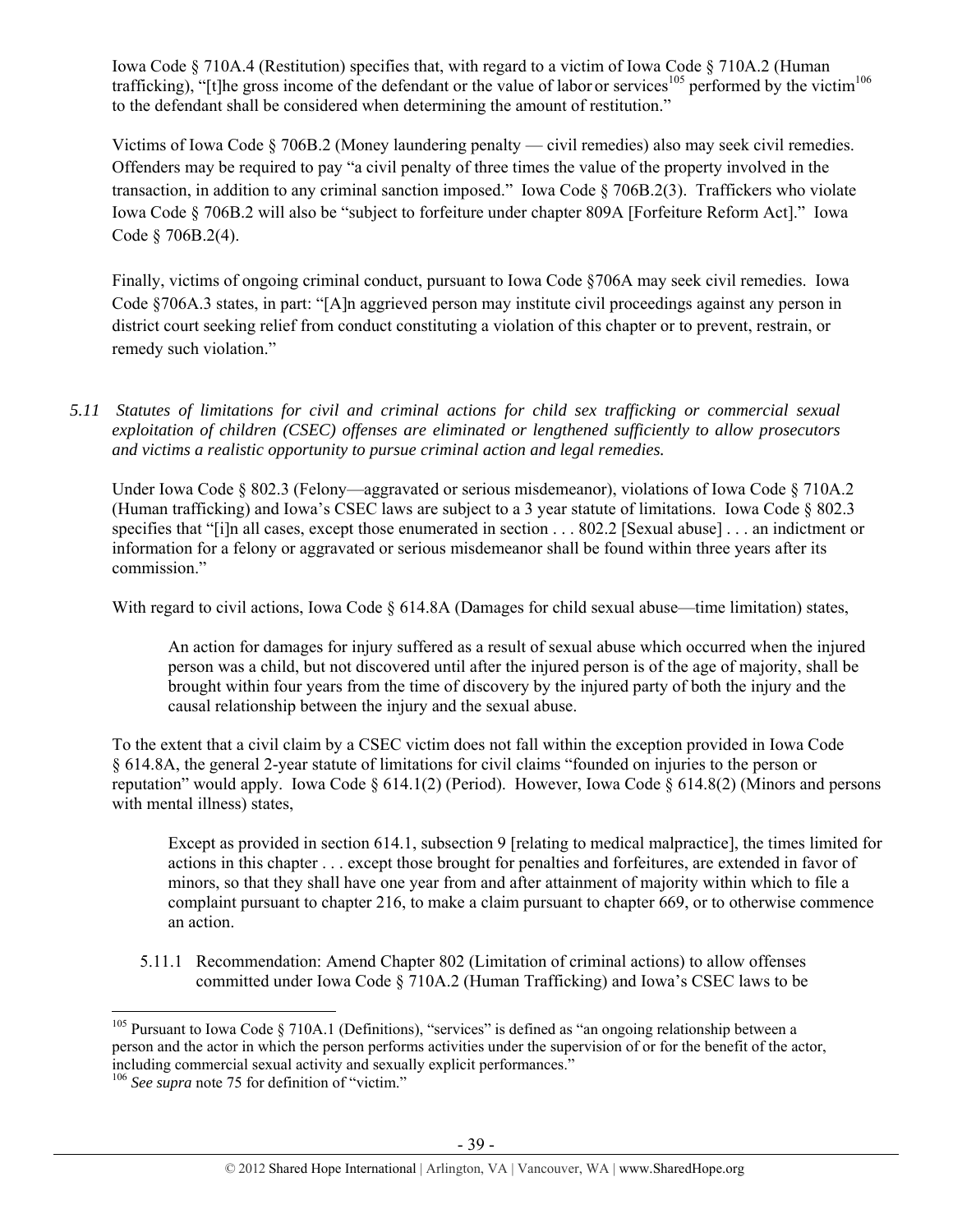Iowa Code § 710A.4 (Restitution) specifies that, with regard to a victim of Iowa Code § 710A.2 (Human trafficking), "[t]he gross income of the defendant or the value of labor or services[105] performed by the victim[106] to the defendant shall be considered when determining the amount of restitution."

Victims of Iowa Code § 706B.2 (Money laundering penalty — civil remedies) also may seek civil remedies. Offenders may be required to pay "a civil penalty of three times the value of the property involved in the transaction, in addition to any criminal sanction imposed." Iowa Code § 706B.2(3). Traffickers who violate Iowa Code § 706B.2 will also be "subject to forfeiture under chapter 809A [Forfeiture Reform Act]." Iowa Code § 706B.2(4).

Finally, victims of ongoing criminal conduct, pursuant to Iowa Code §706A may seek civil remedies. Iowa Code §706A.3 states, in part: "[A]n aggrieved person may institute civil proceedings against any person in district court seeking relief from conduct constituting a violation of this chapter or to prevent, restrain, or remedy such violation."

*5.11 Statutes of limitations for civil and criminal actions for child sex trafficking or commercial sexual exploitation of children (CSEC) offenses are eliminated or lengthened sufficiently to allow prosecutors and victims a realistic opportunity to pursue criminal action and legal remedies.*

Under Iowa Code § 802.3 (Felony—aggravated or serious misdemeanor), violations of Iowa Code § 710A.2 (Human trafficking) and Iowa's CSEC laws are subject to a 3 year statute of limitations. Iowa Code § 802.3 specifies that "[i]n all cases, except those enumerated in section . . . 802.2 [Sexual abuse] . . . an indictment or information for a felony or aggravated or serious misdemeanor shall be found within three years after its commission."

With regard to civil actions, Iowa Code § 614.8A (Damages for child sexual abuse—time limitation) states,

> An action for damages for injury suffered as a result of sexual abuse which occurred when the injured person was a child, but not discovered until after the injured person is of the age of majority, shall be brought within four years from the time of discovery by the injured party of both the injury and the causal relationship between the injury and the sexual abuse.

To the extent that a civil claim by a CSEC victim does not fall within the exception provided in Iowa Code § 614.8A, the general 2-year statute of limitations for civil claims "founded on injuries to the person or reputation" would apply. Iowa Code § 614.1(2) (Period). However, Iowa Code § 614.8(2) (Minors and persons with mental illness) states,

> Except as provided in section 614.1, subsection 9 [relating to medical malpractice], the times limited for actions in this chapter . . . except those brought for penalties and forfeitures, are extended in favor of minors, so that they shall have one year from and after attainment of majority within which to file a complaint pursuant to chapter 216, to make a claim pursuant to chapter 669, or to otherwise commence an action.

5.11.1 Recommendation: Amend Chapter 802 (Limitation of criminal actions) to allow offenses committed under Iowa Code § 710A.2 (Human Trafficking) and Iowa's CSEC laws to be

---

[105] Pursuant to Iowa Code § 710A.1 (Definitions), "services" is defined as "an ongoing relationship between a person and the actor in which the person performs activities under the supervision of or for the benefit of the actor, including commercial sexual activity and sexually explicit performances."

[106] *See supra* note 75 for definition of "victim."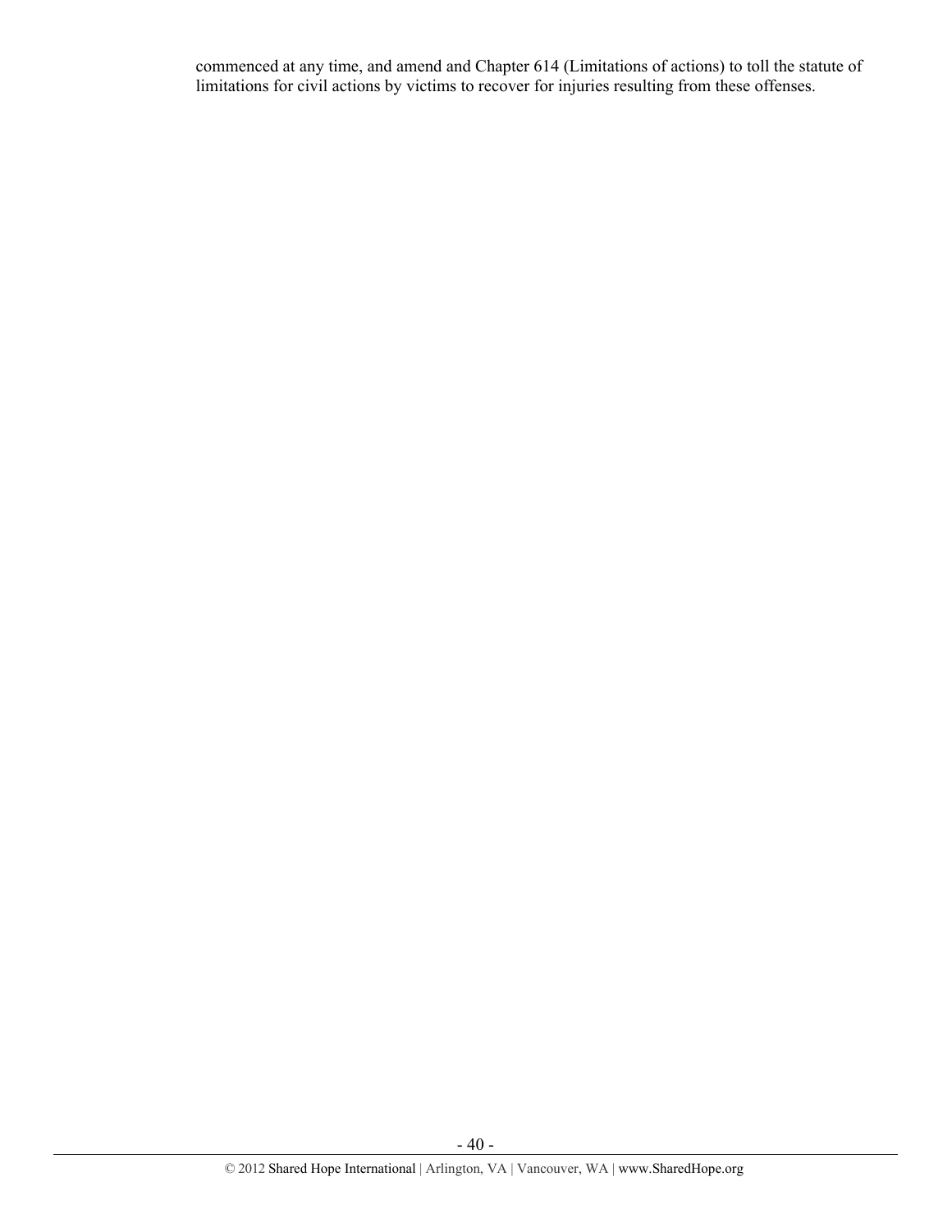commenced at any time, and amend and Chapter 614 (Limitations of actions) to toll the statute of limitations for civil actions by victims to recover for injuries resulting from these offenses.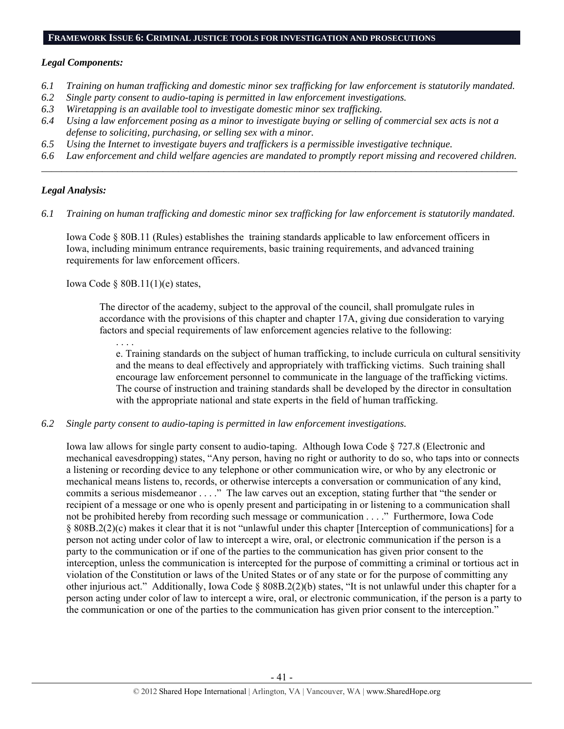## FRAMEWORK ISSUE 6: CRIMINAL JUSTICE TOOLS FOR INVESTIGATION AND PROSECUTIONS

### *Legal Components:*

*6.1 Training on human trafficking and domestic minor sex trafficking for law enforcement is statutorily mandated.*
*6.2 Single party consent to audio-taping is permitted in law enforcement investigations.*
*6.3 Wiretapping is an available tool to investigate domestic minor sex trafficking.*
*6.4 Using a law enforcement posing as a minor to investigate buying or selling of commercial sex acts is not a defense to soliciting, purchasing, or selling sex with a minor.*
*6.5 Using the Internet to investigate buyers and traffickers is a permissible investigative technique.*
*6.6 Law enforcement and child welfare agencies are mandated to promptly report missing and recovered children.*

---

### *Legal Analysis:*

*6.1 Training on human trafficking and domestic minor sex trafficking for law enforcement is statutorily mandated.*

Iowa Code § 80B.11 (Rules) establishes the training standards applicable to law enforcement officers in Iowa, including minimum entrance requirements, basic training requirements, and advanced training requirements for law enforcement officers.

Iowa Code § 80B.11(1)(e) states,

> The director of the academy, subject to the approval of the council, shall promulgate rules in accordance with the provisions of this chapter and chapter 17A, giving due consideration to varying factors and special requirements of law enforcement agencies relative to the following:
>
> . . . .
>
> e. Training standards on the subject of human trafficking, to include curricula on cultural sensitivity and the means to deal effectively and appropriately with trafficking victims. Such training shall encourage law enforcement personnel to communicate in the language of the trafficking victims. The course of instruction and training standards shall be developed by the director in consultation with the appropriate national and state experts in the field of human trafficking.

*6.2 Single party consent to audio-taping is permitted in law enforcement investigations.*

Iowa law allows for single party consent to audio-taping. Although Iowa Code § 727.8 (Electronic and mechanical eavesdropping) states, "Any person, having no right or authority to do so, who taps into or connects a listening or recording device to any telephone or other communication wire, or who by any electronic or mechanical means listens to, records, or otherwise intercepts a conversation or communication of any kind, commits a serious misdemeanor . . . ." The law carves out an exception, stating further that "the sender or recipient of a message or one who is openly present and participating in or listening to a communication shall not be prohibited hereby from recording such message or communication . . . ." Furthermore, Iowa Code § 808B.2(2)(c) makes it clear that it is not "unlawful under this chapter [Interception of communications] for a person not acting under color of law to intercept a wire, oral, or electronic communication if the person is a party to the communication or if one of the parties to the communication has given prior consent to the interception, unless the communication is intercepted for the purpose of committing a criminal or tortious act in violation of the Constitution or laws of the United States or of any state or for the purpose of committing any other injurious act." Additionally, Iowa Code § 808B.2(2)(b) states, "It is not unlawful under this chapter for a person acting under color of law to intercept a wire, oral, or electronic communication, if the person is a party to the communication or one of the parties to the communication has given prior consent to the interception."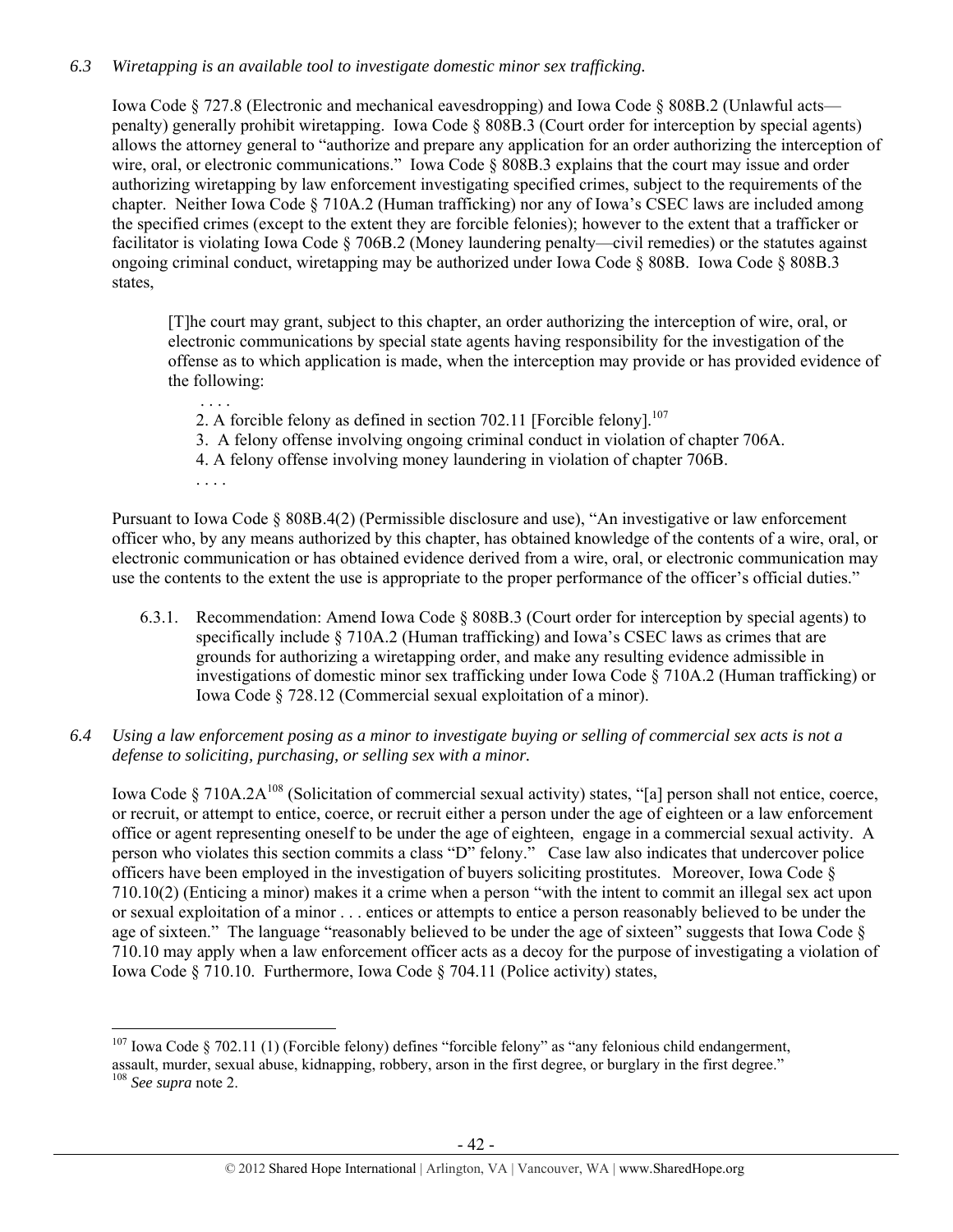*6.3 Wiretapping is an available tool to investigate domestic minor sex trafficking.*

Iowa Code § 727.8 (Electronic and mechanical eavesdropping) and Iowa Code § 808B.2 (Unlawful acts—penalty) generally prohibit wiretapping. Iowa Code § 808B.3 (Court order for interception by special agents) allows the attorney general to "authorize and prepare any application for an order authorizing the interception of wire, oral, or electronic communications." Iowa Code § 808B.3 explains that the court may issue and order authorizing wiretapping by law enforcement investigating specified crimes, subject to the requirements of the chapter. Neither Iowa Code § 710A.2 (Human trafficking) nor any of Iowa's CSEC laws are included among the specified crimes (except to the extent they are forcible felonies); however to the extent that a trafficker or facilitator is violating Iowa Code § 706B.2 (Money laundering penalty—civil remedies) or the statutes against ongoing criminal conduct, wiretapping may be authorized under Iowa Code § 808B. Iowa Code § 808B.3 states,

> [T]he court may grant, subject to this chapter, an order authorizing the interception of wire, oral, or electronic communications by special state agents having responsibility for the investigation of the offense as to which application is made, when the interception may provide or has provided evidence of the following:
>
> . . . .
>
> 2. A forcible felony as defined in section 702.11 [Forcible felony].[107]
> 3. A felony offense involving ongoing criminal conduct in violation of chapter 706A.
> 4. A felony offense involving money laundering in violation of chapter 706B.
>
> . . . .

Pursuant to Iowa Code § 808B.4(2) (Permissible disclosure and use), "An investigative or law enforcement officer who, by any means authorized by this chapter, has obtained knowledge of the contents of a wire, oral, or electronic communication or has obtained evidence derived from a wire, oral, or electronic communication may use the contents to the extent the use is appropriate to the proper performance of the officer's official duties."

6.3.1. Recommendation: Amend Iowa Code § 808B.3 (Court order for interception by special agents) to specifically include § 710A.2 (Human trafficking) and Iowa's CSEC laws as crimes that are grounds for authorizing a wiretapping order, and make any resulting evidence admissible in investigations of domestic minor sex trafficking under Iowa Code § 710A.2 (Human trafficking) or Iowa Code § 728.12 (Commercial sexual exploitation of a minor).

*6.4 Using a law enforcement posing as a minor to investigate buying or selling of commercial sex acts is not a defense to soliciting, purchasing, or selling sex with a minor.*

Iowa Code § 710A.2A[108] (Solicitation of commercial sexual activity) states, "[a] person shall not entice, coerce, or recruit, or attempt to entice, coerce, or recruit either a person under the age of eighteen or a law enforcement office or agent representing oneself to be under the age of eighteen, engage in a commercial sexual activity. A person who violates this section commits a class "D" felony." Case law also indicates that undercover police officers have been employed in the investigation of buyers soliciting prostitutes. Moreover, Iowa Code § 710.10(2) (Enticing a minor) makes it a crime when a person "with the intent to commit an illegal sex act upon or sexual exploitation of a minor . . . entices or attempts to entice a person reasonably believed to be under the age of sixteen." The language "reasonably believed to be under the age of sixteen" suggests that Iowa Code § 710.10 may apply when a law enforcement officer acts as a decoy for the purpose of investigating a violation of Iowa Code § 710.10. Furthermore, Iowa Code § 704.11 (Police activity) states,

---

[107] Iowa Code § 702.11 (1) (Forcible felony) defines "forcible felony" as "any felonious child endangerment, assault, murder, sexual abuse, kidnapping, robbery, arson in the first degree, or burglary in the first degree."

[108] *See supra* note 2.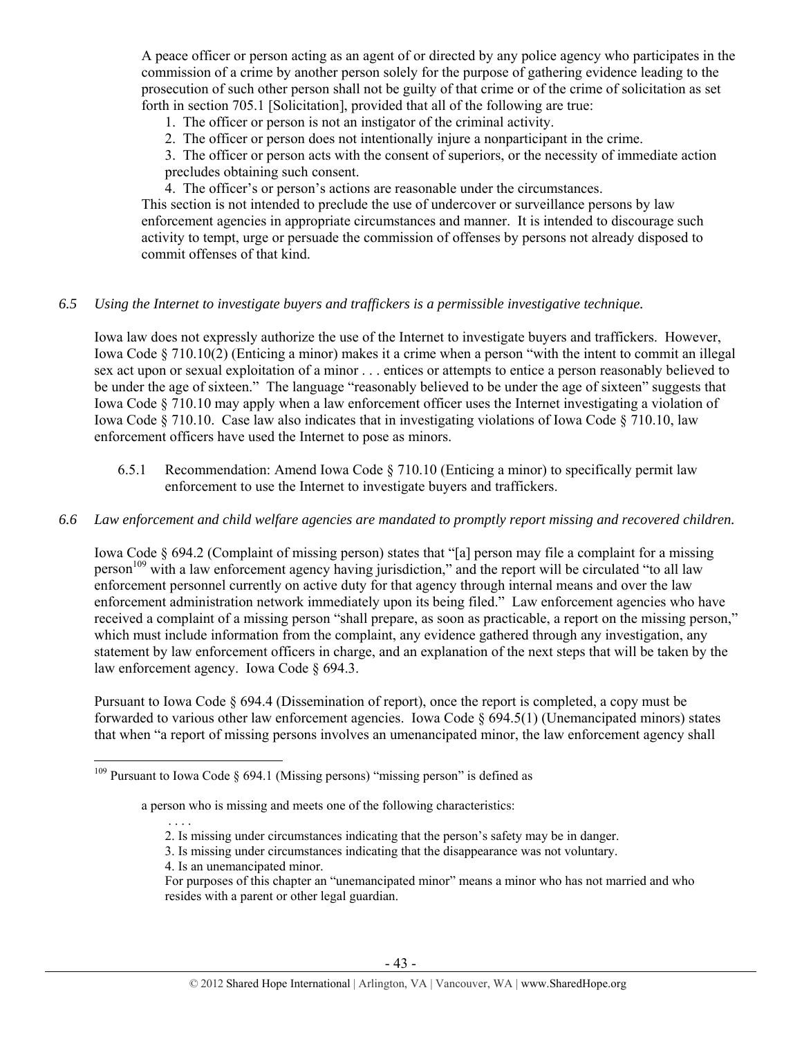A peace officer or person acting as an agent of or directed by any police agency who participates in the commission of a crime by another person solely for the purpose of gathering evidence leading to the prosecution of such other person shall not be guilty of that crime or of the crime of solicitation as set forth in section 705.1 [Solicitation], provided that all of the following are true:

1. The officer or person is not an instigator of the criminal activity.
2. The officer or person does not intentionally injure a nonparticipant in the crime.
3. The officer or person acts with the consent of superiors, or the necessity of immediate action precludes obtaining such consent.
4. The officer's or person's actions are reasonable under the circumstances.

This section is not intended to preclude the use of undercover or surveillance persons by law enforcement agencies in appropriate circumstances and manner. It is intended to discourage such activity to tempt, urge or persuade the commission of offenses by persons not already disposed to commit offenses of that kind.

*6.5 Using the Internet to investigate buyers and traffickers is a permissible investigative technique.*

Iowa law does not expressly authorize the use of the Internet to investigate buyers and traffickers. However, Iowa Code § 710.10(2) (Enticing a minor) makes it a crime when a person "with the intent to commit an illegal sex act upon or sexual exploitation of a minor . . . entices or attempts to entice a person reasonably believed to be under the age of sixteen." The language "reasonably believed to be under the age of sixteen" suggests that Iowa Code § 710.10 may apply when a law enforcement officer uses the Internet investigating a violation of Iowa Code § 710.10. Case law also indicates that in investigating violations of Iowa Code § 710.10, law enforcement officers have used the Internet to pose as minors.

6.5.1 Recommendation: Amend Iowa Code § 710.10 (Enticing a minor) to specifically permit law enforcement to use the Internet to investigate buyers and traffickers.

*6.6 Law enforcement and child welfare agencies are mandated to promptly report missing and recovered children.*

Iowa Code § 694.2 (Complaint of missing person) states that "[a] person may file a complaint for a missing person[109] with a law enforcement agency having jurisdiction," and the report will be circulated "to all law enforcement personnel currently on active duty for that agency through internal means and over the law enforcement administration network immediately upon its being filed." Law enforcement agencies who have received a complaint of a missing person "shall prepare, as soon as practicable, a report on the missing person," which must include information from the complaint, any evidence gathered through any investigation, any statement by law enforcement officers in charge, and an explanation of the next steps that will be taken by the law enforcement agency. Iowa Code § 694.3.

Pursuant to Iowa Code § 694.4 (Dissemination of report), once the report is completed, a copy must be forwarded to various other law enforcement agencies. Iowa Code § 694.5(1) (Unemancipated minors) states that when "a report of missing persons involves an umenancipated minor, the law enforcement agency shall

---

[109] Pursuant to Iowa Code § 694.1 (Missing persons) "missing person" is defined as

> a person who is missing and meets one of the following characteristics:
>
> . . . .
>
> 2. Is missing under circumstances indicating that the person's safety may be in danger.
> 3. Is missing under circumstances indicating that the disappearance was not voluntary.
> 4. Is an unemancipated minor.
>
> For purposes of this chapter an "unemancipated minor" means a minor who has not married and who resides with a parent or other legal guardian.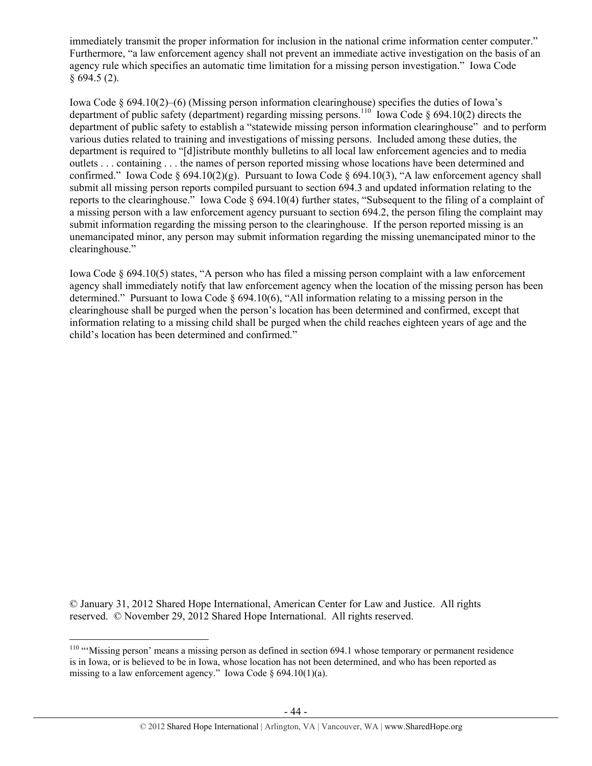immediately transmit the proper information for inclusion in the national crime information center computer." Furthermore, "a law enforcement agency shall not prevent an immediate active investigation on the basis of an agency rule which specifies an automatic time limitation for a missing person investigation." Iowa Code § 694.5 (2).

Iowa Code § 694.10(2)–(6) (Missing person information clearinghouse) specifies the duties of Iowa's department of public safety (department) regarding missing persons.[110] Iowa Code § 694.10(2) directs the department of public safety to establish a "statewide missing person information clearinghouse" and to perform various duties related to training and investigations of missing persons. Included among these duties, the department is required to "[d]istribute monthly bulletins to all local law enforcement agencies and to media outlets . . . containing . . . the names of person reported missing whose locations have been determined and confirmed." Iowa Code § 694.10(2)(g). Pursuant to Iowa Code § 694.10(3), "A law enforcement agency shall submit all missing person reports compiled pursuant to section 694.3 and updated information relating to the reports to the clearinghouse." Iowa Code § 694.10(4) further states, "Subsequent to the filing of a complaint of a missing person with a law enforcement agency pursuant to section 694.2, the person filing the complaint may submit information regarding the missing person to the clearinghouse. If the person reported missing is an unemancipated minor, any person may submit information regarding the missing unemancipated minor to the clearinghouse."

Iowa Code § 694.10(5) states, "A person who has filed a missing person complaint with a law enforcement agency shall immediately notify that law enforcement agency when the location of the missing person has been determined." Pursuant to Iowa Code § 694.10(6), "All information relating to a missing person in the clearinghouse shall be purged when the person's location has been determined and confirmed, except that information relating to a missing child shall be purged when the child reaches eighteen years of age and the child's location has been determined and confirmed."

© January 31, 2012 Shared Hope International, American Center for Law and Justice. All rights reserved. © November 29, 2012 Shared Hope International. All rights reserved.

[110] "'Missing person' means a missing person as defined in section 694.1 whose temporary or permanent residence is in Iowa, or is believed to be in Iowa, whose location has not been determined, and who has been reported as missing to a law enforcement agency." Iowa Code § 694.10(1)(a).